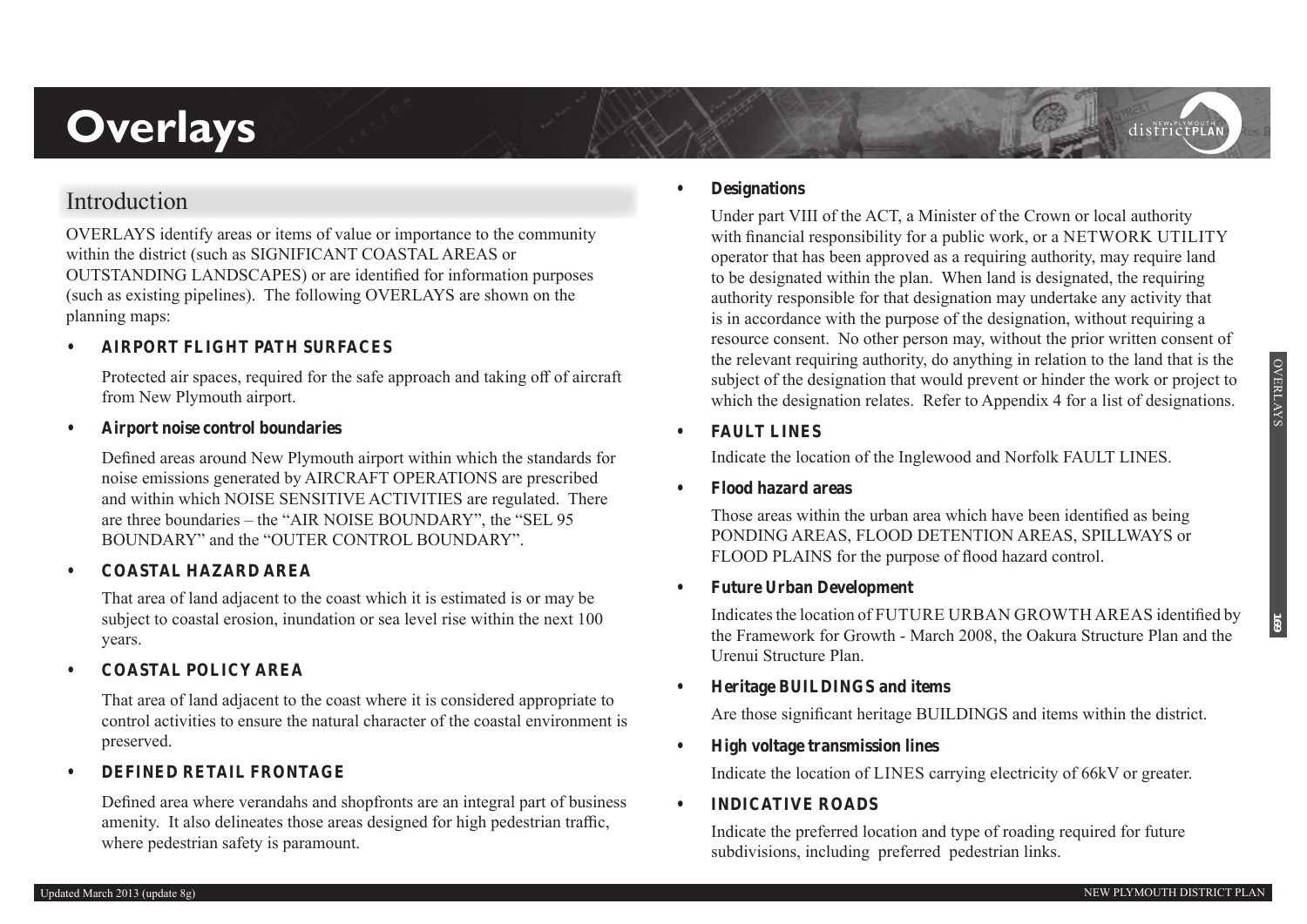# Overlays

## Introduction

OVERLAYS identify areas or items of value or importance to the community within the district (such as SIGNIFICANT COASTAL AREAS or OUTSTANDING LANDSCAPES) or are identified for information purposes (such as existing pipelines). The following OVERLAYS are shown on the planning maps:

- **AIRPORT FLIGHT PATH SURFACES**

  Protected air spaces, required for the safe approach and taking off of aircraft from New Plymouth airport.

- **Airport noise control boundaries**

  Defined areas around New Plymouth airport within which the standards for noise emissions generated by AIRCRAFT OPERATIONS are prescribed and within which NOISE SENSITIVE ACTIVITIES are regulated. There are three boundaries – the "AIR NOISE BOUNDARY", the "SEL 95 BOUNDARY" and the "OUTER CONTROL BOUNDARY".

- **COASTAL HAZARD AREA**

  That area of land adjacent to the coast which it is estimated is or may be subject to coastal erosion, inundation or sea level rise within the next 100 years.

- **COASTAL POLICY AREA**

  That area of land adjacent to the coast where it is considered appropriate to control activities to ensure the natural character of the coastal environment is preserved.

- **DEFINED RETAIL FRONTAGE**

  Defined area where verandahs and shopfronts are an integral part of business amenity. It also delineates those areas designed for high pedestrian traffic, where pedestrian safety is paramount.

- **Designations**

  Under part VIII of the ACT, a Minister of the Crown or local authority with financial responsibility for a public work, or a NETWORK UTILITY operator that has been approved as a requiring authority, may require land to be designated within the plan. When land is designated, the requiring authority responsible for that designation may undertake any activity that is in accordance with the purpose of the designation, without requiring a resource consent. No other person may, without the prior written consent of the relevant requiring authority, do anything in relation to the land that is the subject of the designation that would prevent or hinder the work or project to which the designation relates. Refer to Appendix 4 for a list of designations.

- **FAULT LINES**

  Indicate the location of the Inglewood and Norfolk FAULT LINES.

- **Flood hazard areas**

  Those areas within the urban area which have been identified as being PONDING AREAS, FLOOD DETENTION AREAS, SPILLWAYS or FLOOD PLAINS for the purpose of flood hazard control.

- **Future Urban Development**

  Indicates the location of FUTURE URBAN GROWTH AREAS identified by the Framework for Growth - March 2008, the Oakura Structure Plan and the Urenui Structure Plan.

- **Heritage BUILDINGS and items**

  Are those significant heritage BUILDINGS and items within the district.

- **High voltage transmission lines**

  Indicate the location of LINES carrying electricity of 66kV or greater.

- **INDICATIVE ROADS**

  Indicate the preferred location and type of roading required for future subdivisions, including preferred pedestrian links.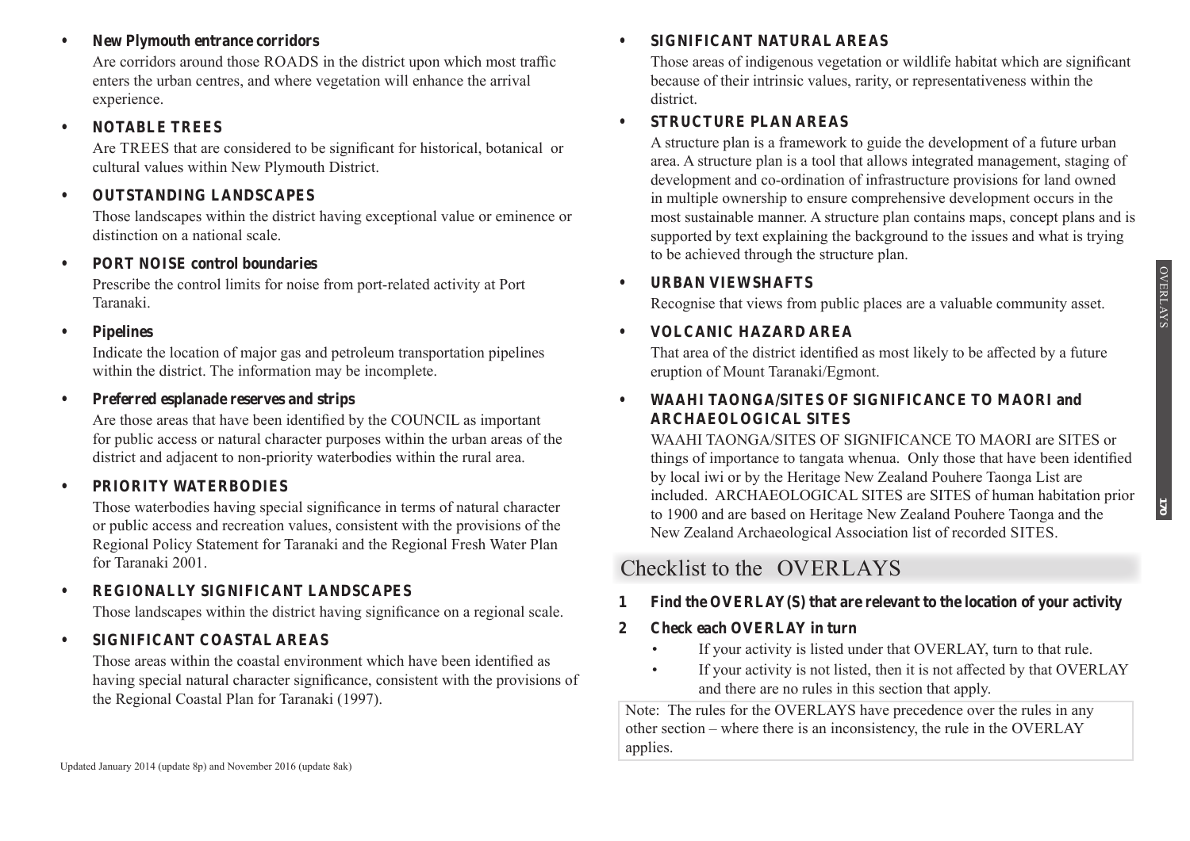- **New Plymouth entrance corridors**

  Are corridors around those ROADS in the district upon which most traffic enters the urban centres, and where vegetation will enhance the arrival experience.

- **NOTABLE TREES**

  Are TREES that are considered to be significant for historical, botanical or cultural values within New Plymouth District.

- **OUTSTANDING LANDSCAPES**

  Those landscapes within the district having exceptional value or eminence or distinction on a national scale.

- **PORT NOISE control boundaries**

  Prescribe the control limits for noise from port-related activity at Port Taranaki.

- **Pipelines**

  Indicate the location of major gas and petroleum transportation pipelines within the district. The information may be incomplete.

- **Preferred esplanade reserves and strips**

  Are those areas that have been identified by the COUNCIL as important for public access or natural character purposes within the urban areas of the district and adjacent to non-priority waterbodies within the rural area.

- **PRIORITY WATERBODIES**

  Those waterbodies having special significance in terms of natural character or public access and recreation values, consistent with the provisions of the Regional Policy Statement for Taranaki and the Regional Fresh Water Plan for Taranaki 2001.

- **REGIONALLY SIGNIFICANT LANDSCAPES**

  Those landscapes within the district having significance on a regional scale.

- **SIGNIFICANT COASTAL AREAS**

  Those areas within the coastal environment which have been identified as having special natural character significance, consistent with the provisions of the Regional Coastal Plan for Taranaki (1997).

- **SIGNIFICANT NATURAL AREAS**

  Those areas of indigenous vegetation or wildlife habitat which are significant because of their intrinsic values, rarity, or representativeness within the district.

- **STRUCTURE PLAN AREAS**

  A structure plan is a framework to guide the development of a future urban area. A structure plan is a tool that allows integrated management, staging of development and co-ordination of infrastructure provisions for land owned in multiple ownership to ensure comprehensive development occurs in the most sustainable manner. A structure plan contains maps, concept plans and is supported by text explaining the background to the issues and what is trying to be achieved through the structure plan.

- **URBAN VIEWSHAFTS**

  Recognise that views from public places are a valuable community asset.

- **VOLCANIC HAZARD AREA**

  That area of the district identified as most likely to be affected by a future eruption of Mount Taranaki/Egmont.

- **WAAHI TAONGA/SITES OF SIGNIFICANCE TO MAORI and ARCHAEOLOGICAL SITES**

  WAAHI TAONGA/SITES OF SIGNIFICANCE TO MAORI are SITES or things of importance to tangata whenua. Only those that have been identified by local iwi or by the Heritage New Zealand Pouhere Taonga List are included. ARCHAEOLOGICAL SITES are SITES of human habitation prior to 1900 and are based on Heritage New Zealand Pouhere Taonga and the New Zealand Archaeological Association list of recorded SITES.

## Checklist to the OVERLAYS

1. **Find the OVERLAY(S) that are relevant to the location of your activity**
2. **Check each OVERLAY in turn**
   - If your activity is listed under that OVERLAY, turn to that rule.
   - If your activity is not listed, then it is not affected by that OVERLAY and there are no rules in this section that apply.

Note: The rules for the OVERLAYS have precedence over the rules in any other section – where there is an inconsistency, the rule in the OVERLAY applies.

Updated January 2014 (update 8p) and November 2016 (update 8ak)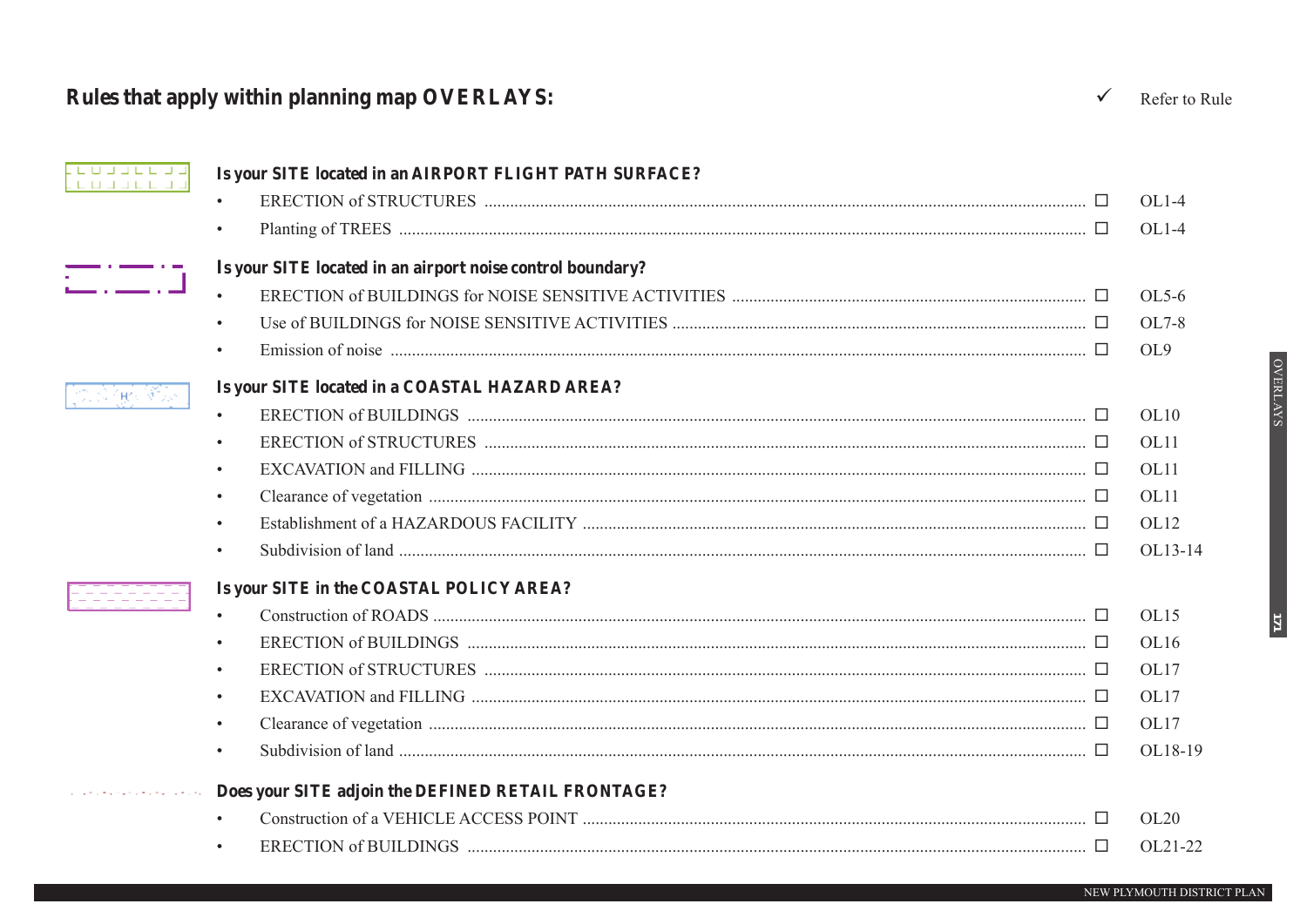## Rules that apply within planning map OVERLAYS:

✓ Refer to Rule

### Is your SITE located in an AIRPORT FLIGHT PATH SURFACE?

| | | |
|---|---|---|
| • ERECTION of STRUCTURES | ☐ | OL1-4 |
| • Planting of TREES | ☐ | OL1-4 |

### Is your SITE located in an airport noise control boundary?

| | | |
|---|---|---|
| • ERECTION of BUILDINGS for NOISE SENSITIVE ACTIVITIES | ☐ | OL5-6 |
| • Use of BUILDINGS for NOISE SENSITIVE ACTIVITIES | ☐ | OL7-8 |
| • Emission of noise | ☐ | OL9 |

### Is your SITE located in a COASTAL HAZARD AREA?

| | | |
|---|---|---|
| • ERECTION of BUILDINGS | ☐ | OL10 |
| • ERECTION of STRUCTURES | ☐ | OL11 |
| • EXCAVATION and FILLING | ☐ | OL11 |
| • Clearance of vegetation | ☐ | OL11 |
| • Establishment of a HAZARDOUS FACILITY | ☐ | OL12 |
| • Subdivision of land | ☐ | OL13-14 |

### Is your SITE in the COASTAL POLICY AREA?

| | | |
|---|---|---|
| • Construction of ROADS | ☐ | OL15 |
| • ERECTION of BUILDINGS | ☐ | OL16 |
| • ERECTION of STRUCTURES | ☐ | OL17 |
| • EXCAVATION and FILLING | ☐ | OL17 |
| • Clearance of vegetation | ☐ | OL17 |
| • Subdivision of land | ☐ | OL18-19 |

### Does your SITE adjoin the DEFINED RETAIL FRONTAGE?

| | | |
|---|---|---|
| • Construction of a VEHICLE ACCESS POINT | ☐ | OL20 |
| • ERECTION of BUILDINGS | ☐ | OL21-22 |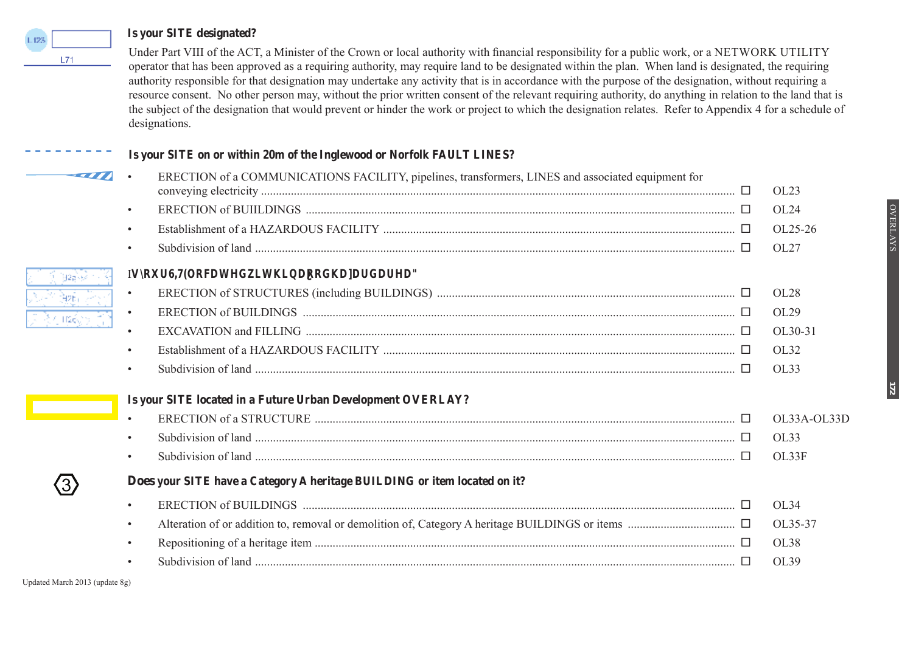### Is your SITE designated?

Under Part VIII of the ACT, a Minister of the Crown or local authority with financial responsibility for a public work, or a NETWORK UTILITY operator that has been approved as a requiring authority, may require land to be designated within the plan. When land is designated, the requiring authority responsible for that designation may undertake any activity that is in accordance with the purpose of the designation, without requiring a resource consent. No other person may, without the prior written consent of the relevant requiring authority, do anything in relation to the land that is the subject of the designation that would prevent or hinder the work or project to which the designation relates. Refer to Appendix 4 for a schedule of designations.

### Is your SITE on or within 20m of the Inglewood or Norfolk FAULT LINES?

- ERECTION of a COMMUNICATIONS FACILITY, pipelines, transformers, LINES and associated equipment for conveying electricity .......... ☐ OL23
- ERECTION of BUIILDINGS .......... ☐ OL24
- Establishment of a HAZARDOUS FACILITY .......... ☐ OL25-26
- Subdivision of land .......... ☐ OL27

### Is your SITE located within a flood hazard area?

- ERECTION of STRUCTURES (including BUILDINGS) .......... ☐ OL28
- ERECTION of BUILDINGS .......... ☐ OL29
- EXCAVATION and FILLING .......... ☐ OL30-31
- Establishment of a HAZARDOUS FACILITY .......... ☐ OL32
- Subdivision of land .......... ☐ OL33

### Is your SITE located in a Future Urban Development OVERLAY?

- ERECTION of a STRUCTURE .......... ☐ OL33A-OL33D
- Subdivision of land .......... ☐ OL33
- Subdivision of land .......... ☐ OL33F

### Does your SITE have a Category A heritage BUILDING or item located on it?

- ERECTION of BUILDINGS .......... ☐ OL34
- Alteration of or addition to, removal or demolition of, Category A heritage BUILDINGS or items .......... ☐ OL35-37
- Repositioning of a heritage item .......... ☐ OL38
- Subdivision of land .......... ☐ OL39

Updated March 2013 (update 8g)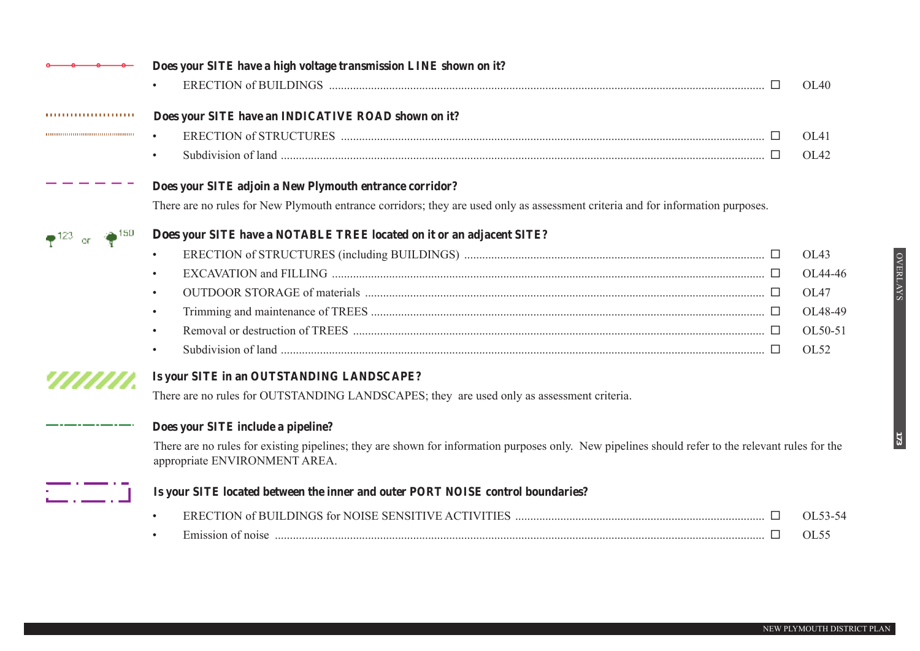**Does your SITE have a high voltage transmission LINE shown on it?**

- ERECTION of BUILDINGS ☐ OL40

**Does your SITE have an INDICATIVE ROAD shown on it?**

- ERECTION of STRUCTURES ☐ OL41
- Subdivision of land ☐ OL42

**Does your SITE adjoin a New Plymouth entrance corridor?**

There are no rules for New Plymouth entrance corridors; they are used only as assessment criteria and for information purposes.

**Does your SITE have a NOTABLE TREE located on it or an adjacent SITE?**

- ERECTION of STRUCTURES (including BUILDINGS) ☐ OL43
- EXCAVATION and FILLING ☐ OL44-46
- OUTDOOR STORAGE of materials ☐ OL47
- Trimming and maintenance of TREES ☐ OL48-49
- Removal or destruction of TREES ☐ OL50-51
- Subdivision of land ☐ OL52

**Is your SITE in an OUTSTANDING LANDSCAPE?**

There are no rules for OUTSTANDING LANDSCAPES; they are used only as assessment criteria.

**Does your SITE include a pipeline?**

There are no rules for existing pipelines; they are shown for information purposes only. New pipelines should refer to the relevant rules for the appropriate ENVIRONMENT AREA.

**Is your SITE located between the inner and outer PORT NOISE control boundaries?**

- ERECTION of BUILDINGS for NOISE SENSITIVE ACTIVITIES ☐ OL53-54
- Emission of noise ☐ OL55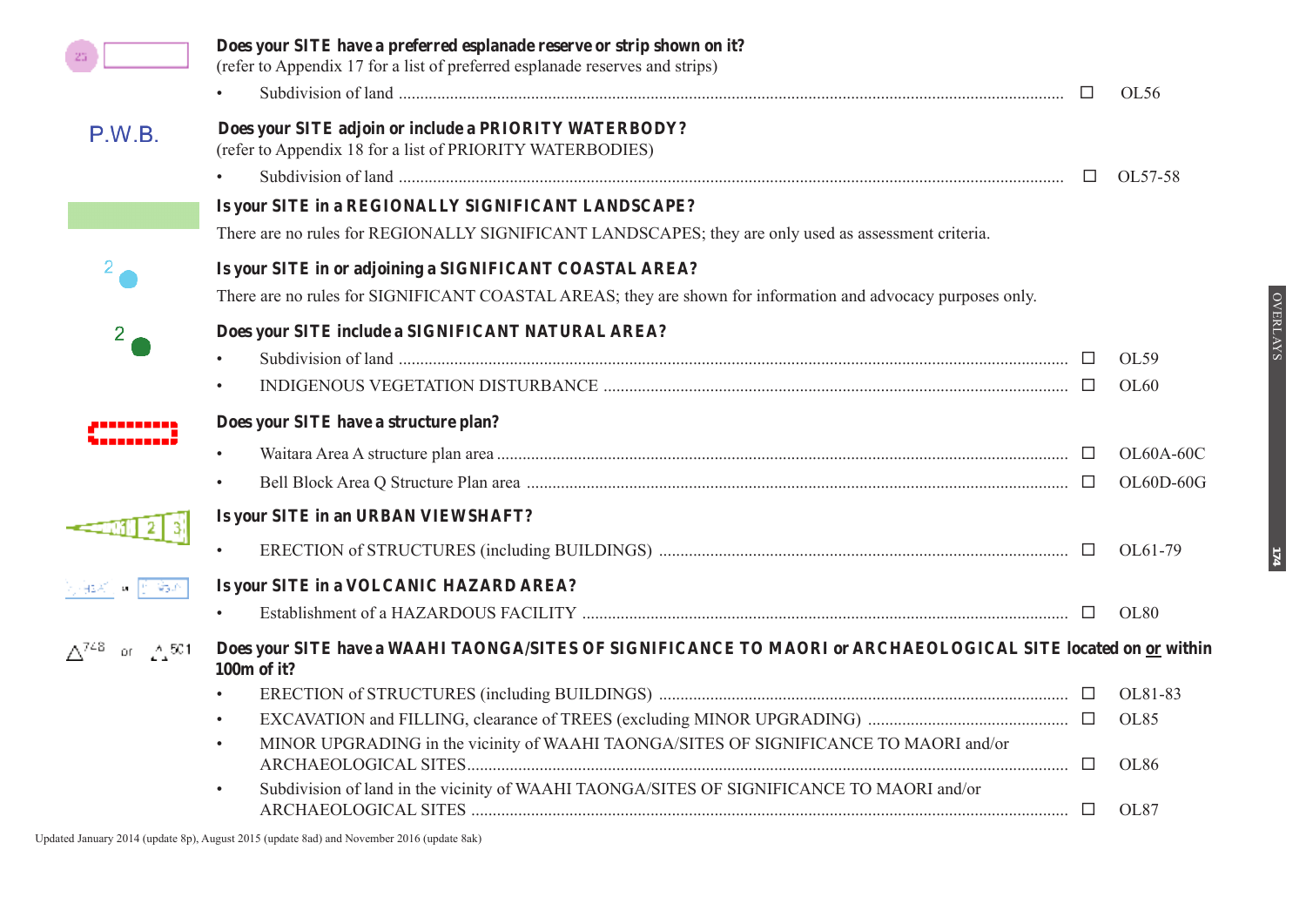**Does your SITE have a preferred esplanade reserve or strip shown on it?**
(refer to Appendix 17 for a list of preferred esplanade reserves and strips)

- Subdivision of land ☐ OL56

P.W.B.

**Does your SITE adjoin or include a PRIORITY WATERBODY?**
(refer to Appendix 18 for a list of PRIORITY WATERBODIES)

- Subdivision of land ☐ OL57-58

**Is your SITE in a REGIONALLY SIGNIFICANT LANDSCAPE?**

There are no rules for REGIONALLY SIGNIFICANT LANDSCAPES; they are only used as assessment criteria.

**Is your SITE in or adjoining a SIGNIFICANT COASTAL AREA?**

There are no rules for SIGNIFICANT COASTAL AREAS; they are shown for information and advocacy purposes only.

**Does your SITE include a SIGNIFICANT NATURAL AREA?**

- Subdivision of land ☐ OL59
- INDIGENOUS VEGETATION DISTURBANCE ☐ OL60

**Does your SITE have a structure plan?**

- Waitara Area A structure plan area ☐ OL60A-60C
- Bell Block Area Q Structure Plan area ☐ OL60D-60G

**Is your SITE in an URBAN VIEWSHAFT?**

- ERECTION of STRUCTURES (including BUILDINGS) ☐ OL61-79

**Is your SITE in a VOLCANIC HAZARD AREA?**

- Establishment of a HAZARDOUS FACILITY ☐ OL80

**Does your SITE have a WAAHI TAONGA/SITES OF SIGNIFICANCE TO MAORI or ARCHAEOLOGICAL SITE located on or within 100m of it?**

- ERECTION of STRUCTURES (including BUILDINGS) ☐ OL81-83
- EXCAVATION and FILLING, clearance of TREES (excluding MINOR UPGRADING) ☐ OL85
- MINOR UPGRADING in the vicinity of WAAHI TAONGA/SITES OF SIGNIFICANCE TO MAORI and/or ARCHAEOLOGICAL SITES ☐ OL86
- Subdivision of land in the vicinity of WAAHI TAONGA/SITES OF SIGNIFICANCE TO MAORI and/or ARCHAEOLOGICAL SITES ☐ OL87

Updated January 2014 (update 8p), August 2015 (update 8ad) and November 2016 (update 8ak)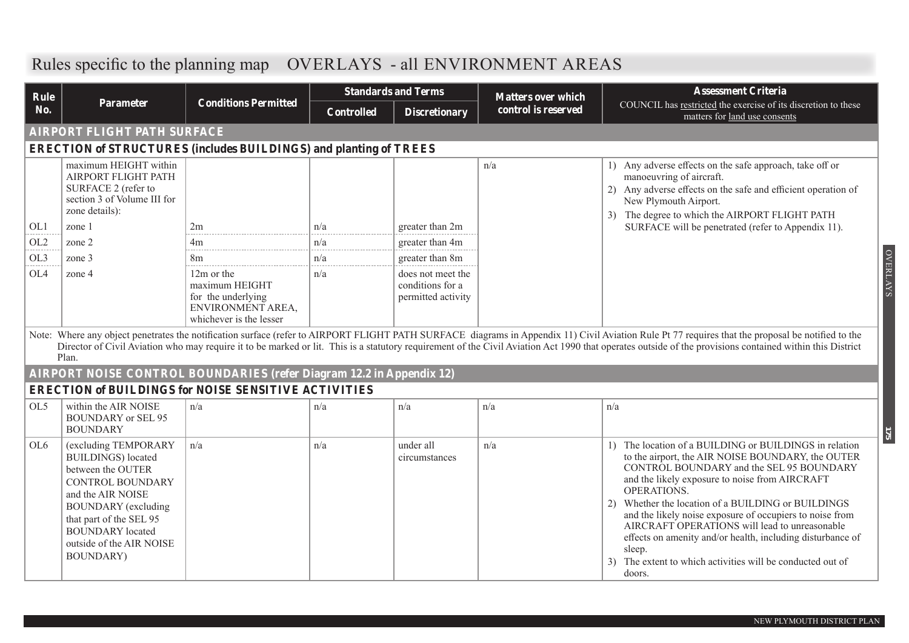# Rules specific to the planning map OVERLAYS - all ENVIRONMENT AREAS

| Rule No. | Parameter | Conditions Permitted | Standards and Terms | | Matters over which control is reserved | Assessment Criteria COUNCIL has restricted the exercise of its discretion to these matters for land use consents |
|---|---|---|---|---|---|---|
| | | | Controlled | Discretionary | | |
| **AIRPORT FLIGHT PATH SURFACE** | | | | | | |
| **ERECTION of STRUCTURES (includes BUILDINGS) and planting of TREES** | | | | | | |
| | maximum HEIGHT within AIRPORT FLIGHT PATH SURFACE 2 (refer to section 3 of Volume III for zone details): | | | | n/a | 1) Any adverse effects on the safe approach, take off or manoeuvring of aircraft. 2) Any adverse effects on the safe and efficient operation of New Plymouth Airport. 3) The degree to which the AIRPORT FLIGHT PATH SURFACE will be penetrated (refer to Appendix 11). |
| OL1 | zone 1 | 2m | n/a | greater than 2m | | |
| OL2 | zone 2 | 4m | n/a | greater than 4m | | |
| OL3 | zone 3 | 8m | n/a | greater than 8m | | |
| OL4 | zone 4 | 12m or the maximum HEIGHT for the underlying ENVIRONMENT AREA, whichever is the lesser | n/a | does not meet the conditions for a permitted activity | | |

Note: Where any object penetrates the notification surface (refer to AIRPORT FLIGHT PATH SURFACE diagrams in Appendix 11) Civil Aviation Rule Pt 77 requires that the proposal be notified to the Director of Civil Aviation who may require it to be marked or lit. This is a statutory requirement of the Civil Aviation Act 1990 that operates outside of the provisions contained within this District Plan.

| Rule No. | Parameter | Conditions Permitted | Controlled | Discretionary | Matters over which control is reserved | Assessment Criteria |
|---|---|---|---|---|---|---|
| **AIRPORT NOISE CONTROL BOUNDARIES (refer Diagram 12.2 in Appendix 12)** | | | | | | |
| **ERECTION of BUILDINGS for NOISE SENSITIVE ACTIVITIES** | | | | | | |
| OL5 | within the AIR NOISE BOUNDARY or SEL 95 BOUNDARY | n/a | n/a | n/a | n/a | n/a |
| OL6 | (excluding TEMPORARY BUILDINGS) located between the OUTER CONTROL BOUNDARY and the AIR NOISE BOUNDARY (excluding that part of the SEL 95 BOUNDARY located outside of the AIR NOISE BOUNDARY) | n/a | n/a | under all circumstances | n/a | 1) The location of a BUILDING or BUILDINGS in relation to the airport, the AIR NOISE BOUNDARY, the OUTER CONTROL BOUNDARY and the SEL 95 BOUNDARY and the likely exposure to noise from AIRCRAFT OPERATIONS. 2) Whether the location of a BUILDING or BUILDINGS and the likely noise exposure of occupiers to noise from AIRCRAFT OPERATIONS will lead to unreasonable effects on amenity and/or health, including disturbance of sleep. 3) The extent to which activities will be conducted out of doors. |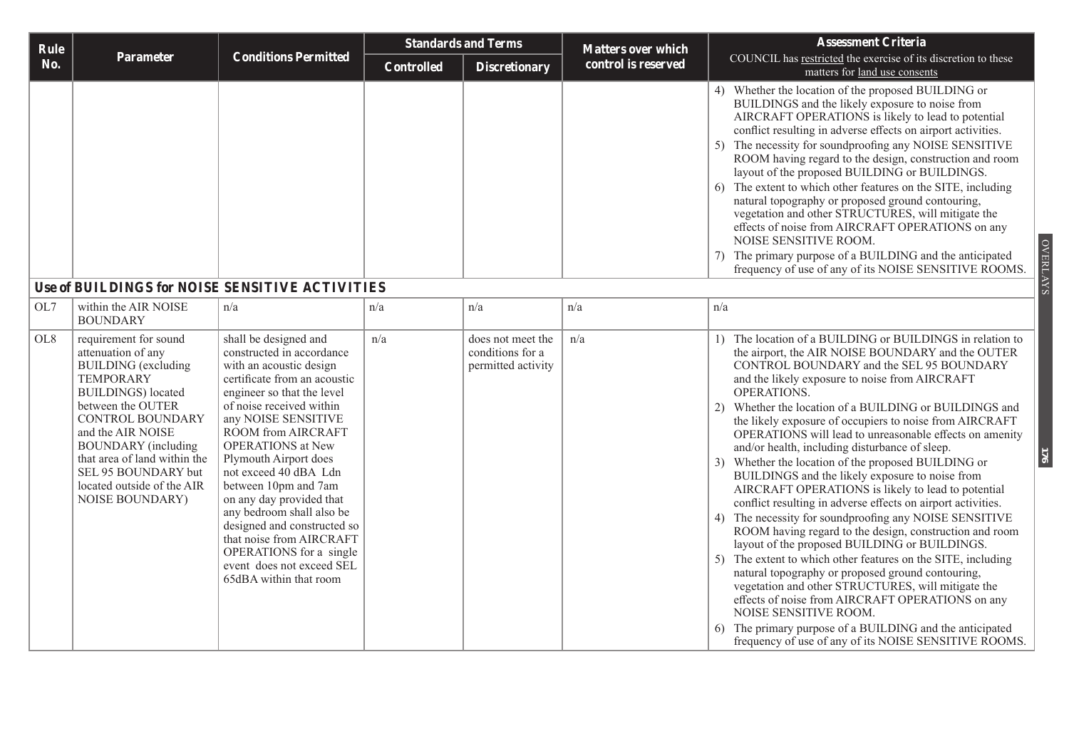| Rule No. | Parameter | Conditions Permitted | Standards and Terms | | Matters over which control is reserved | Assessment Criteria<br>COUNCIL has restricted the exercise of its discretion to these matters for land use consents |
|---|---|---|---|---|---|---|
| | | | Controlled | Discretionary | | |
| | | | | | | 4) Whether the location of the proposed BUILDING or BUILDINGS and the likely exposure to noise from AIRCRAFT OPERATIONS is likely to lead to potential conflict resulting in adverse effects on airport activities.<br>5) The necessity for soundproofing any NOISE SENSITIVE ROOM having regard to the design, construction and room layout of the proposed BUILDING or BUILDINGS.<br>6) The extent to which other features on the SITE, including natural topography or proposed ground contouring, vegetation and other STRUCTURES, will mitigate the effects of noise from AIRCRAFT OPERATIONS on any NOISE SENSITIVE ROOM.<br>7) The primary purpose of a BUILDING and the anticipated frequency of use of any of its NOISE SENSITIVE ROOMS. |
| **Use of BUILDINGS for NOISE SENSITIVE ACTIVITIES** | | | | | | |
| OL7 | within the AIR NOISE BOUNDARY | n/a | n/a | n/a | n/a | n/a |
| OL8 | requirement for sound attenuation of any BUILDING (excluding TEMPORARY BUILDINGS) located between the OUTER CONTROL BOUNDARY and the AIR NOISE BOUNDARY (including that area of land within the SEL 95 BOUNDARY but located outside of the AIR NOISE BOUNDARY) | shall be designed and constructed in accordance with an acoustic design certificate from an acoustic engineer so that the level of noise received within any NOISE SENSITIVE ROOM from AIRCRAFT OPERATIONS at New Plymouth Airport does not exceed 40 dBA Ldn between 10pm and 7am on any day provided that any bedroom shall also be designed and constructed so that noise from AIRCRAFT OPERATIONS for a single event does not exceed SEL 65dBA within that room | n/a | does not meet the conditions for a permitted activity | n/a | 1) The location of a BUILDING or BUILDINGS in relation to the airport, the AIR NOISE BOUNDARY and the OUTER CONTROL BOUNDARY and the SEL 95 BOUNDARY and the likely exposure to noise from AIRCRAFT OPERATIONS.<br>2) Whether the location of a BUILDING or BUILDINGS and the likely exposure of occupiers to noise from AIRCRAFT OPERATIONS will lead to unreasonable effects on amenity and/or health, including disturbance of sleep.<br>3) Whether the location of the proposed BUILDING or BUILDINGS and the likely exposure to noise from AIRCRAFT OPERATIONS is likely to lead to potential conflict resulting in adverse effects on airport activities.<br>4) The necessity for soundproofing any NOISE SENSITIVE ROOM having regard to the design, construction and room layout of the proposed BUILDING or BUILDINGS.<br>5) The extent to which other features on the SITE, including natural topography or proposed ground contouring, vegetation and other STRUCTURES, will mitigate the effects of noise from AIRCRAFT OPERATIONS on any NOISE SENSITIVE ROOM.<br>6) The primary purpose of a BUILDING and the anticipated frequency of use of any of its NOISE SENSITIVE ROOMS. |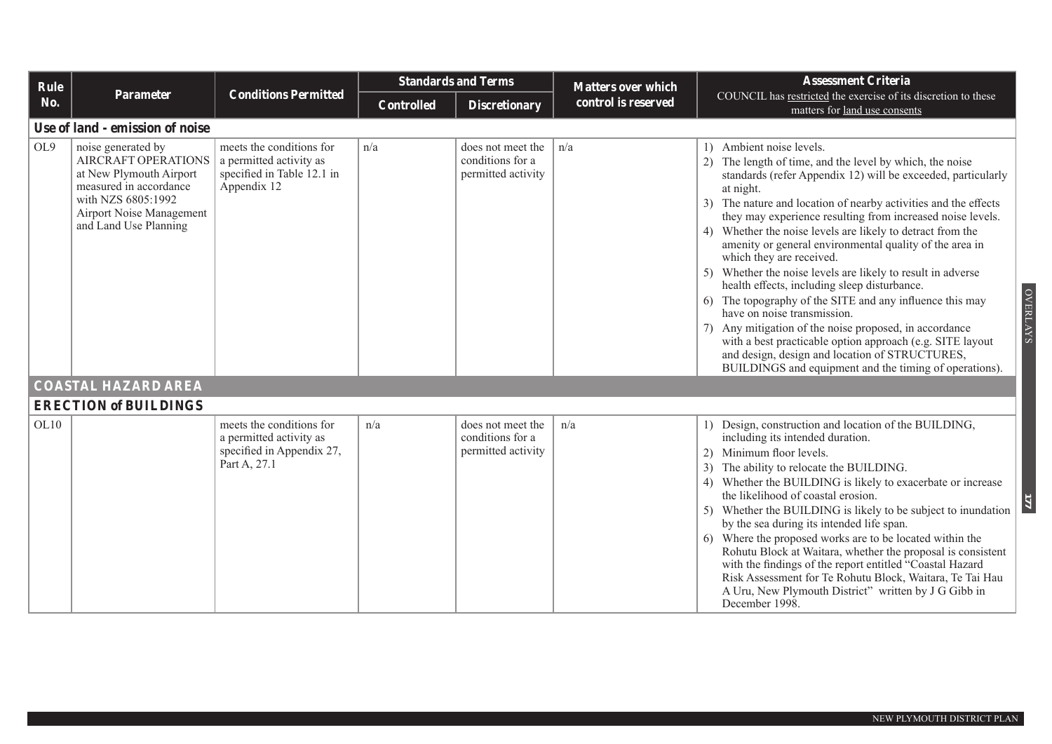| Rule No. | Parameter | Conditions Permitted | Standards and Terms | | Matters over which control is reserved | Assessment Criteria COUNCIL has restricted the exercise of its discretion to these matters for land use consents |
|---|---|---|---|---|---|---|
| | | | Controlled | Discretionary | | |
| **Use of land - emission of noise** | | | | | | |
| OL9 | noise generated by AIRCRAFT OPERATIONS at New Plymouth Airport measured in accordance with NZS 6805:1992 Airport Noise Management and Land Use Planning | meets the conditions for a permitted activity as specified in Table 12.1 in Appendix 12 | n/a | does not meet the conditions for a permitted activity | n/a | 1) Ambient noise levels. 2) The length of time, and the level by which, the noise standards (refer Appendix 12) will be exceeded, particularly at night. 3) The nature and location of nearby activities and the effects they may experience resulting from increased noise levels. 4) Whether the noise levels are likely to detract from the amenity or general environmental quality of the area in which they are received. 5) Whether the noise levels are likely to result in adverse health effects, including sleep disturbance. 6) The topography of the SITE and any influence this may have on noise transmission. 7) Any mitigation of the noise proposed, in accordance with a best practicable option approach (e.g. SITE layout and design, design and location of STRUCTURES, BUILDINGS and equipment and the timing of operations). |
| **COASTAL HAZARD AREA** | | | | | | |
| **ERECTION of BUILDINGS** | | | | | | |
| OL10 | | meets the conditions for a permitted activity as specified in Appendix 27, Part A, 27.1 | n/a | does not meet the conditions for a permitted activity | n/a | 1) Design, construction and location of the BUILDING, including its intended duration. 2) Minimum floor levels. 3) The ability to relocate the BUILDING. 4) Whether the BUILDING is likely to exacerbate or increase the likelihood of coastal erosion. 5) Whether the BUILDING is likely to be subject to inundation by the sea during its intended life span. 6) Where the proposed works are to be located within the Rohutu Block at Waitara, whether the proposal is consistent with the findings of the report entitled "Coastal Hazard Risk Assessment for Te Rohutu Block, Waitara, Te Tai Hau A Uru, New Plymouth District" written by J G Gibb in December 1998. |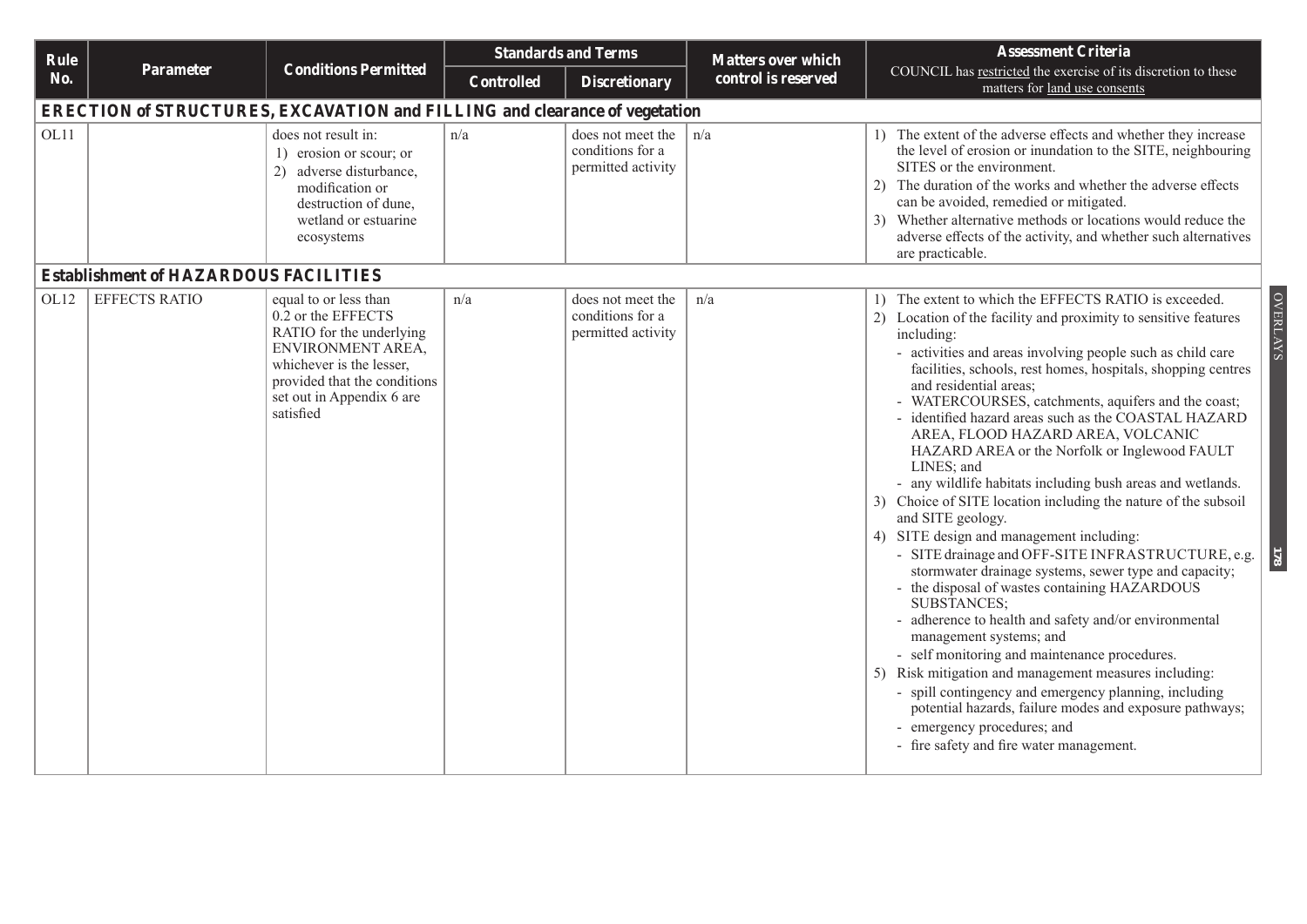| Rule No. | Parameter | Conditions Permitted | Standards and Terms | | Matters over which control is reserved | Assessment Criteria COUNCIL has restricted the exercise of its discretion to these matters for land use consents |
|---|---|---|---|---|---|---|
| | | | Controlled | Discretionary | | |
| **ERECTION of STRUCTURES, EXCAVATION and FILLING and clearance of vegetation** | | | | | | |
| OL11 | | does not result in:<br>1) erosion or scour; or<br>2) adverse disturbance, modification or destruction of dune, wetland or estuarine ecosystems | n/a | does not meet the conditions for a permitted activity | n/a | 1) The extent of the adverse effects and whether they increase the level of erosion or inundation to the SITE, neighbouring SITES or the environment.<br>2) The duration of the works and whether the adverse effects can be avoided, remedied or mitigated.<br>3) Whether alternative methods or locations would reduce the adverse effects of the activity, and whether such alternatives are practicable. |
| **Establishment of HAZARDOUS FACILITIES** | | | | | | |
| OL12 | EFFECTS RATIO | equal to or less than 0.2 or the EFFECTS RATIO for the underlying ENVIRONMENT AREA, whichever is the lesser, provided that the conditions set out in Appendix 6 are satisfied | n/a | does not meet the conditions for a permitted activity | n/a | 1) The extent to which the EFFECTS RATIO is exceeded.<br>2) Location of the facility and proximity to sensitive features including:<br>- activities and areas involving people such as child care facilities, schools, rest homes, hospitals, shopping centres and residential areas;<br>- WATERCOURSES, catchments, aquifers and the coast;<br>- identified hazard areas such as the COASTAL HAZARD AREA, FLOOD HAZARD AREA, VOLCANIC HAZARD AREA or the Norfolk or Inglewood FAULT LINES; and<br>- any wildlife habitats including bush areas and wetlands.<br>3) Choice of SITE location including the nature of the subsoil and SITE geology.<br>4) SITE design and management including:<br>- SITE drainage and OFF-SITE INFRASTRUCTURE, e.g. stormwater drainage systems, sewer type and capacity;<br>- the disposal of wastes containing HAZARDOUS SUBSTANCES;<br>- adherence to health and safety and/or environmental management systems; and<br>- self monitoring and maintenance procedures.<br>5) Risk mitigation and management measures including:<br>- spill contingency and emergency planning, including potential hazards, failure modes and exposure pathways;<br>- emergency procedures; and<br>- fire safety and fire water management. |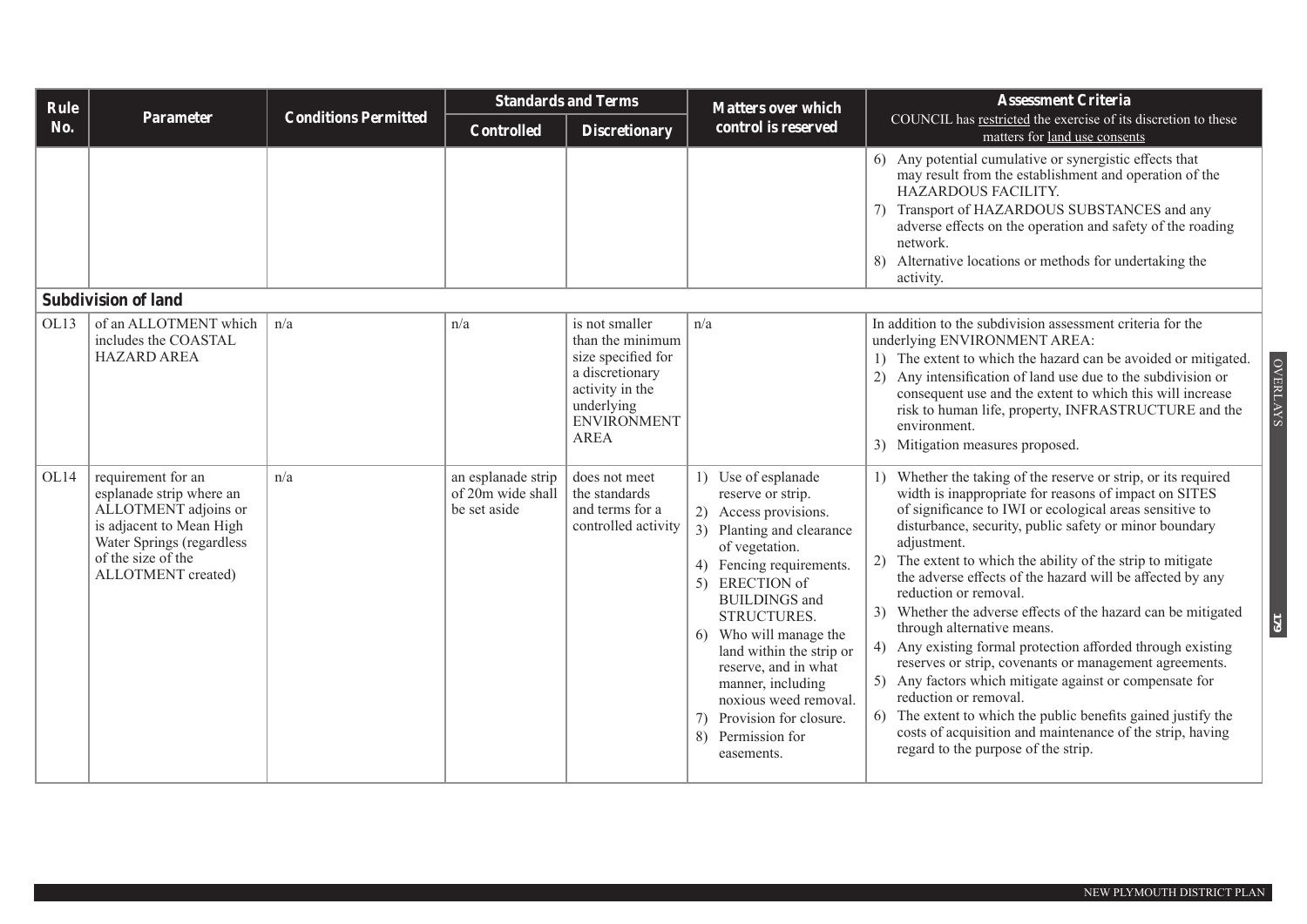| Rule No. | Parameter | Conditions Permitted | Standards and Terms | | Matters over which control is reserved | Assessment Criteria COUNCIL has restricted the exercise of its discretion to these matters for land use consents |
|---|---|---|---|---|---|---|
| | | | Controlled | Discretionary | | |
| | | | | | | 6) Any potential cumulative or synergistic effects that may result from the establishment and operation of the HAZARDOUS FACILITY.<br>7) Transport of HAZARDOUS SUBSTANCES and any adverse effects on the operation and safety of the roading network.<br>8) Alternative locations or methods for undertaking the activity. |
| **Subdivision of land** | | | | | | |
| OL13 | of an ALLOTMENT which includes the COASTAL HAZARD AREA | n/a | n/a | is not smaller than the minimum size specified for a discretionary activity in the underlying ENVIRONMENT AREA | n/a | In addition to the subdivision assessment criteria for the underlying ENVIRONMENT AREA:<br>1) The extent to which the hazard can be avoided or mitigated.<br>2) Any intensification of land use due to the subdivision or consequent use and the extent to which this will increase risk to human life, property, INFRASTRUCTURE and the environment.<br>3) Mitigation measures proposed. |
| OL14 | requirement for an esplanade strip where an ALLOTMENT adjoins or is adjacent to Mean High Water Springs (regardless of the size of the ALLOTMENT created) | n/a | an esplanade strip of 20m wide shall be set aside | does not meet the standards and terms for a controlled activity | 1) Use of esplanade reserve or strip.<br>2) Access provisions.<br>3) Planting and clearance of vegetation.<br>4) Fencing requirements.<br>5) ERECTION of BUILDINGS and STRUCTURES.<br>6) Who will manage the land within the strip or reserve, and in what manner, including noxious weed removal.<br>7) Provision for closure.<br>8) Permission for easements. | 1) Whether the taking of the reserve or strip, or its required width is inappropriate for reasons of impact on SITES of significance to IWI or ecological areas sensitive to disturbance, security, public safety or minor boundary adjustment.<br>2) The extent to which the ability of the strip to mitigate the adverse effects of the hazard will be affected by any reduction or removal.<br>3) Whether the adverse effects of the hazard can be mitigated through alternative means.<br>4) Any existing formal protection afforded through existing reserves or strip, covenants or management agreements.<br>5) Any factors which mitigate against or compensate for reduction or removal.<br>6) The extent to which the public benefits gained justify the costs of acquisition and maintenance of the strip, having regard to the purpose of the strip. |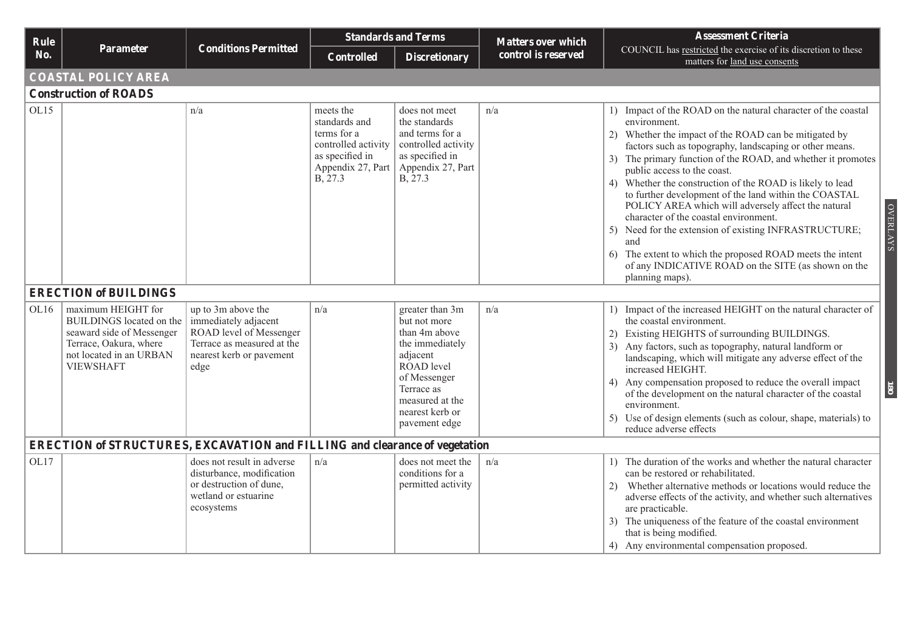| Rule No. | Parameter | Conditions Permitted | Standards and Terms | | Matters over which control is reserved | Assessment Criteria COUNCIL has restricted the exercise of its discretion to these matters for land use consents |
|---|---|---|---|---|---|---|
| | | | Controlled | Discretionary | | |
| **COASTAL POLICY AREA** | | | | | | |
| **Construction of ROADS** | | | | | | |
| OL15 | | n/a | meets the standards and terms for a controlled activity as specified in Appendix 27, Part B, 27.3 | does not meet the standards and terms for a controlled activity as specified in Appendix 27, Part B, 27.3 | n/a | 1) Impact of the ROAD on the natural character of the coastal environment.<br>2) Whether the impact of the ROAD can be mitigated by factors such as topography, landscaping or other means.<br>3) The primary function of the ROAD, and whether it promotes public access to the coast.<br>4) Whether the construction of the ROAD is likely to lead to further development of the land within the COASTAL POLICY AREA which will adversely affect the natural character of the coastal environment.<br>5) Need for the extension of existing INFRASTRUCTURE; and<br>6) The extent to which the proposed ROAD meets the intent of any INDICATIVE ROAD on the SITE (as shown on the planning maps). |
| **ERECTION of BUILDINGS** | | | | | | |
| OL16 | maximum HEIGHT for BUILDINGS located on the seaward side of Messenger Terrace, Oakura, where not located in an URBAN VIEWSHAFT | up to 3m above the immediately adjacent ROAD level of Messenger Terrace as measured at the nearest kerb or pavement edge | n/a | greater than 3m but not more than 4m above the immediately adjacent ROAD level of Messenger Terrace as measured at the nearest kerb or pavement edge | n/a | 1) Impact of the increased HEIGHT on the natural character of the coastal environment.<br>2) Existing HEIGHTS of surrounding BUILDINGS.<br>3) Any factors, such as topography, natural landform or landscaping, which will mitigate any adverse effect of the increased HEIGHT.<br>4) Any compensation proposed to reduce the overall impact of the development on the natural character of the coastal environment.<br>5) Use of design elements (such as colour, shape, materials) to reduce adverse effects |
| **ERECTION of STRUCTURES, EXCAVATION and FILLING and clearance of vegetation** | | | | | | |
| OL17 | | does not result in adverse disturbance, modification or destruction of dune, wetland or estuarine ecosystems | n/a | does not meet the conditions for a permitted activity | n/a | 1) The duration of the works and whether the natural character can be restored or rehabilitated.<br>2) Whether alternative methods or locations would reduce the adverse effects of the activity, and whether such alternatives are practicable.<br>3) The uniqueness of the feature of the coastal environment that is being modified.<br>4) Any environmental compensation proposed. |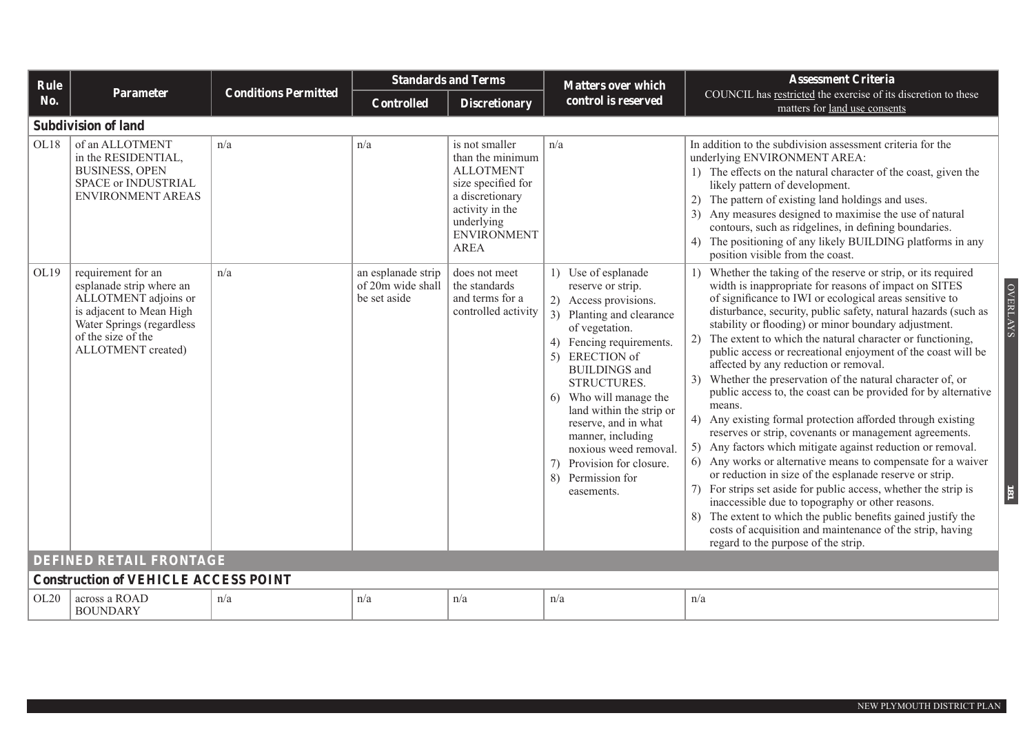| Rule No. | Parameter | Conditions Permitted | Standards and Terms | | Matters over which control is reserved | Assessment Criteria COUNCIL has restricted the exercise of its discretion to these matters for land use consents |
|---|---|---|---|---|---|---|
| | | | Controlled | Discretionary | | |
| **Subdivision of land** | | | | | | |
| OL18 | of an ALLOTMENT in the RESIDENTIAL, BUSINESS, OPEN SPACE or INDUSTRIAL ENVIRONMENT AREAS | n/a | n/a | is not smaller than the minimum ALLOTMENT size specified for a discretionary activity in the underlying ENVIRONMENT AREA | n/a | In addition to the subdivision assessment criteria for the underlying ENVIRONMENT AREA: 1) The effects on the natural character of the coast, given the likely pattern of development. 2) The pattern of existing land holdings and uses. 3) Any measures designed to maximise the use of natural contours, such as ridgelines, in defining boundaries. 4) The positioning of any likely BUILDING platforms in any position visible from the coast. |
| OL19 | requirement for an esplanade strip where an ALLOTMENT adjoins or is adjacent to Mean High Water Springs (regardless of the size of the ALLOTMENT created) | n/a | an esplanade strip of 20m wide shall be set aside | does not meet the standards and terms for a controlled activity | 1) Use of esplanade reserve or strip. 2) Access provisions. 3) Planting and clearance of vegetation. 4) Fencing requirements. 5) ERECTION of BUILDINGS and STRUCTURES. 6) Who will manage the land within the strip or reserve, and in what manner, including noxious weed removal. 7) Provision for closure. 8) Permission for easements. | 1) Whether the taking of the reserve or strip, or its required width is inappropriate for reasons of impact on SITES of significance to IWI or ecological areas sensitive to disturbance, security, public safety, natural hazards (such as stability or flooding) or minor boundary adjustment. 2) The extent to which the natural character or functioning, public access or recreational enjoyment of the coast will be affected by any reduction or removal. 3) Whether the preservation of the natural character of, or public access to, the coast can be provided for by alternative means. 4) Any existing formal protection afforded through existing reserves or strip, covenants or management agreements. 5) Any factors which mitigate against reduction or removal. 6) Any works or alternative means to compensate for a waiver or reduction in size of the esplanade reserve or strip. 7) For strips set aside for public access, whether the strip is inaccessible due to topography or other reasons. 8) The extent to which the public benefits gained justify the costs of acquisition and maintenance of the strip, having regard to the purpose of the strip. |
| **DEFINED RETAIL FRONTAGE** | | | | | | |
| **Construction of VEHICLE ACCESS POINT** | | | | | | |
| OL20 | across a ROAD BOUNDARY | n/a | n/a | n/a | n/a | n/a |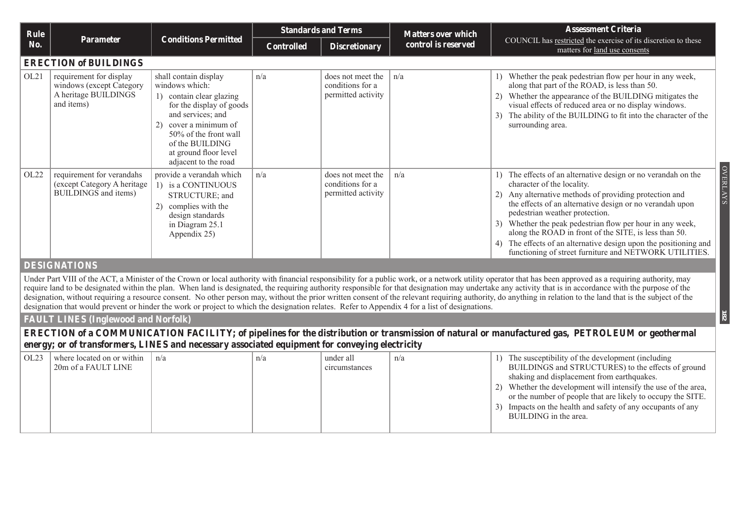| Rule No. | Parameter | Conditions Permitted | Standards and Terms | | Matters over which control is reserved | Assessment Criteria COUNCIL has restricted the exercise of its discretion to these matters for land use consents |
|---|---|---|---|---|---|---|
| | | | Controlled | Discretionary | | |
| **ERECTION of BUILDINGS** | | | | | | |
| OL21 | requirement for display windows (except Category A heritage BUILDINGS and items) | shall contain display windows which: 1) contain clear glazing for the display of goods and services; and 2) cover a minimum of 50% of the front wall of the BUILDING at ground floor level adjacent to the road | n/a | does not meet the conditions for a permitted activity | n/a | 1) Whether the peak pedestrian flow per hour in any week, along that part of the ROAD, is less than 50. 2) Whether the appearance of the BUILDING mitigates the visual effects of reduced area or no display windows. 3) The ability of the BUILDING to fit into the character of the surrounding area. |
| OL22 | requirement for verandahs (except Category A heritage BUILDINGS and items) | provide a verandah which 1) is a CONTINUOUS STRUCTURE; and 2) complies with the design standards in Diagram 25.1 Appendix 25) | n/a | does not meet the conditions for a permitted activity | n/a | 1) The effects of an alternative design or no verandah on the character of the locality. 2) Any alternative methods of providing protection and the effects of an alternative design or no verandah upon pedestrian weather protection. 3) Whether the peak pedestrian flow per hour in any week, along the ROAD in front of the SITE, is less than 50. 4) The effects of an alternative design upon the positioning and functioning of street furniture and NETWORK UTILITIES. |

**DESIGNATIONS**

Under Part VIII of the ACT, a Minister of the Crown or local authority with financial responsibility for a public work, or a network utility operator that has been approved as a requiring authority, may require land to be designated within the plan. When land is designated, the requiring authority responsible for that designation may undertake any activity that is in accordance with the purpose of the designation, without requiring a resource consent. No other person may, without the prior written consent of the relevant requiring authority, do anything in relation to the land that is the subject of the designation that would prevent or hinder the work or project to which the designation relates. Refer to Appendix 4 for a list of designations.

**FAULT LINES (Inglewood and Norfolk)**

**ERECTION of a COMMUNICATION FACILITY; of pipelines for the distribution or transmission of natural or manufactured gas, PETROLEUM or geothermal energy; or of transformers, LINES and necessary associated equipment for conveying electricity**

| Rule No. | Parameter | Conditions Permitted | Controlled | Discretionary | Matters over which control is reserved | Assessment Criteria |
|---|---|---|---|---|---|---|
| OL23 | where located on or within 20m of a FAULT LINE | n/a | n/a | under all circumstances | n/a | 1) The susceptibility of the development (including BUILDINGS and STRUCTURES) to the effects of ground shaking and displacement from earthquakes. 2) Whether the development will intensify the use of the area, or the number of people that are likely to occupy the SITE. 3) Impacts on the health and safety of any occupants of any BUILDING in the area. |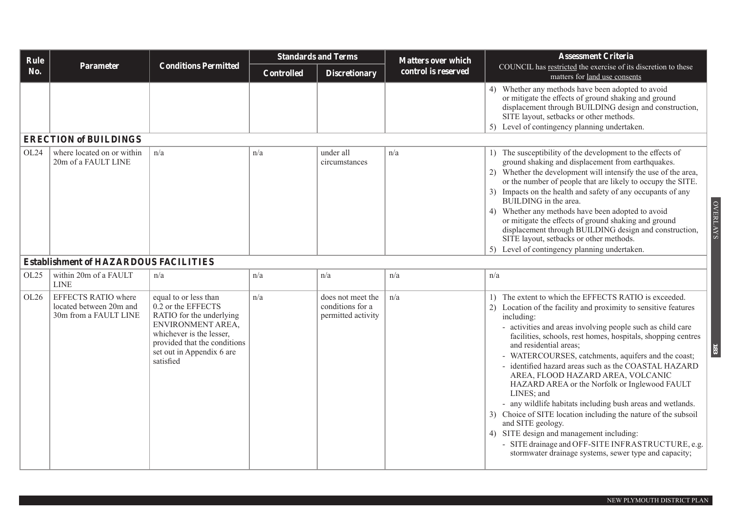| Rule No. | Parameter | Conditions Permitted | Standards and Terms | | Matters over which control is reserved | Assessment Criteria COUNCIL has restricted the exercise of its discretion to these matters for land use consents |
|---|---|---|---|---|---|---|
| | | | Controlled | Discretionary | | |
| | | | | | | 4) Whether any methods have been adopted to avoid or mitigate the effects of ground shaking and ground displacement through BUILDING design and construction, SITE layout, setbacks or other methods. 5) Level of contingency planning undertaken. |
| **ERECTION of BUILDINGS** | | | | | | |
| OL24 | where located on or within 20m of a FAULT LINE | n/a | n/a | under all circumstances | n/a | 1) The susceptibility of the development to the effects of ground shaking and displacement from earthquakes. 2) Whether the development will intensify the use of the area, or the number of people that are likely to occupy the SITE. 3) Impacts on the health and safety of any occupants of any BUILDING in the area. 4) Whether any methods have been adopted to avoid or mitigate the effects of ground shaking and ground displacement through BUILDING design and construction, SITE layout, setbacks or other methods. 5) Level of contingency planning undertaken. |
| **Establishment of HAZARDOUS FACILITIES** | | | | | | |
| OL25 | within 20m of a FAULT LINE | n/a | n/a | n/a | n/a | n/a |
| OL26 | EFFECTS RATIO where located between 20m and 30m from a FAULT LINE | equal to or less than 0.2 or the EFFECTS RATIO for the underlying ENVIRONMENT AREA, whichever is the lesser, provided that the conditions set out in Appendix 6 are satisfied | n/a | does not meet the conditions for a permitted activity | n/a | 1) The extent to which the EFFECTS RATIO is exceeded. 2) Location of the facility and proximity to sensitive features including: - activities and areas involving people such as child care facilities, schools, rest homes, hospitals, shopping centres and residential areas; - WATERCOURSES, catchments, aquifers and the coast; - identified hazard areas such as the COASTAL HAZARD AREA, FLOOD HAZARD AREA, VOLCANIC HAZARD AREA or the Norfolk or Inglewood FAULT LINES; and - any wildlife habitats including bush areas and wetlands. 3) Choice of SITE location including the nature of the subsoil and SITE geology. 4) SITE design and management including: - SITE drainage and OFF-SITE INFRASTRUCTURE, e.g. stormwater drainage systems, sewer type and capacity; |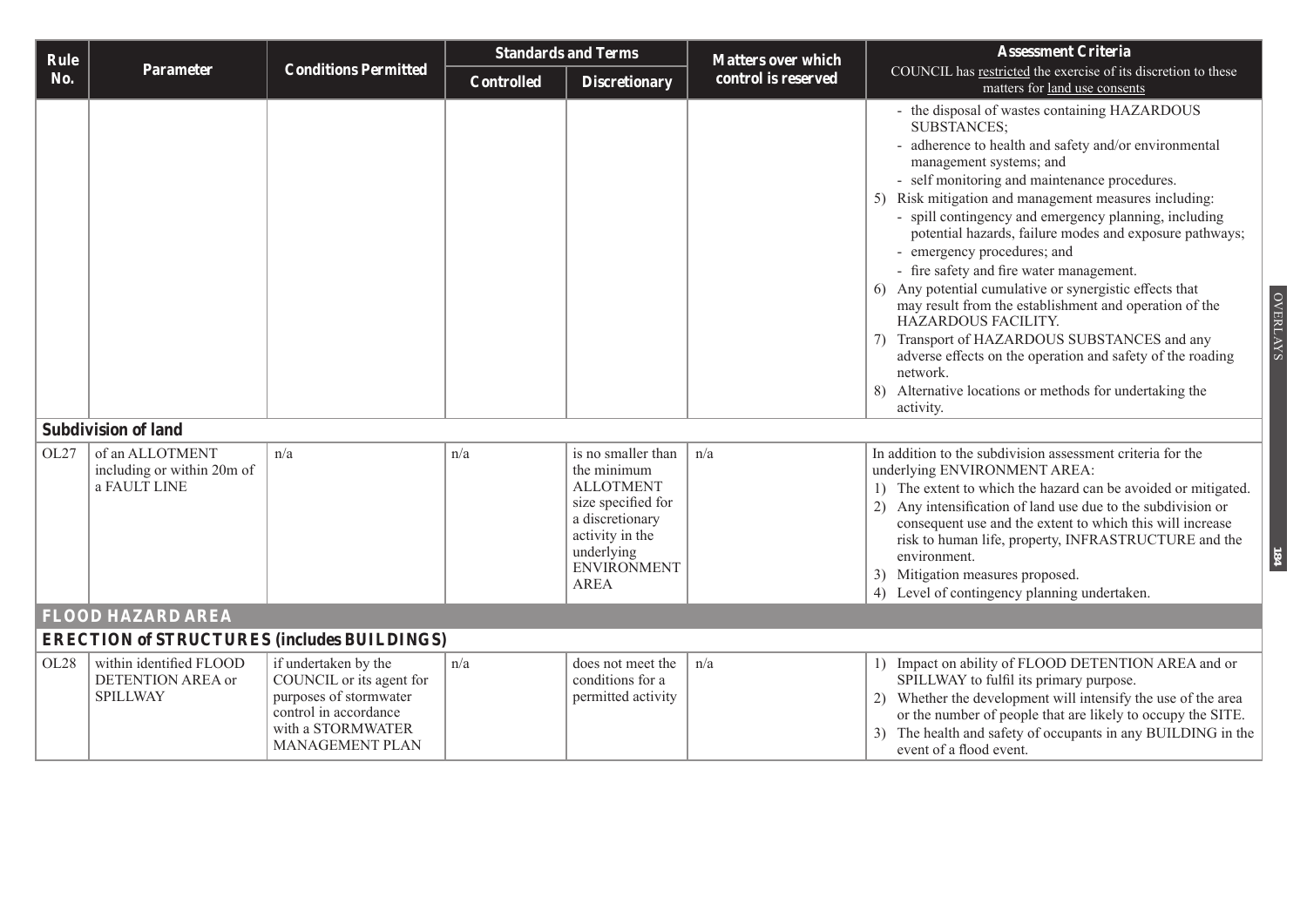| Rule No. | Parameter | Conditions Permitted | Standards and Terms | | Matters over which control is reserved | Assessment Criteria<br>COUNCIL has restricted the exercise of its discretion to these matters for land use consents |
|---|---|---|---|---|---|---|
| | | | Controlled | Discretionary | | |
| | | | | | | - the disposal of wastes containing HAZARDOUS SUBSTANCES;<br>- adherence to health and safety and/or environmental management systems; and<br>- self monitoring and maintenance procedures.<br>5) Risk mitigation and management measures including:<br>- spill contingency and emergency planning, including potential hazards, failure modes and exposure pathways;<br>- emergency procedures; and<br>- fire safety and fire water management.<br>6) Any potential cumulative or synergistic effects that may result from the establishment and operation of the HAZARDOUS FACILITY.<br>7) Transport of HAZARDOUS SUBSTANCES and any adverse effects on the operation and safety of the roading network.<br>8) Alternative locations or methods for undertaking the activity. |
| **Subdivision of land** | | | | | | |
| OL27 | of an ALLOTMENT including or within 20m of a FAULT LINE | n/a | n/a | is no smaller than the minimum ALLOTMENT size specified for a discretionary activity in the underlying ENVIRONMENT AREA | n/a | In addition to the subdivision assessment criteria for the underlying ENVIRONMENT AREA:<br>1) The extent to which the hazard can be avoided or mitigated.<br>2) Any intensification of land use due to the subdivision or consequent use and the extent to which this will increase risk to human life, property, INFRASTRUCTURE and the environment.<br>3) Mitigation measures proposed.<br>4) Level of contingency planning undertaken. |
| **FLOOD HAZARD AREA** | | | | | | |
| **ERECTION of STRUCTURES (includes BUILDINGS)** | | | | | | |
| OL28 | within identified FLOOD DETENTION AREA or SPILLWAY | if undertaken by the COUNCIL or its agent for purposes of stormwater control in accordance with a STORMWATER MANAGEMENT PLAN | n/a | does not meet the conditions for a permitted activity | n/a | 1) Impact on ability of FLOOD DETENTION AREA and or SPILLWAY to fulfil its primary purpose.<br>2) Whether the development will intensify the use of the area or the number of people that are likely to occupy the SITE.<br>3) The health and safety of occupants in any BUILDING in the event of a flood event. |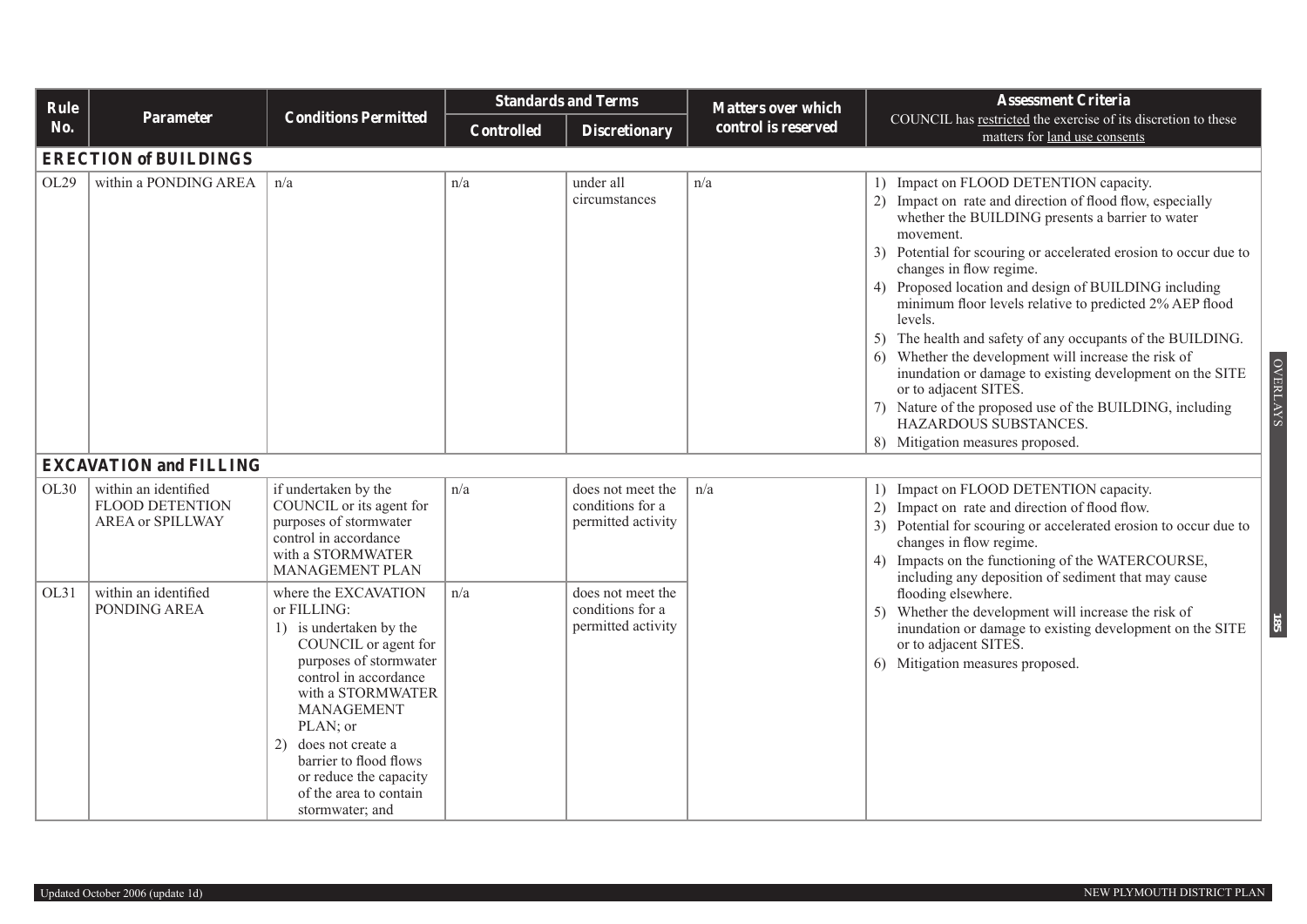| Rule No. | Parameter | Conditions Permitted | Standards and Terms | | Matters over which control is reserved | Assessment Criteria COUNCIL has restricted the exercise of its discretion to these matters for land use consents |
|---|---|---|---|---|---|---|
| | | | Controlled | Discretionary | | |
| **ERECTION of BUILDINGS** | | | | | | |
| OL29 | within a PONDING AREA | n/a | n/a | under all circumstances | n/a | 1) Impact on FLOOD DETENTION capacity.<br>2) Impact on rate and direction of flood flow, especially whether the BUILDING presents a barrier to water movement.<br>3) Potential for scouring or accelerated erosion to occur due to changes in flow regime.<br>4) Proposed location and design of BUILDING including minimum floor levels relative to predicted 2% AEP flood levels.<br>5) The health and safety of any occupants of the BUILDING.<br>6) Whether the development will increase the risk of inundation or damage to existing development on the SITE or to adjacent SITES.<br>7) Nature of the proposed use of the BUILDING, including HAZARDOUS SUBSTANCES.<br>8) Mitigation measures proposed. |
| **EXCAVATION and FILLING** | | | | | | |
| OL30 | within an identified FLOOD DETENTION AREA or SPILLWAY | if undertaken by the COUNCIL or its agent for purposes of stormwater control in accordance with a STORMWATER MANAGEMENT PLAN | n/a | does not meet the conditions for a permitted activity | n/a | 1) Impact on FLOOD DETENTION capacity.<br>2) Impact on rate and direction of flood flow.<br>3) Potential for scouring or accelerated erosion to occur due to changes in flow regime.<br>4) Impacts on the functioning of the WATERCOURSE, including any deposition of sediment that may cause flooding elsewhere.<br>5) Whether the development will increase the risk of inundation or damage to existing development on the SITE or to adjacent SITES.<br>6) Mitigation measures proposed. |
| OL31 | within an identified PONDING AREA | where the EXCAVATION or FILLING:<br>1) is undertaken by the COUNCIL or agent for purposes of stormwater control in accordance with a STORMWATER MANAGEMENT PLAN; or<br>2) does not create a barrier to flood flows or reduce the capacity of the area to contain stormwater; and | n/a | does not meet the conditions for a permitted activity | | |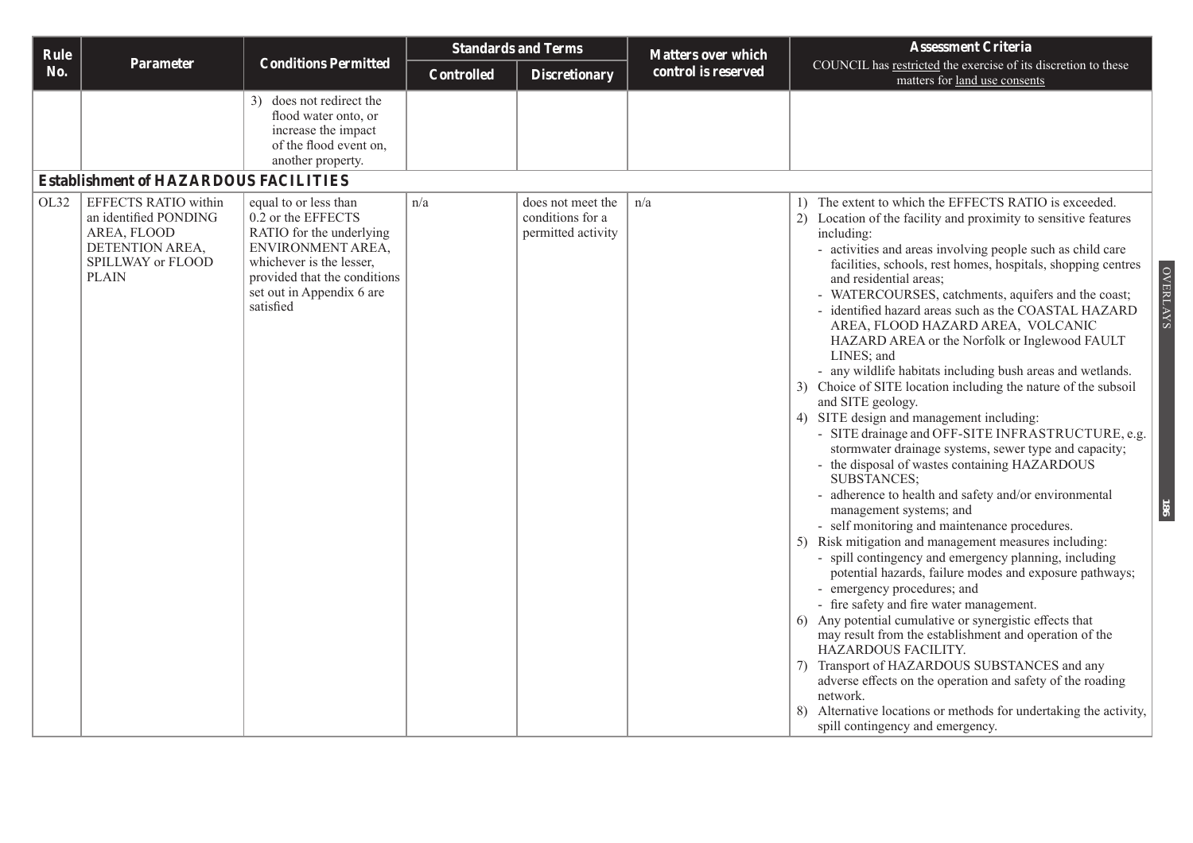| Rule No. | Parameter | Conditions Permitted | Standards and Terms | | Matters over which control is reserved | Assessment Criteria COUNCIL has restricted the exercise of its discretion to these matters for land use consents |
|---|---|---|---|---|---|---|
| | | | Controlled | Discretionary | | |
| | | 3) does not redirect the flood water onto, or increase the impact of the flood event on, another property. | | | | |
| **Establishment of HAZARDOUS FACILITIES** | | | | | | |
| OL32 | EFFECTS RATIO within an identified PONDING AREA, FLOOD DETENTION AREA, SPILLWAY or FLOOD PLAIN | equal to or less than 0.2 or the EFFECTS RATIO for the underlying ENVIRONMENT AREA, whichever is the lesser, provided that the conditions set out in Appendix 6 are satisfied | n/a | does not meet the conditions for a permitted activity | n/a | 1) The extent to which the EFFECTS RATIO is exceeded.<br>2) Location of the facility and proximity to sensitive features including:<br>- activities and areas involving people such as child care facilities, schools, rest homes, hospitals, shopping centres and residential areas;<br>- WATERCOURSES, catchments, aquifers and the coast;<br>- identified hazard areas such as the COASTAL HAZARD AREA, FLOOD HAZARD AREA, VOLCANIC HAZARD AREA or the Norfolk or Inglewood FAULT LINES; and<br>- any wildlife habitats including bush areas and wetlands.<br>3) Choice of SITE location including the nature of the subsoil and SITE geology.<br>4) SITE design and management including:<br>- SITE drainage and OFF-SITE INFRASTRUCTURE, e.g. stormwater drainage systems, sewer type and capacity;<br>- the disposal of wastes containing HAZARDOUS SUBSTANCES;<br>- adherence to health and safety and/or environmental management systems; and<br>- self monitoring and maintenance procedures.<br>5) Risk mitigation and management measures including:<br>- spill contingency and emergency planning, including potential hazards, failure modes and exposure pathways;<br>- emergency procedures; and<br>- fire safety and fire water management.<br>6) Any potential cumulative or synergistic effects that may result from the establishment and operation of the HAZARDOUS FACILITY.<br>7) Transport of HAZARDOUS SUBSTANCES and any adverse effects on the operation and safety of the roading network.<br>8) Alternative locations or methods for undertaking the activity, spill contingency and emergency. |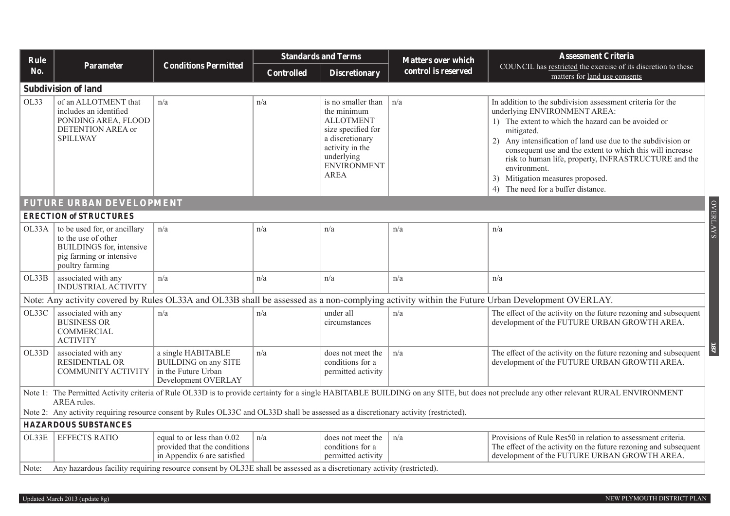| Rule No. | Parameter | Conditions Permitted | Standards and Terms | | Matters over which control is reserved | Assessment Criteria COUNCIL has restricted the exercise of its discretion to these matters for land use consents |
|---|---|---|---|---|---|---|
| | | | Controlled | Discretionary | | |
| **Subdivision of land** | | | | | | |
| OL33 | of an ALLOTMENT that includes an identified PONDING AREA, FLOOD DETENTION AREA or SPILLWAY | n/a | n/a | is no smaller than the minimum ALLOTMENT size specified for a discretionary activity in the underlying ENVIRONMENT AREA | n/a | In addition to the subdivision assessment criteria for the underlying ENVIRONMENT AREA: 1) The extent to which the hazard can be avoided or mitigated. 2) Any intensification of land use due to the subdivision or consequent use and the extent to which this will increase risk to human life, property, INFRASTRUCTURE and the environment. 3) Mitigation measures proposed. 4) The need for a buffer distance. |
| **FUTURE URBAN DEVELOPMENT** | | | | | | |
| **ERECTION of STRUCTURES** | | | | | | |
| OL33A | to be used for, or ancillary to the use of other BUILDINGS for, intensive pig farming or intensive poultry farming | n/a | n/a | n/a | n/a | n/a |
| OL33B | associated with any INDUSTRIAL ACTIVITY | n/a | n/a | n/a | n/a | n/a |
| Note: Any activity covered by Rules OL33A and OL33B shall be assessed as a non-complying activity within the Future Urban Development OVERLAY. | | | | | | |
| OL33C | associated with any BUSINESS OR COMMERCIAL ACTIVITY | n/a | n/a | under all circumstances | n/a | The effect of the activity on the future rezoning and subsequent development of the FUTURE URBAN GROWTH AREA. |
| OL33D | associated with any RESIDENTIAL OR COMMUNITY ACTIVITY | a single HABITABLE BUILDING on any SITE in the Future Urban Development OVERLAY | n/a | does not meet the conditions for a permitted activity | n/a | The effect of the activity on the future rezoning and subsequent development of the FUTURE URBAN GROWTH AREA. |
| Note 1: The Permitted Activity criteria of Rule OL33D is to provide certainty for a single HABITABLE BUILDING on any SITE, but does not preclude any other relevant RURAL ENVIRONMENT AREA rules. Note 2: Any activity requiring resource consent by Rules OL33C and OL33D shall be assessed as a discretionary activity (restricted). | | | | | | |
| **HAZARDOUS SUBSTANCES** | | | | | | |
| OL33E | EFFECTS RATIO | equal to or less than 0.02 provided that the conditions in Appendix 6 are satisfied | n/a | does not meet the conditions for a permitted activity | n/a | Provisions of Rule Res50 in relation to assessment criteria. The effect of the activity on the future rezoning and subsequent development of the FUTURE URBAN GROWTH AREA. |
| Note: Any hazardous facility requiring resource consent by OL33E shall be assessed as a discretionary activity (restricted). | | | | | | |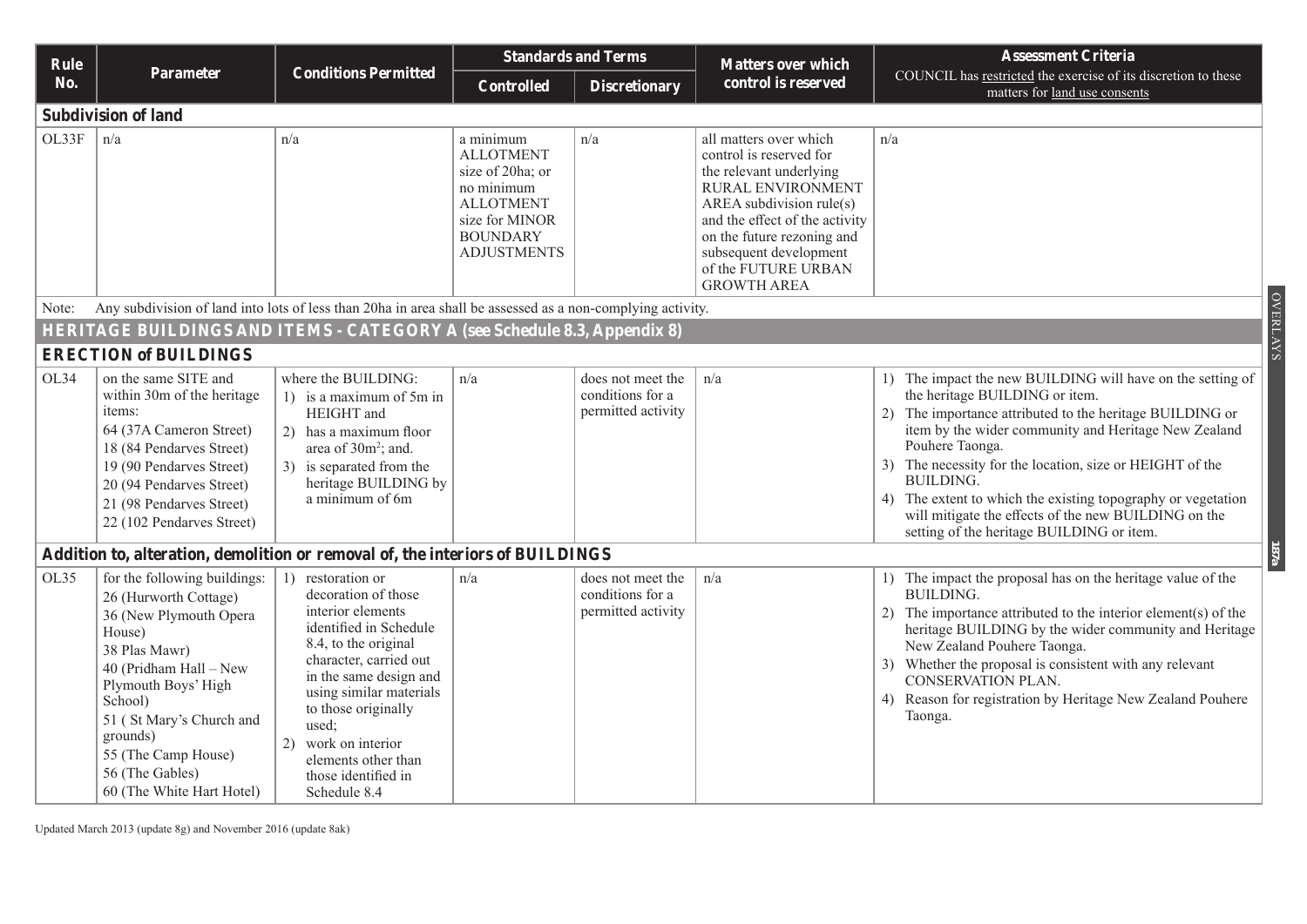| Rule No. | Parameter | Conditions Permitted | Standards and Terms | | Matters over which control is reserved | Assessment Criteria COUNCIL has restricted the exercise of its discretion to these matters for land use consents |
|---|---|---|---|---|---|---|
| | | | Controlled | Discretionary | | |
| **Subdivision of land** | | | | | | |
| OL33F | n/a | n/a | a minimum ALLOTMENT size of 20ha; or no minimum ALLOTMENT size for MINOR BOUNDARY ADJUSTMENTS | n/a | all matters over which control is reserved for the relevant underlying RURAL ENVIRONMENT AREA subdivision rule(s) and the effect of the activity on the future rezoning and subsequent development of the FUTURE URBAN GROWTH AREA | n/a |
| Note: | Any subdivision of land into lots of less than 20ha in area shall be assessed as a non-complying activity. | | | | | |
| **HERITAGE BUILDINGS AND ITEMS - CATEGORY A (see Schedule 8.3, Appendix 8)** | | | | | | |
| **ERECTION of BUILDINGS** | | | | | | |
| OL34 | on the same SITE and within 30m of the heritage items: 64 (37A Cameron Street) 18 (84 Pendarves Street) 19 (90 Pendarves Street) 20 (94 Pendarves Street) 21 (98 Pendarves Street) 22 (102 Pendarves Street) | where the BUILDING: 1) is a maximum of 5m in HEIGHT and 2) has a maximum floor area of 30m²; and. 3) is separated from the heritage BUILDING by a minimum of 6m | n/a | does not meet the conditions for a permitted activity | n/a | 1) The impact the new BUILDING will have on the setting of the heritage BUILDING or item. 2) The importance attributed to the heritage BUILDING or item by the wider community and Heritage New Zealand Pouhere Taonga. 3) The necessity for the location, size or HEIGHT of the BUILDING. 4) The extent to which the existing topography or vegetation will mitigate the effects of the new BUILDING on the setting of the heritage BUILDING or item. |
| **Addition to, alteration, demolition or removal of, the interiors of BUILDINGS** | | | | | | |
| OL35 | for the following buildings: 26 (Hurworth Cottage) 36 (New Plymouth Opera House) 38 Plas Mawr) 40 (Pridham Hall – New Plymouth Boys' High School) 51 ( St Mary's Church and grounds) 55 (The Camp House) 56 (The Gables) 60 (The White Hart Hotel) | 1) restoration or decoration of those interior elements identified in Schedule 8.4, to the original character, carried out in the same design and using similar materials to those originally used; 2) work on interior elements other than those identified in Schedule 8.4 | n/a | does not meet the conditions for a permitted activity | n/a | 1) The impact the proposal has on the heritage value of the BUILDING. 2) The importance attributed to the interior element(s) of the heritage BUILDING by the wider community and Heritage New Zealand Pouhere Taonga. 3) Whether the proposal is consistent with any relevant CONSERVATION PLAN. 4) Reason for registration by Heritage New Zealand Pouhere Taonga. |

Updated March 2013 (update 8g) and November 2016 (update 8ak)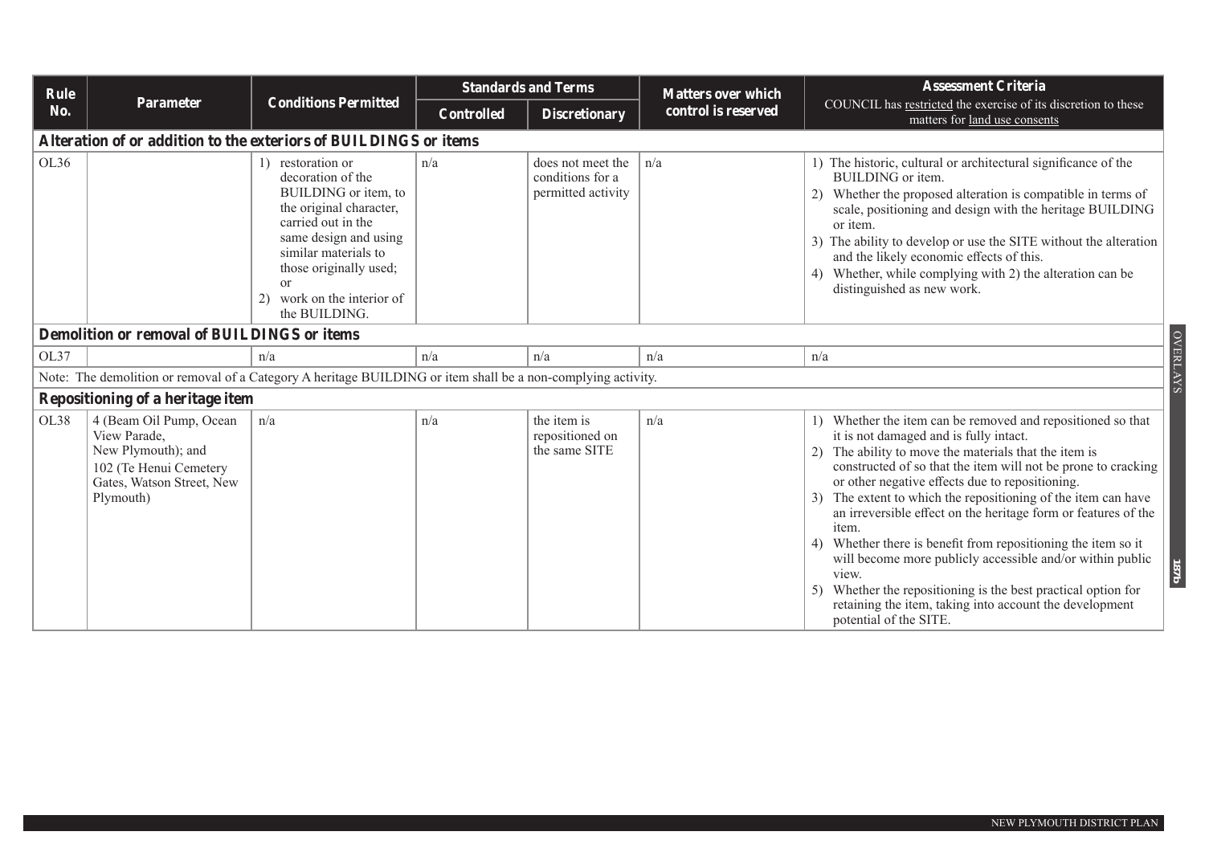| Rule No. | Parameter | Conditions Permitted | Standards and Terms | | Matters over which control is reserved | Assessment Criteria<br>COUNCIL has restricted the exercise of its discretion to these matters for land use consents |
|---|---|---|---|---|---|---|
| | | | Controlled | Discretionary | | |
| **Alteration of or addition to the exteriors of BUILDINGS or items** | | | | | | |
| OL36 | | 1) restoration or decoration of the BUILDING or item, to the original character, carried out in the same design and using similar materials to those originally used; or<br>2) work on the interior of the BUILDING. | n/a | does not meet the conditions for a permitted activity | n/a | 1) The historic, cultural or architectural significance of the BUILDING or item.<br>2) Whether the proposed alteration is compatible in terms of scale, positioning and design with the heritage BUILDING or item.<br>3) The ability to develop or use the SITE without the alteration and the likely economic effects of this.<br>4) Whether, while complying with 2) the alteration can be distinguished as new work. |
| **Demolition or removal of BUILDINGS or items** | | | | | | |
| OL37 | | n/a | n/a | n/a | n/a | n/a |
| Note: The demolition or removal of a Category A heritage BUILDING or item shall be a non-complying activity. | | | | | | |
| **Repositioning of a heritage item** | | | | | | |
| OL38 | 4 (Beam Oil Pump, Ocean View Parade, New Plymouth); and 102 (Te Henui Cemetery Gates, Watson Street, New Plymouth) | n/a | n/a | the item is repositioned on the same SITE | n/a | 1) Whether the item can be removed and repositioned so that it is not damaged and is fully intact.<br>2) The ability to move the materials that the item is constructed of so that the item will not be prone to cracking or other negative effects due to repositioning.<br>3) The extent to which the repositioning of the item can have an irreversible effect on the heritage form or features of the item.<br>4) Whether there is benefit from repositioning the item so it will become more publicly accessible and/or within public view.<br>5) Whether the repositioning is the best practical option for retaining the item, taking into account the development potential of the SITE. |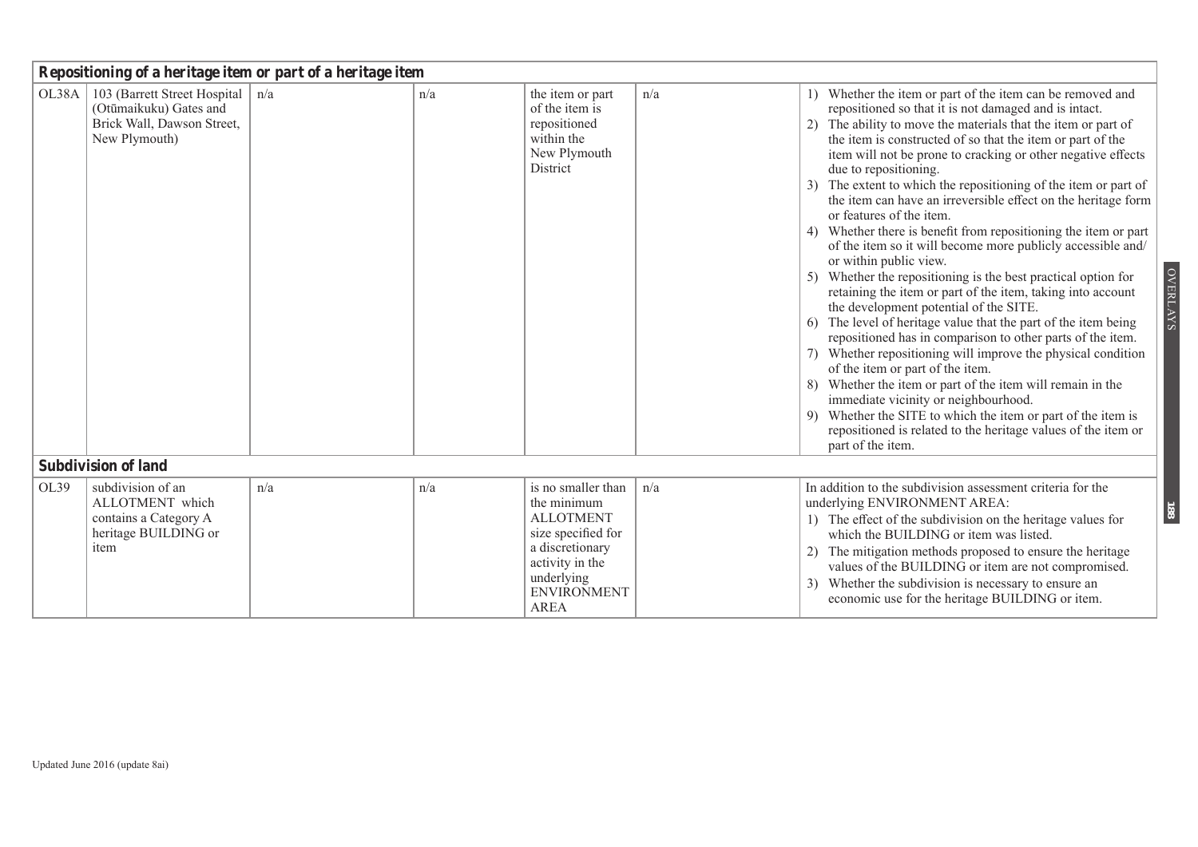| | | | | | | |
|---|---|---|---|---|---|---|
| **Repositioning of a heritage item or part of a heritage item** | | | | | | |
| OL38A | 103 (Barrett Street Hospital (Otūmaikuku) Gates and Brick Wall, Dawson Street, New Plymouth) | n/a | n/a | the item or part of the item is repositioned within the New Plymouth District | n/a | 1) Whether the item or part of the item can be removed and repositioned so that it is not damaged and is intact.<br>2) The ability to move the materials that the item or part of the item is constructed of so that the item or part of the item will not be prone to cracking or other negative effects due to repositioning.<br>3) The extent to which the repositioning of the item or part of the item can have an irreversible effect on the heritage form or features of the item.<br>4) Whether there is benefit from repositioning the item or part of the item so it will become more publicly accessible and/or within public view.<br>5) Whether the repositioning is the best practical option for retaining the item or part of the item, taking into account the development potential of the SITE.<br>6) The level of heritage value that the part of the item being repositioned has in comparison to other parts of the item.<br>7) Whether repositioning will improve the physical condition of the item or part of the item.<br>8) Whether the item or part of the item will remain in the immediate vicinity or neighbourhood.<br>9) Whether the SITE to which the item or part of the item is repositioned is related to the heritage values of the item or part of the item. |
| **Subdivision of land** | | | | | | |
| OL39 | subdivision of an ALLOTMENT which contains a Category A heritage BUILDING or item | n/a | n/a | is no smaller than the minimum ALLOTMENT size specified for a discretionary activity in the underlying ENVIRONMENT AREA | n/a | In addition to the subdivision assessment criteria for the underlying ENVIRONMENT AREA:<br>1) The effect of the subdivision on the heritage values for which the BUILDING or item was listed.<br>2) The mitigation methods proposed to ensure the heritage values of the BUILDING or item are not compromised.<br>3) Whether the subdivision is necessary to ensure an economic use for the heritage BUILDING or item. |

Updated June 2016 (update 8ai)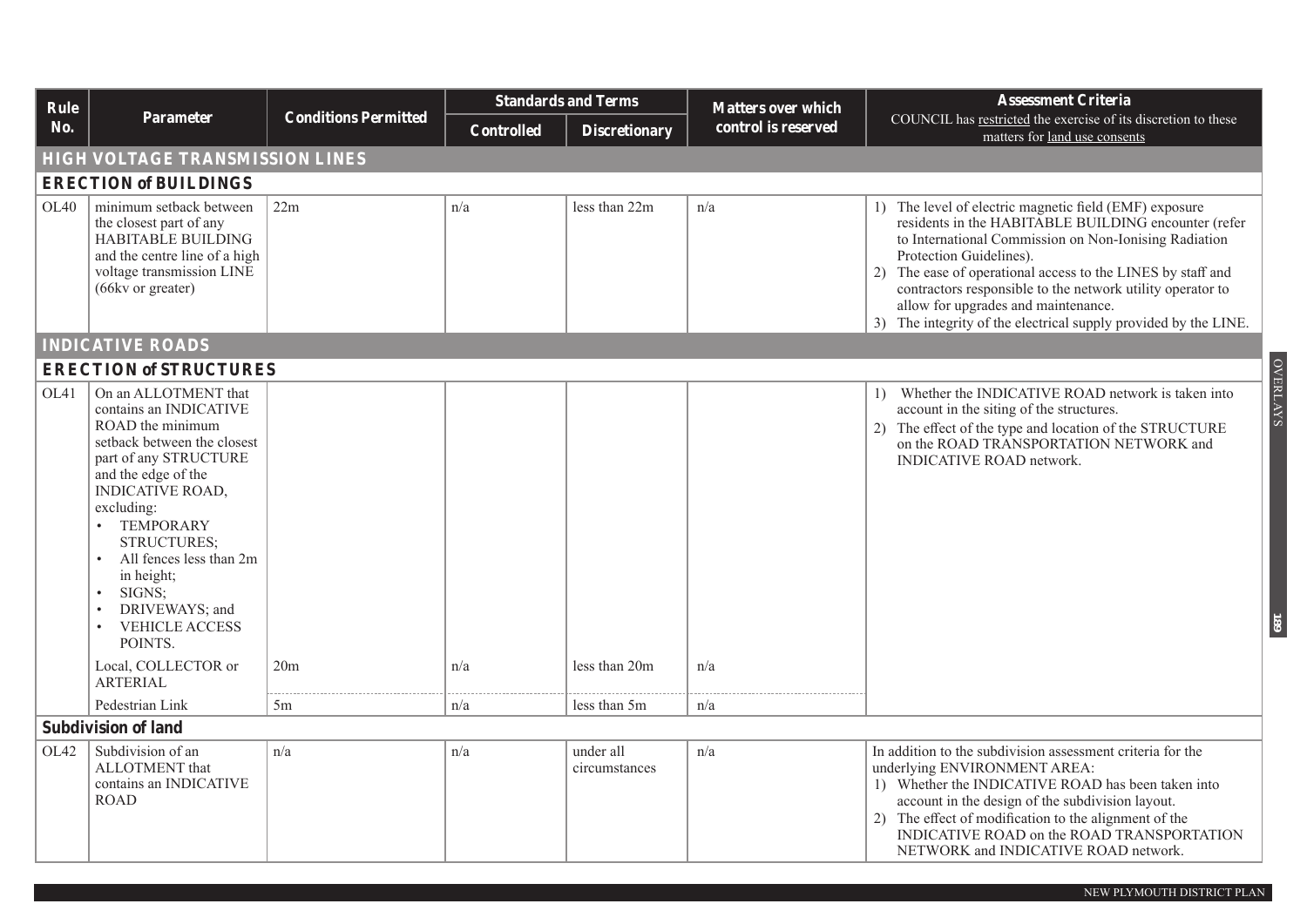| Rule No. | Parameter | Conditions Permitted | Standards and Terms | | Matters over which control is reserved | Assessment Criteria COUNCIL has restricted the exercise of its discretion to these matters for land use consents |
|---|---|---|---|---|---|---|
| | | | Controlled | Discretionary | | |
| **HIGH VOLTAGE TRANSMISSION LINES** | | | | | | |
| **ERECTION of BUILDINGS** | | | | | | |
| OL40 | minimum setback between the closest part of any HABITABLE BUILDING and the centre line of a high voltage transmission LINE (66kv or greater) | 22m | n/a | less than 22m | n/a | 1) The level of electric magnetic field (EMF) exposure residents in the HABITABLE BUILDING encounter (refer to International Commission on Non-Ionising Radiation Protection Guidelines).<br>2) The ease of operational access to the LINES by staff and contractors responsible to the network utility operator to allow for upgrades and maintenance.<br>3) The integrity of the electrical supply provided by the LINE. |
| **INDICATIVE ROADS** | | | | | | |
| **ERECTION of STRUCTURES** | | | | | | |
| OL41 | On an ALLOTMENT that contains an INDICATIVE ROAD the minimum setback between the closest part of any STRUCTURE and the edge of the INDICATIVE ROAD, excluding:<br>• TEMPORARY STRUCTURES;<br>• All fences less than 2m in height;<br>• SIGNS;<br>• DRIVEWAYS; and<br>• VEHICLE ACCESS POINTS. | | | | | 1) Whether the INDICATIVE ROAD network is taken into account in the siting of the structures.<br>2) The effect of the type and location of the STRUCTURE on the ROAD TRANSPORTATION NETWORK and INDICATIVE ROAD network. |
| | Local, COLLECTOR or ARTERIAL | 20m | n/a | less than 20m | n/a | |
| | Pedestrian Link | 5m | n/a | less than 5m | n/a | |
| **Subdivision of land** | | | | | | |
| OL42 | Subdivision of an ALLOTMENT that contains an INDICATIVE ROAD | n/a | n/a | under all circumstances | n/a | In addition to the subdivision assessment criteria for the underlying ENVIRONMENT AREA:<br>1) Whether the INDICATIVE ROAD has been taken into account in the design of the subdivision layout.<br>2) The effect of modification to the alignment of the INDICATIVE ROAD on the ROAD TRANSPORTATION NETWORK and INDICATIVE ROAD network. |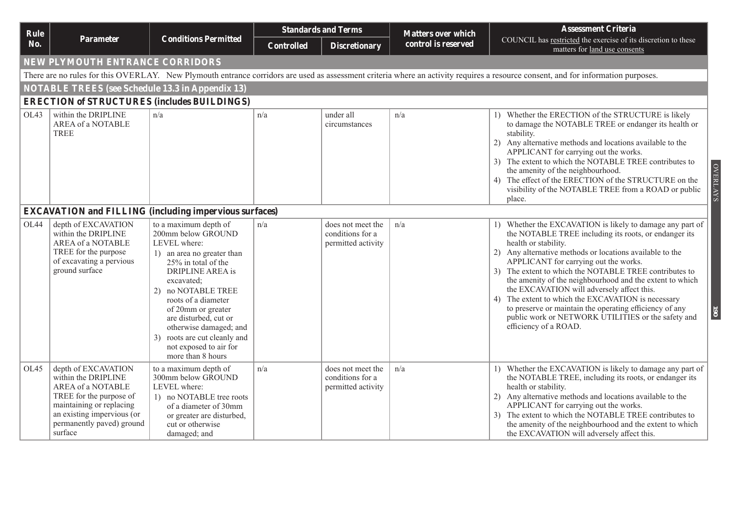| Rule No. | Parameter | Conditions Permitted | Standards and Terms | | Matters over which control is reserved | Assessment Criteria COUNCIL has restricted the exercise of its discretion to these matters for land use consents |
|---|---|---|---|---|---|---|
| | | | Controlled | Discretionary | | |
| **NEW PLYMOUTH ENTRANCE CORRIDORS** | | | | | | |
| There are no rules for this OVERLAY. New Plymouth entrance corridors are used as assessment criteria where an activity requires a resource consent, and for information purposes. | | | | | | |
| **NOTABLE TREES (see Schedule 13.3 in Appendix 13)** | | | | | | |
| **ERECTION of STRUCTURES (includes BUILDINGS)** | | | | | | |
| OL43 | within the DRIPLINE AREA of a NOTABLE TREE | n/a | n/a | under all circumstances | n/a | 1) Whether the ERECTION of the STRUCTURE is likely to damage the NOTABLE TREE or endanger its health or stability.<br>2) Any alternative methods and locations available to the APPLICANT for carrying out the works.<br>3) The extent to which the NOTABLE TREE contributes to the amenity of the neighbourhood.<br>4) The effect of the ERECTION of the STRUCTURE on the visibility of the NOTABLE TREE from a ROAD or public place. |
| **EXCAVATION and FILLING (including impervious surfaces)** | | | | | | |
| OL44 | depth of EXCAVATION within the DRIPLINE AREA of a NOTABLE TREE for the purpose of excavating a pervious ground surface | to a maximum depth of 200mm below GROUND LEVEL where:<br>1) an area no greater than 25% in total of the DRIPLINE AREA is excavated;<br>2) no NOTABLE TREE roots of a diameter of 20mm or greater are disturbed, cut or otherwise damaged; and<br>3) roots are cut cleanly and not exposed to air for more than 8 hours | n/a | does not meet the conditions for a permitted activity | n/a | 1) Whether the EXCAVATION is likely to damage any part of the NOTABLE TREE including its roots, or endanger its health or stability.<br>2) Any alternative methods or locations available to the APPLICANT for carrying out the works.<br>3) The extent to which the NOTABLE TREE contributes to the amenity of the neighbourhood and the extent to which the EXCAVATION will adversely affect this.<br>4) The extent to which the EXCAVATION is necessary to preserve or maintain the operating efficiency of any public work or NETWORK UTILITIES or the safety and efficiency of a ROAD. |
| OL45 | depth of EXCAVATION within the DRIPLINE AREA of a NOTABLE TREE for the purpose of maintaining or replacing an existing impervious (or permanently paved) ground surface | to a maximum depth of 300mm below GROUND LEVEL where:<br>1) no NOTABLE tree roots of a diameter of 30mm or greater are disturbed, cut or otherwise damaged; and | n/a | does not meet the conditions for a permitted activity | n/a | 1) Whether the EXCAVATION is likely to damage any part of the NOTABLE TREE, including its roots, or endanger its health or stability.<br>2) Any alternative methods and locations available to the APPLICANT for carrying out the works.<br>3) The extent to which the NOTABLE TREE contributes to the amenity of the neighbourhood and the extent to which the EXCAVATION will adversely affect this. |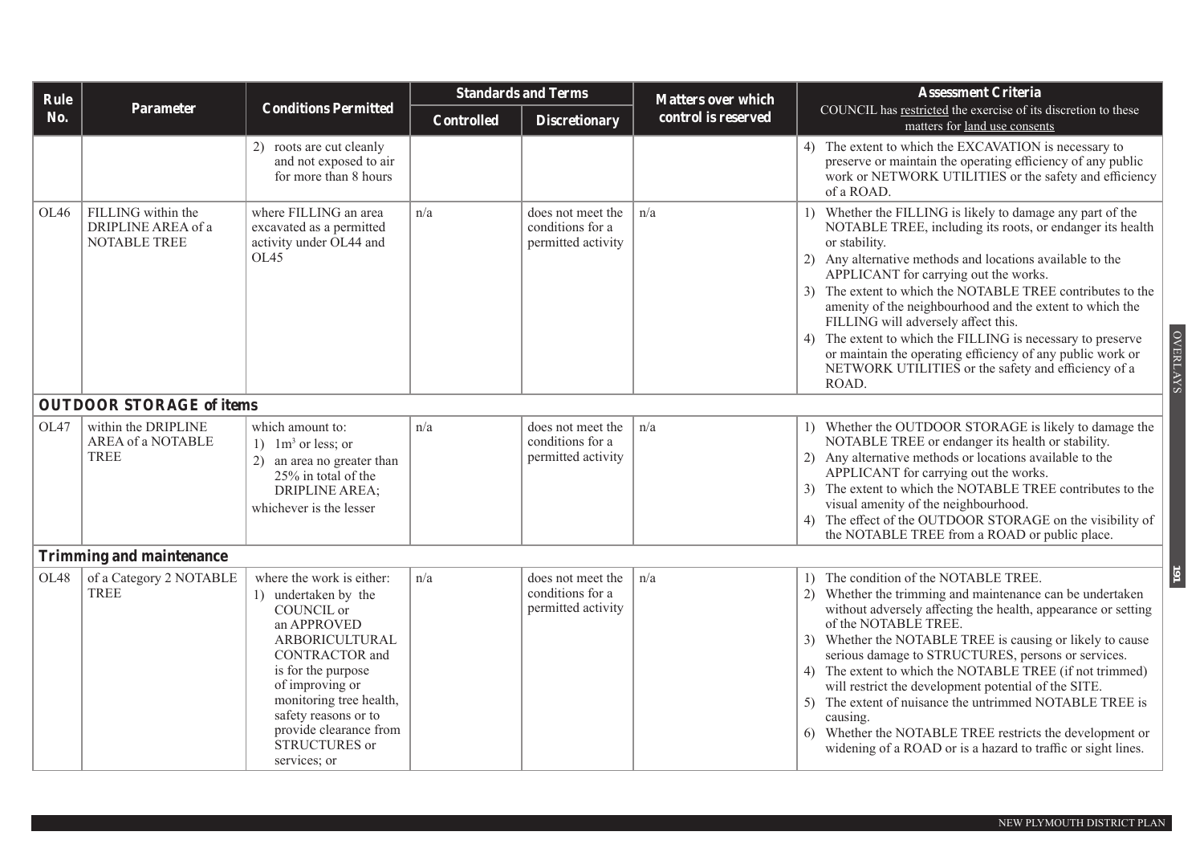| Rule No. | Parameter | Conditions Permitted | Standards and Terms | | Matters over which control is reserved | Assessment Criteria COUNCIL has restricted the exercise of its discretion to these matters for land use consents |
|---|---|---|---|---|---|---|
| | | | Controlled | Discretionary | | |
| | | 2) roots are cut cleanly and not exposed to air for more than 8 hours | | | | 4) The extent to which the EXCAVATION is necessary to preserve or maintain the operating efficiency of any public work or NETWORK UTILITIES or the safety and efficiency of a ROAD. |
| OL46 | FILLING within the DRIPLINE AREA of a NOTABLE TREE | where FILLING an area excavated as a permitted activity under OL44 and OL45 | n/a | does not meet the conditions for a permitted activity | n/a | 1) Whether the FILLING is likely to damage any part of the NOTABLE TREE, including its roots, or endanger its health or stability.<br>2) Any alternative methods and locations available to the APPLICANT for carrying out the works.<br>3) The extent to which the NOTABLE TREE contributes to the amenity of the neighbourhood and the extent to which the FILLING will adversely affect this.<br>4) The extent to which the FILLING is necessary to preserve or maintain the operating efficiency of any public work or NETWORK UTILITIES or the safety and efficiency of a ROAD. |
| **OUTDOOR STORAGE of items** | | | | | | |
| OL47 | within the DRIPLINE AREA of a NOTABLE TREE | which amount to:<br>1) $1m^3$ or less; or<br>2) an area no greater than 25% in total of the DRIPLINE AREA;<br>whichever is the lesser | n/a | does not meet the conditions for a permitted activity | n/a | 1) Whether the OUTDOOR STORAGE is likely to damage the NOTABLE TREE or endanger its health or stability.<br>2) Any alternative methods or locations available to the APPLICANT for carrying out the works.<br>3) The extent to which the NOTABLE TREE contributes to the visual amenity of the neighbourhood.<br>4) The effect of the OUTDOOR STORAGE on the visibility of the NOTABLE TREE from a ROAD or public place. |
| **Trimming and maintenance** | | | | | | |
| OL48 | of a Category 2 NOTABLE TREE | where the work is either:<br>1) undertaken by the COUNCIL or an APPROVED ARBORICULTURAL CONTRACTOR and is for the purpose of improving or monitoring tree health, safety reasons or to provide clearance from STRUCTURES or services; or | n/a | does not meet the conditions for a permitted activity | n/a | 1) The condition of the NOTABLE TREE.<br>2) Whether the trimming and maintenance can be undertaken without adversely affecting the health, appearance or setting of the NOTABLE TREE.<br>3) Whether the NOTABLE TREE is causing or likely to cause serious damage to STRUCTURES, persons or services.<br>4) The extent to which the NOTABLE TREE (if not trimmed) will restrict the development potential of the SITE.<br>5) The extent of nuisance the untrimmed NOTABLE TREE is causing.<br>6) Whether the NOTABLE TREE restricts the development or widening of a ROAD or is a hazard to traffic or sight lines. |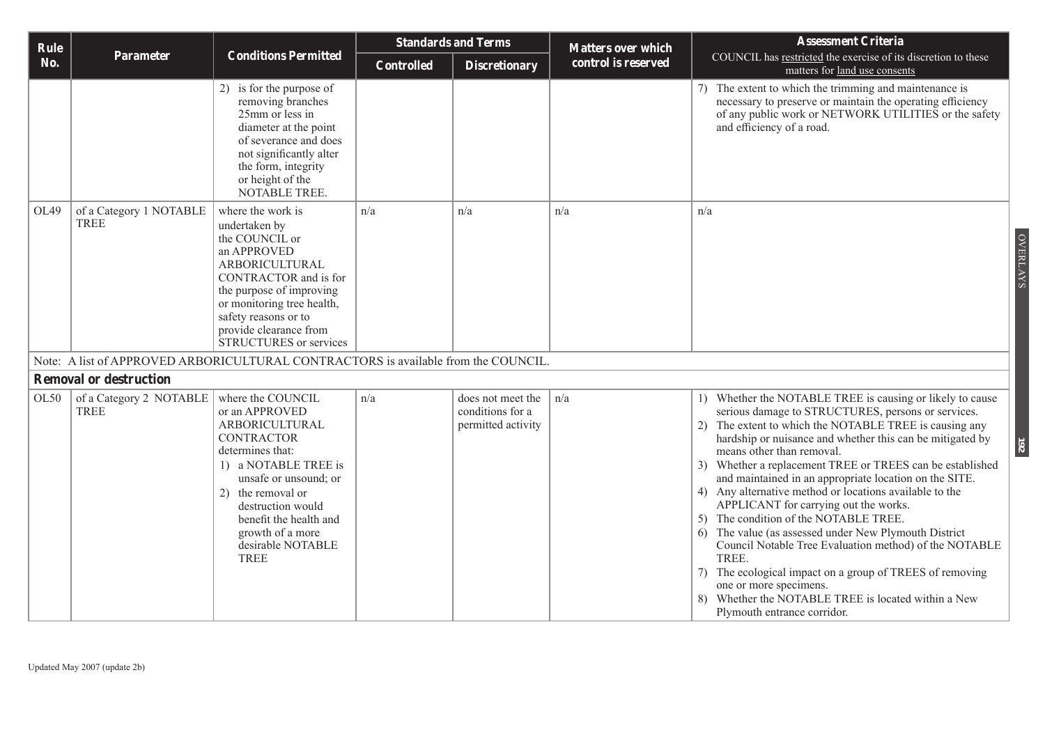| Rule No. | Parameter | Conditions Permitted | Standards and Terms | | Matters over which control is reserved | Assessment Criteria COUNCIL has restricted the exercise of its discretion to these matters for land use consents |
|---|---|---|---|---|---|---|
| | | | Controlled | Discretionary | | |
| | | 2) is for the purpose of removing branches 25mm or less in diameter at the point of severance and does not significantly alter the form, integrity or height of the NOTABLE TREE. | | | | 7) The extent to which the trimming and maintenance is necessary to preserve or maintain the operating efficiency of any public work or NETWORK UTILITIES or the safety and efficiency of a road. |
| OL49 | of a Category 1 NOTABLE TREE | where the work is undertaken by the COUNCIL or an APPROVED ARBORICULTURAL CONTRACTOR and is for the purpose of improving or monitoring tree health, safety reasons or to provide clearance from STRUCTURES or services | n/a | n/a | n/a | n/a |
| Note: A list of APPROVED ARBORICULTURAL CONTRACTORS is available from the COUNCIL. | | | | | | |
| **Removal or destruction** | | | | | | |
| OL50 | of a Category 2 NOTABLE TREE | where the COUNCIL or an APPROVED ARBORICULTURAL CONTRACTOR determines that:<br>1) a NOTABLE TREE is unsafe or unsound; or<br>2) the removal or destruction would benefit the health and growth of a more desirable NOTABLE TREE | n/a | does not meet the conditions for a permitted activity | n/a | 1) Whether the NOTABLE TREE is causing or likely to cause serious damage to STRUCTURES, persons or services.<br>2) The extent to which the NOTABLE TREE is causing any hardship or nuisance and whether this can be mitigated by means other than removal.<br>3) Whether a replacement TREE or TREES can be established and maintained in an appropriate location on the SITE.<br>4) Any alternative method or locations available to the APPLICANT for carrying out the works.<br>5) The condition of the NOTABLE TREE.<br>6) The value (as assessed under New Plymouth District Council Notable Tree Evaluation method) of the NOTABLE TREE.<br>7) The ecological impact on a group of TREES of removing one or more specimens.<br>8) Whether the NOTABLE TREE is located within a New Plymouth entrance corridor. |

Updated May 2007 (update 2b)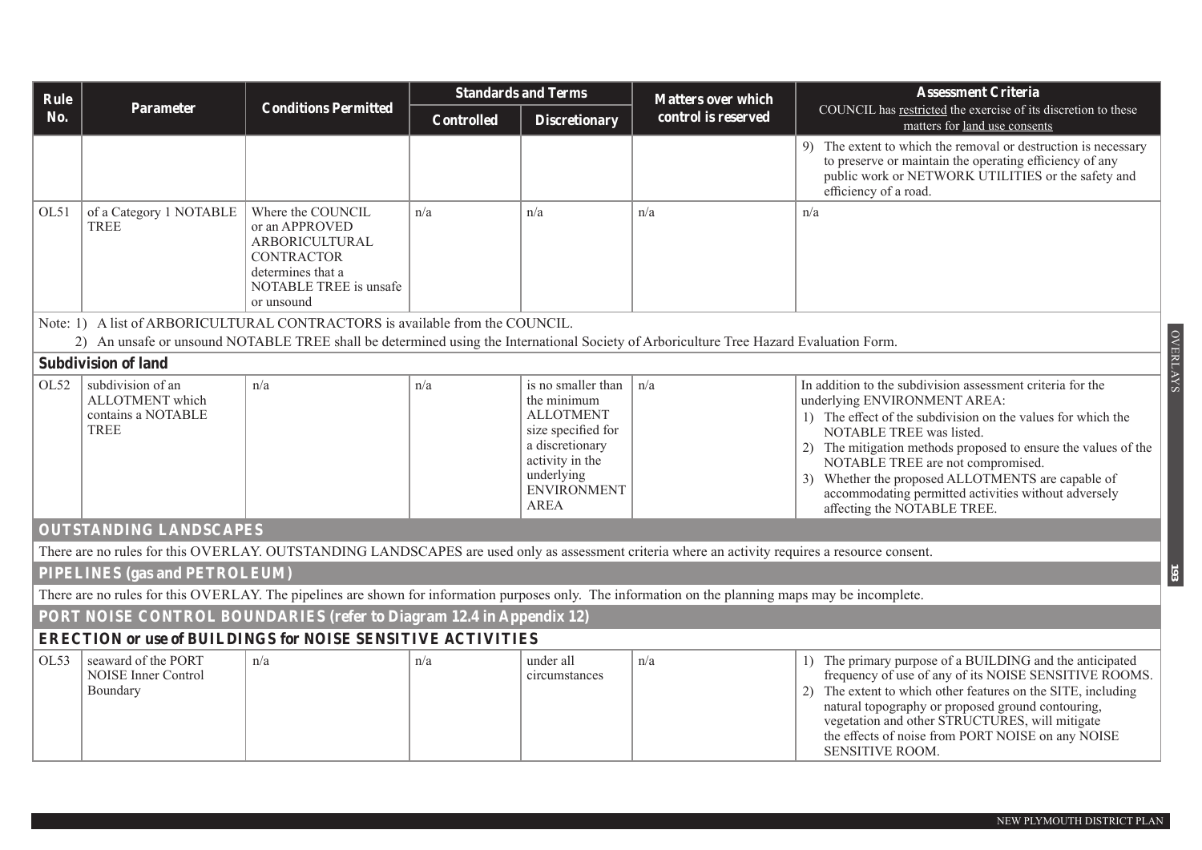| Rule No. | Parameter | Conditions Permitted | Standards and Terms | | Matters over which control is reserved | Assessment Criteria<br>COUNCIL has restricted the exercise of its discretion to these matters for land use consents |
|---|---|---|---|---|---|---|
| | | | Controlled | Discretionary | | |
| | | | | | | 9) The extent to which the removal or destruction is necessary to preserve or maintain the operating efficiency of any public work or NETWORK UTILITIES or the safety and efficiency of a road. |
| OL51 | of a Category 1 NOTABLE TREE | Where the COUNCIL or an APPROVED ARBORICULTURAL CONTRACTOR determines that a NOTABLE TREE is unsafe or unsound | n/a | n/a | n/a | n/a |

Note: 1) A list of ARBORICULTURAL CONTRACTORS is available from the COUNCIL.
2) An unsafe or unsound NOTABLE TREE shall be determined using the International Society of Arboriculture Tree Hazard Evaluation Form.

**Subdivision of land**

| Rule No. | Parameter | Conditions Permitted | Controlled | Discretionary | Matters over which control is reserved | Assessment Criteria |
|---|---|---|---|---|---|---|
| OL52 | subdivision of an ALLOTMENT which contains a NOTABLE TREE | n/a | n/a | is no smaller than the minimum ALLOTMENT size specified for a discretionary activity in the underlying ENVIRONMENT AREA | n/a | In addition to the subdivision assessment criteria for the underlying ENVIRONMENT AREA:<br>1) The effect of the subdivision on the values for which the NOTABLE TREE was listed.<br>2) The mitigation methods proposed to ensure the values of the NOTABLE TREE are not compromised.<br>3) Whether the proposed ALLOTMENTS are capable of accommodating permitted activities without adversely affecting the NOTABLE TREE. |

## OUTSTANDING LANDSCAPES

There are no rules for this OVERLAY. OUTSTANDING LANDSCAPES are used only as assessment criteria where an activity requires a resource consent.

## PIPELINES (gas and PETROLEUM)

There are no rules for this OVERLAY. The pipelines are shown for information purposes only. The information on the planning maps may be incomplete.

## PORT NOISE CONTROL BOUNDARIES (refer to Diagram 12.4 in Appendix 12)

**ERECTION or use of BUILDINGS for NOISE SENSITIVE ACTIVITIES**

| Rule No. | Parameter | Conditions Permitted | Controlled | Discretionary | Matters over which control is reserved | Assessment Criteria |
|---|---|---|---|---|---|---|
| OL53 | seaward of the PORT NOISE Inner Control Boundary | n/a | n/a | under all circumstances | n/a | 1) The primary purpose of a BUILDING and the anticipated frequency of use of any of its NOISE SENSITIVE ROOMS.<br>2) The extent to which other features on the SITE, including natural topography or proposed ground contouring, vegetation and other STRUCTURES, will mitigate the effects of noise from PORT NOISE on any NOISE SENSITIVE ROOM. |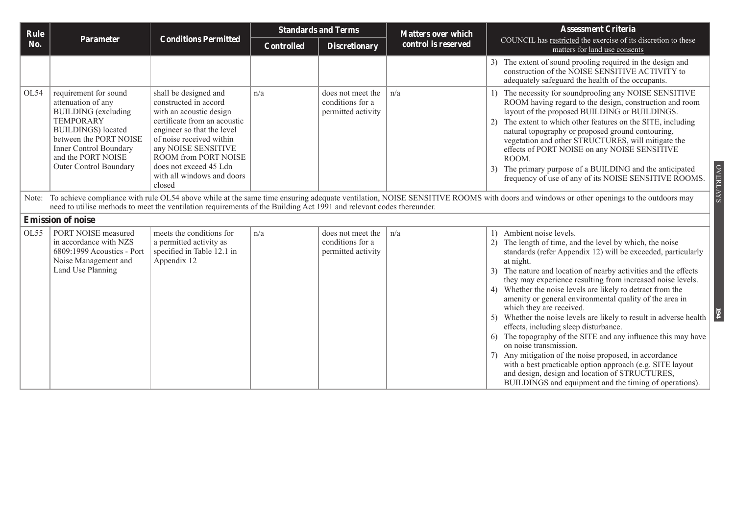| Rule No. | Parameter | Conditions Permitted | Standards and Terms | | Matters over which control is reserved | Assessment Criteria |
|---|---|---|---|---|---|---|
| | | | Controlled | Discretionary | | COUNCIL has restricted the exercise of its discretion to these matters for land use consents |
| | | | | | | 3) The extent of sound proofing required in the design and construction of the NOISE SENSITIVE ACTIVITY to adequately safeguard the health of the occupants. |
| OL54 | requirement for sound attenuation of any BUILDING (excluding TEMPORARY BUILDINGS) located between the PORT NOISE Inner Control Boundary and the PORT NOISE Outer Control Boundary | shall be designed and constructed in accord with an acoustic design certificate from an acoustic engineer so that the level of noise received within any NOISE SENSITIVE ROOM from PORT NOISE does not exceed 45 Ldn with all windows and doors closed | n/a | does not meet the conditions for a permitted activity | n/a | 1) The necessity for soundproofing any NOISE SENSITIVE ROOM having regard to the design, construction and room layout of the proposed BUILDING or BUILDINGS. 2) The extent to which other features on the SITE, including natural topography or proposed ground contouring, vegetation and other STRUCTURES, will mitigate the effects of PORT NOISE on any NOISE SENSITIVE ROOM. 3) The primary purpose of a BUILDING and the anticipated frequency of use of any of its NOISE SENSITIVE ROOMS. |
| Note: To achieve compliance with rule OL54 above while at the same time ensuring adequate ventilation, NOISE SENSITIVE ROOMS with doors and windows or other openings to the outdoors may need to utilise methods to meet the ventilation requirements of the Building Act 1991 and relevant codes thereunder. | | | | | | |
| **Emission of noise** | | | | | | |
| OL55 | PORT NOISE measured in accordance with NZS 6809:1999 Acoustics - Port Noise Management and Land Use Planning | meets the conditions for a permitted activity as specified in Table 12.1 in Appendix 12 | n/a | does not meet the conditions for a permitted activity | n/a | 1) Ambient noise levels. 2) The length of time, and the level by which, the noise standards (refer Appendix 12) will be exceeded, particularly at night. 3) The nature and location of nearby activities and the effects they may experience resulting from increased noise levels. 4) Whether the noise levels are likely to detract from the amenity or general environmental quality of the area in which they are received. 5) Whether the noise levels are likely to result in adverse health effects, including sleep disturbance. 6) The topography of the SITE and any influence this may have on noise transmission. 7) Any mitigation of the noise proposed, in accordance with a best practicable option approach (e.g. SITE layout and design, design and location of STRUCTURES, BUILDINGS and equipment and the timing of operations). |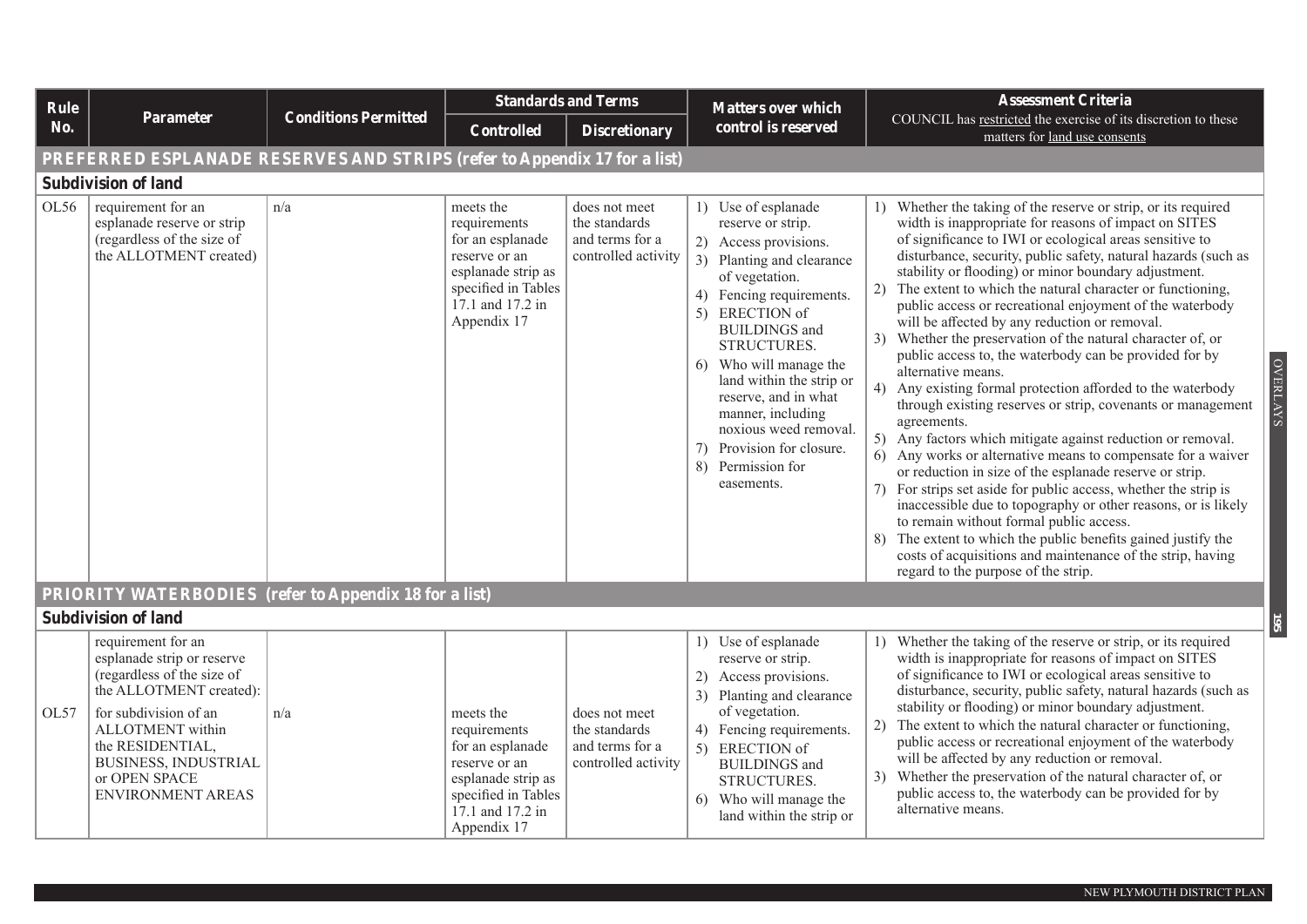| Rule No. | Parameter | Conditions Permitted | Standards and Terms | | Matters over which control is reserved | Assessment Criteria COUNCIL has restricted the exercise of its discretion to these matters for land use consents |
|---|---|---|---|---|---|---|
| | | | Controlled | Discretionary | | |
| **PREFERRED ESPLANADE RESERVES AND STRIPS (refer to Appendix 17 for a list)** | | | | | | |
| **Subdivision of land** | | | | | | |
| OL56 | requirement for an esplanade reserve or strip (regardless of the size of the ALLOTMENT created) | n/a | meets the requirements for an esplanade reserve or an esplanade strip as specified in Tables 17.1 and 17.2 in Appendix 17 | does not meet the standards and terms for a controlled activity | 1) Use of esplanade reserve or strip.<br>2) Access provisions.<br>3) Planting and clearance of vegetation.<br>4) Fencing requirements.<br>5) ERECTION of BUILDINGS and STRUCTURES.<br>6) Who will manage the land within the strip or reserve, and in what manner, including noxious weed removal.<br>7) Provision for closure.<br>8) Permission for easements. | 1) Whether the taking of the reserve or strip, or its required width is inappropriate for reasons of impact on SITES of significance to IWI or ecological areas sensitive to disturbance, security, public safety, natural hazards (such as stability or flooding) or minor boundary adjustment.<br>2) The extent to which the natural character or functioning, public access or recreational enjoyment of the waterbody will be affected by any reduction or removal.<br>3) Whether the preservation of the natural character of, or public access to, the waterbody can be provided for by alternative means.<br>4) Any existing formal protection afforded to the waterbody through existing reserves or strip, covenants or management agreements.<br>5) Any factors which mitigate against reduction or removal.<br>6) Any works or alternative means to compensate for a waiver or reduction in size of the esplanade reserve or strip.<br>7) For strips set aside for public access, whether the strip is inaccessible due to topography or other reasons, or is likely to remain without formal public access.<br>8) The extent to which the public benefits gained justify the costs of acquisitions and maintenance of the strip, having regard to the purpose of the strip. |
| **PRIORITY WATERBODIES (refer to Appendix 18 for a list)** | | | | | | |
| **Subdivision of land** | | | | | | |
| OL57 | requirement for an esplanade strip or reserve (regardless of the size of the ALLOTMENT created):<br>for subdivision of an ALLOTMENT within the RESIDENTIAL, BUSINESS, INDUSTRIAL or OPEN SPACE ENVIRONMENT AREAS | n/a | meets the requirements for an esplanade reserve or an esplanade strip as specified in Tables 17.1 and 17.2 in Appendix 17 | does not meet the standards and terms for a controlled activity | 1) Use of esplanade reserve or strip.<br>2) Access provisions.<br>3) Planting and clearance of vegetation.<br>4) Fencing requirements.<br>5) ERECTION of BUILDINGS and STRUCTURES.<br>6) Who will manage the land within the strip or | 1) Whether the taking of the reserve or strip, or its required width is inappropriate for reasons of impact on SITES of significance to IWI or ecological areas sensitive to disturbance, security, public safety, natural hazards (such as stability or flooding) or minor boundary adjustment.<br>2) The extent to which the natural character or functioning, public access or recreational enjoyment of the waterbody will be affected by any reduction or removal.<br>3) Whether the preservation of the natural character of, or public access to, the waterbody can be provided for by alternative means. |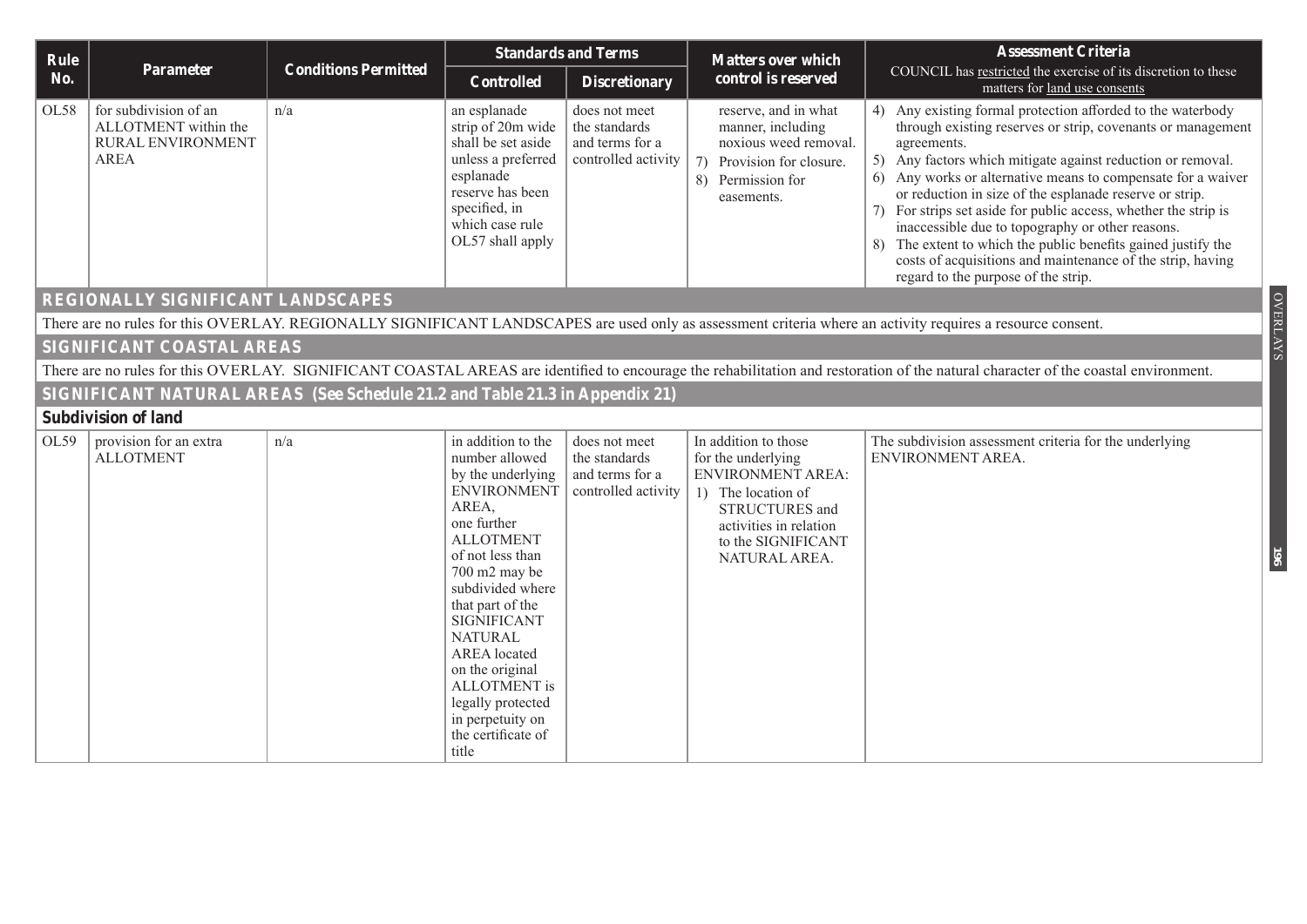| Rule No. | Parameter | Conditions Permitted | Standards and Terms | | Matters over which control is reserved | Assessment Criteria<br>COUNCIL has restricted the exercise of its discretion to these matters for land use consents |
|---|---|---|---|---|---|---|
| | | | Controlled | Discretionary | | |
| OL58 | for subdivision of an ALLOTMENT within the RURAL ENVIRONMENT AREA | n/a | an esplanade strip of 20m wide shall be set aside unless a preferred esplanade reserve has been specified, in which case rule OL57 shall apply | does not meet the standards and terms for a controlled activity | reserve, and in what manner, including noxious weed removal.<br>7) Provision for closure.<br>8) Permission for easements. | 4) Any existing formal protection afforded to the waterbody through existing reserves or strip, covenants or management agreements.<br>5) Any factors which mitigate against reduction or removal.<br>6) Any works or alternative means to compensate for a waiver or reduction in size of the esplanade reserve or strip.<br>7) For strips set aside for public access, whether the strip is inaccessible due to topography or other reasons.<br>8) The extent to which the public benefits gained justify the costs of acquisitions and maintenance of the strip, having regard to the purpose of the strip. |
| **REGIONALLY SIGNIFICANT LANDSCAPES** | | | | | | |
| There are no rules for this OVERLAY. REGIONALLY SIGNIFICANT LANDSCAPES are used only as assessment criteria where an activity requires a resource consent. | | | | | | |
| **SIGNIFICANT COASTAL AREAS** | | | | | | |
| There are no rules for this OVERLAY. SIGNIFICANT COASTAL AREAS are identified to encourage the rehabilitation and restoration of the natural character of the coastal environment. | | | | | | |
| **SIGNIFICANT NATURAL AREAS (See Schedule 21.2 and Table 21.3 in Appendix 21)** | | | | | | |
| **Subdivision of land** | | | | | | |
| OL59 | provision for an extra ALLOTMENT | n/a | in addition to the number allowed by the underlying ENVIRONMENT AREA, one further ALLOTMENT of not less than 700 m2 may be subdivided where that part of the SIGNIFICANT NATURAL AREA located on the original ALLOTMENT is legally protected in perpetuity on the certificate of title | does not meet the standards and terms for a controlled activity | In addition to those for the underlying ENVIRONMENT AREA:<br>1) The location of STRUCTURES and activities in relation to the SIGNIFICANT NATURAL AREA. | The subdivision assessment criteria for the underlying ENVIRONMENT AREA. |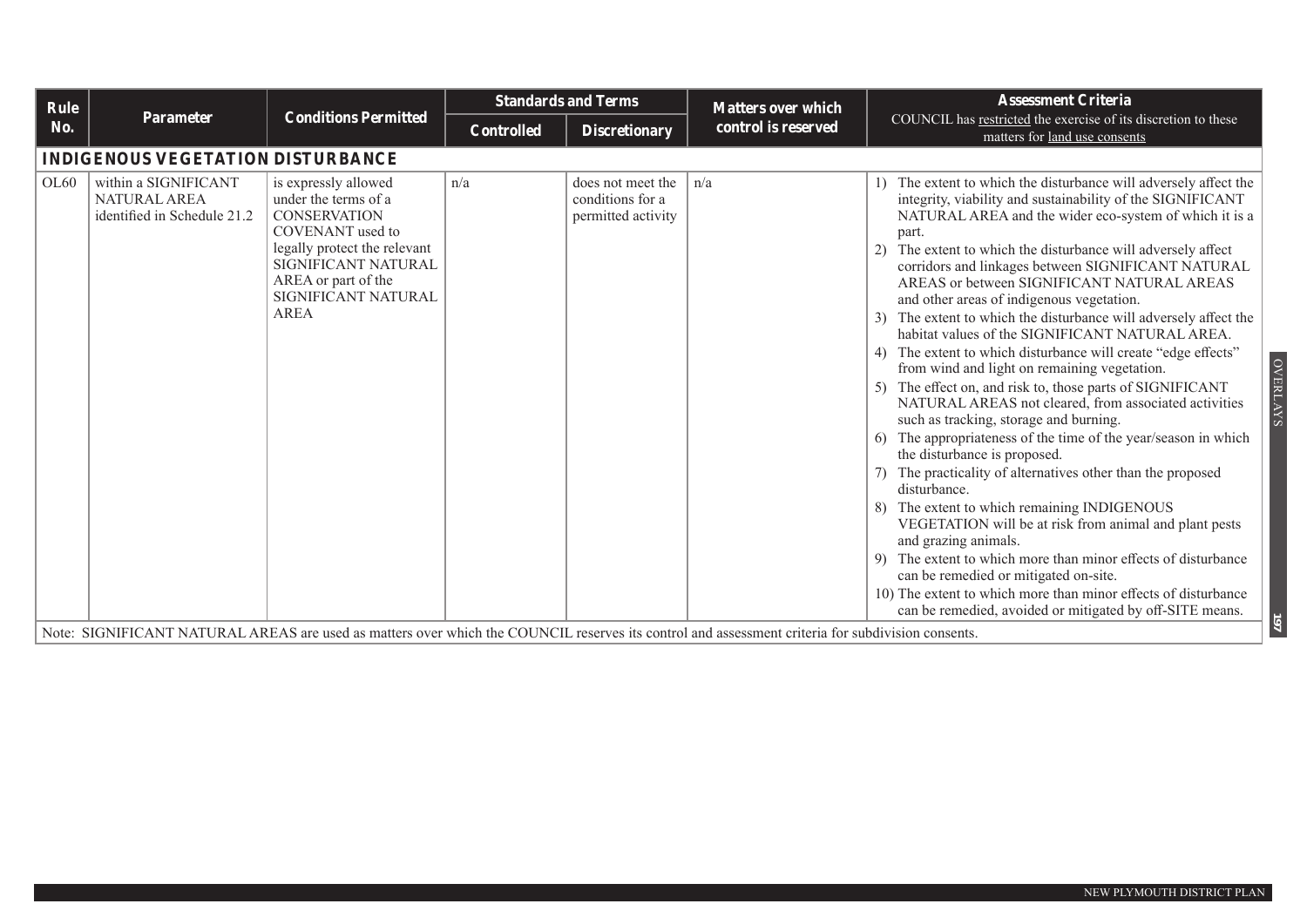| Rule No. | Parameter | Conditions Permitted | Standards and Terms | | Matters over which control is reserved | Assessment Criteria COUNCIL has <u>restricted</u> the exercise of its discretion to these matters for <u>land use consents</u> |
|---|---|---|---|---|---|---|
| | | | Controlled | Discretionary | | |
| **INDIGENOUS VEGETATION DISTURBANCE** | | | | | | |
| OL60 | within a SIGNIFICANT NATURAL AREA identified in Schedule 21.2 | is expressly allowed under the terms of a CONSERVATION COVENANT used to legally protect the relevant SIGNIFICANT NATURAL AREA or part of the SIGNIFICANT NATURAL AREA | n/a | does not meet the conditions for a permitted activity | n/a | 1) The extent to which the disturbance will adversely affect the integrity, viability and sustainability of the SIGNIFICANT NATURAL AREA and the wider eco-system of which it is a part.<br>2) The extent to which the disturbance will adversely affect corridors and linkages between SIGNIFICANT NATURAL AREAS or between SIGNIFICANT NATURAL AREAS and other areas of indigenous vegetation.<br>3) The extent to which the disturbance will adversely affect the habitat values of the SIGNIFICANT NATURAL AREA.<br>4) The extent to which disturbance will create "edge effects" from wind and light on remaining vegetation.<br>5) The effect on, and risk to, those parts of SIGNIFICANT NATURAL AREAS not cleared, from associated activities such as tracking, storage and burning.<br>6) The appropriateness of the time of the year/season in which the disturbance is proposed.<br>7) The practicality of alternatives other than the proposed disturbance.<br>8) The extent to which remaining INDIGENOUS VEGETATION will be at risk from animal and plant pests and grazing animals.<br>9) The extent to which more than minor effects of disturbance can be remedied or mitigated on-site.<br>10) The extent to which more than minor effects of disturbance can be remedied, avoided or mitigated by off-SITE means. |
| Note: SIGNIFICANT NATURAL AREAS are used as matters over which the COUNCIL reserves its control and assessment criteria for subdivision consents. | | | | | | |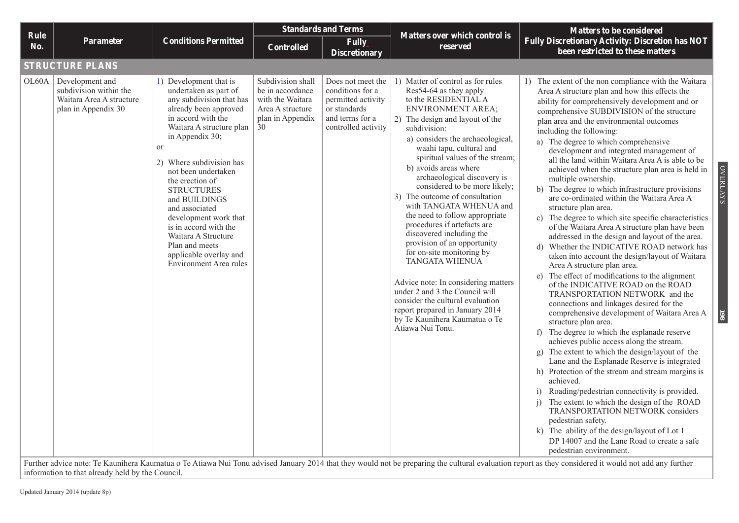| Rule No. | Parameter | Conditions Permitted | Standards and Terms | | Matters over which control is reserved | Matters to be considered Fully Discretionary Activity: Discretion has NOT been restricted to these matters |
|---|---|---|---|---|---|---|
| | | | Controlled | Fully Discretionary | | |
| **STRUCTURE PLANS** | | | | | | |
| OL60A | Development and subdivision within the Waitara Area A structure plan in Appendix 30 | 1) Development that is undertaken as part of any subdivision that has already been approved in accord with the Waitara A structure plan in Appendix 30;<br>or<br>2) Where subdivision has not been undertaken the erection of STRUCTURES and BUILDINGS and associated development work that is in accord with the Waitara A Structure Plan and meets applicable overlay and Environment Area rules | Subdivision shall be in accordance with the Waitara Area A structure plan in Appendix 30 | Does not meet the conditions for a permitted activity or standards and terms for a controlled activity | 1) Matter of control as for rules Res54-64 as they apply to the RESIDENTIAL A ENVIRONMENT AREA;<br>2) The design and layout of the subdivision:<br>a) considers the archaeological, waahi tapu, cultural and spiritual values of the stream;<br>b) avoids areas where archaeological discovery is considered to be more likely;<br>3) The outcome of consultation with TANGATA WHENUA and the need to follow appropriate procedures if artefacts are discovered including the provision of an opportunity for on-site monitoring by TANGATA WHENUA<br><br>Advice note: In considering matters under 2 and 3 the Council will consider the cultural evaluation report prepared in January 2014 by Te Kaunihera Kaumatua o Te Atiawa Nui Tonu. | 1) The extent of the non compliance with the Waitara Area A structure plan and how this effects the ability for comprehensively development and or comprehensive SUBDIVISION of the structure plan area and the environmental outcomes including the following:<br>a) The degree to which comprehensive development and integrated management of all the land within Waitara Area A is able to be achieved when the structure plan area is held in multiple ownership.<br>b) The degree to which infrastructure provisions are co-ordinated within the Waitara Area A structure plan area.<br>c) The degree to which site specific characteristics of the Waitara Area A structure plan have been addressed in the design and layout of the area.<br>d) Whether the INDICATIVE ROAD network has taken into account the design/layout of Waitara Area A structure plan area.<br>e) The effect of modifications to the alignment of the INDICATIVE ROAD on the ROAD TRANSPORTATION NETWORK and the connections and linkages desired for the comprehensive development of Waitara Area A structure plan area.<br>f) The degree to which the esplanade reserve achieves public access along the stream.<br>g) The extent to which the design/layout of the Lane and the Esplanade Reserve is integrated<br>h) Protection of the stream and stream margins is achieved.<br>i) Roading/pedestrian connectivity is provided.<br>j) The extent to which the design of the ROAD TRANSPORTATION NETWORK considers pedestrian safety.<br>k) The ability of the design/layout of Lot 1 DP 14007 and the Lane Road to create a safe pedestrian environment. |
| Further advice note: Te Kaunihera Kaumatua o Te Atiawa Nui Tonu advised January 2014 that they would not be preparing the cultural evaluation report as they considered it would not add any further information to that already held by the Council. | | | | | | |

Updated January 2014 (update 8p)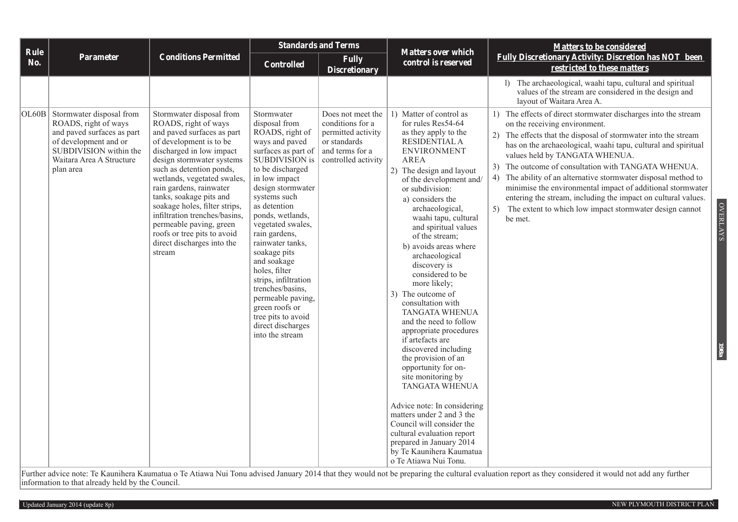| Rule No. | Parameter | Conditions Permitted | Standards and Terms | | Matters over which control is reserved | Matters to be considered Fully Discretionary Activity: Discretion has NOT been restricted to these matters |
|---|---|---|---|---|---|---|
| | | | Controlled | Fully Discretionary | | |
| | | | | | | l) The archaeological, waahi tapu, cultural and spiritual values of the stream are considered in the design and layout of Waitara Area A. |
| OL60B | Stormwater disposal from ROADS, right of ways and paved surfaces as part of development and or SUBDIVISION within the Waitara Area A Structure plan area | Stormwater disposal from ROADS, right of ways and paved surfaces as part of development is to be discharged in low impact design stormwater systems such as detention ponds, wetlands, vegetated swales, rain gardens, rainwater tanks, soakage pits and soakage holes, filter strips, infiltration trenches/basins, permeable paving, green roofs or tree pits to avoid direct discharges into the stream | Stormwater disposal from ROADS, right of ways and paved surfaces as part of SUBDIVISION is to be discharged in low impact design stormwater systems such as detention ponds, wetlands, vegetated swales, rain gardens, rainwater tanks, soakage pits and soakage holes, filter strips, infiltration trenches/basins, permeable paving, green roofs or tree pits to avoid direct discharges into the stream | Does not meet the conditions for a permitted activity or standards and terms for a controlled activity | 1) Matter of control as for rules Res54-64 as they apply to the RESIDENTIAL A ENVIRONMENT AREA<br>2) The design and layout of the development and/ or subdivision:<br>a) considers the archaeological, waahi tapu, cultural and spiritual values of the stream;<br>b) avoids areas where archaeological discovery is considered to be more likely;<br>3) The outcome of consultation with TANGATA WHENUA and the need to follow appropriate procedures if artefacts are discovered including the provision of an opportunity for on-site monitoring by TANGATA WHENUA<br><br>Advice note: In considering matters under 2 and 3 the Council will consider the cultural evaluation report prepared in January 2014 by Te Kaunihera Kaumatua o Te Atiawa Nui Tonu. | 1) The effects of direct stormwater discharges into the stream on the receiving environment.<br>2) The effects that the disposal of stormwater into the stream has on the archaeological, waahi tapu, cultural and spiritual values held by TANGATA WHENUA.<br>3) The outcome of consultation with TANGATA WHENUA.<br>4) The ability of an alternative stormwater disposal method to minimise the environmental impact of additional stormwater entering the stream, including the impact on cultural values.<br>5) The extent to which low impact stormwater design cannot be met. |

Further advice note: Te Kaunihera Kaumatua o Te Atiawa Nui Tonu advised January 2014 that they would not be preparing the cultural evaluation report as they considered it would not add any further information to that already held by the Council.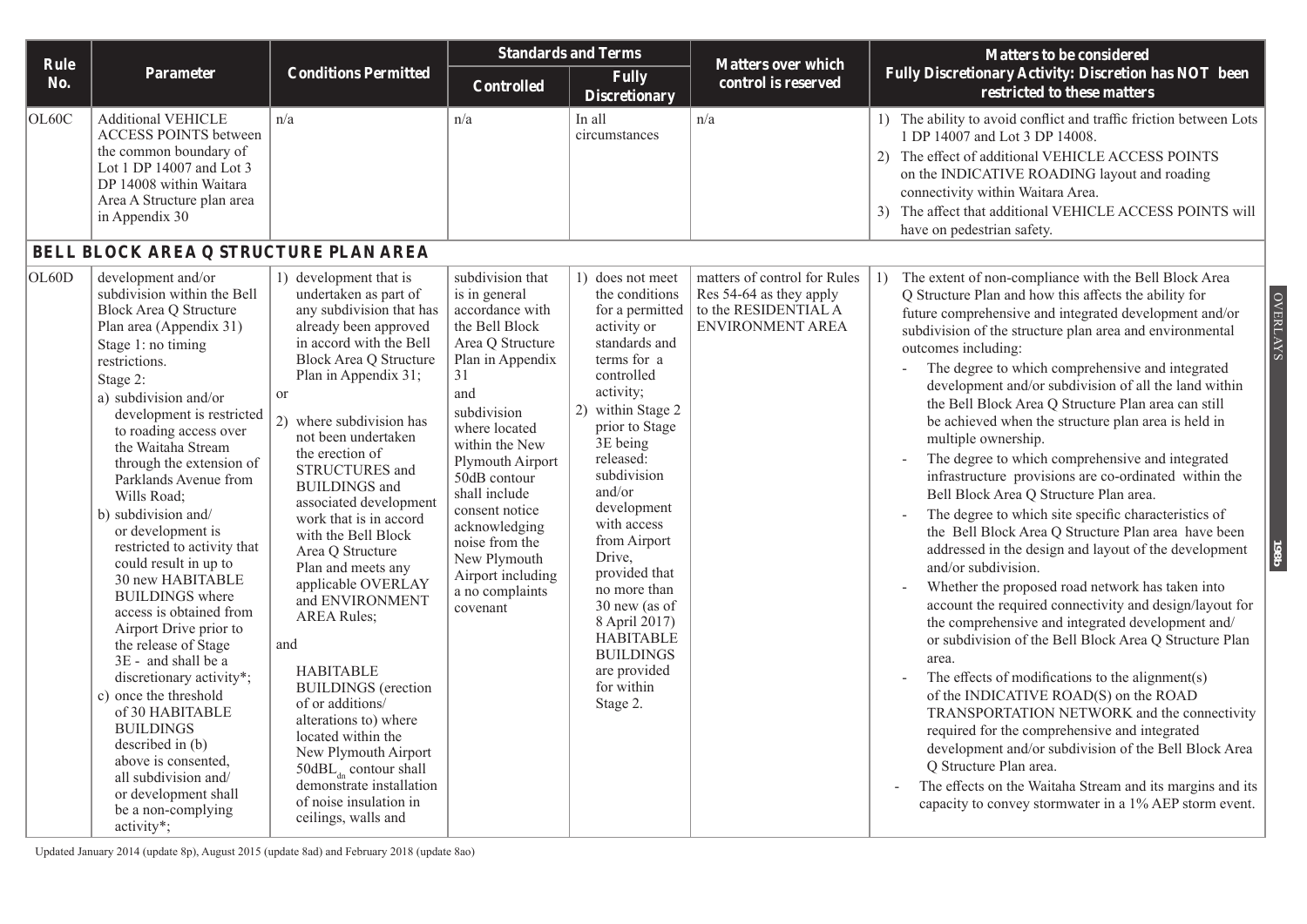| Rule No. | Parameter | Conditions Permitted | Standards and Terms | | Matters over which control is reserved | Matters to be considered Fully Discretionary Activity: Discretion has NOT been restricted to these matters |
|---|---|---|---|---|---|---|
| | | | Controlled | Fully Discretionary | | |
| OL60C | Additional VEHICLE ACCESS POINTS between the common boundary of Lot 1 DP 14007 and Lot 3 DP 14008 within Waitara Area A Structure plan area in Appendix 30 | n/a | n/a | In all circumstances | n/a | 1) The ability to avoid conflict and traffic friction between Lots 1 DP 14007 and Lot 3 DP 14008.<br>2) The effect of additional VEHICLE ACCESS POINTS on the INDICATIVE ROADING layout and roading connectivity within Waitara Area.<br>3) The affect that additional VEHICLE ACCESS POINTS will have on pedestrian safety. |
| **BELL BLOCK AREA Q STRUCTURE PLAN AREA** | | | | | | |
| OL60D | development and/or subdivision within the Bell Block Area Q Structure Plan area (Appendix 31)<br>Stage 1: no timing restrictions.<br>Stage 2:<br>a) subdivision and/or development is restricted to roading access over the Waitaha Stream through the extension of Parklands Avenue from Wills Road;<br>b) subdivision and/ or development is restricted to activity that could result in up to 30 new HABITABLE BUILDINGS where access is obtained from Airport Drive prior to the release of Stage 3E - and shall be a discretionary activity*;<br>c) once the threshold of 30 HABITABLE BUILDINGS described in (b) above is consented, all subdivision and/ or development shall be a non-complying activity*; | 1) development that is undertaken as part of any subdivision that has already been approved in accord with the Bell Block Area Q Structure Plan in Appendix 31;<br>or<br>2) where subdivision has not been undertaken the erection of STRUCTURES and BUILDINGS and associated development work that is in accord with the Bell Block Area Q Structure Plan and meets any applicable OVERLAY and ENVIRONMENT AREA Rules;<br>and<br>HABITABLE BUILDINGS (erection of or additions/ alterations to) where located within the New Plymouth Airport $50dBL_{dn}$ contour shall demonstrate installation of noise insulation in ceilings, walls and | subdivision that is in general accordance with the Bell Block Area Q Structure Plan in Appendix 31<br>and<br>subdivision where located within the New Plymouth Airport 50dB contour shall include consent notice acknowledging noise from the New Plymouth Airport including a no complaints covenant | 1) does not meet the conditions for a permitted activity or standards and terms for a controlled activity;<br>2) within Stage 2 prior to Stage 3E being released: subdivision and/or development with access from Airport Drive, provided that no more than 30 new (as of 8 April 2017) HABITABLE BUILDINGS are provided for within Stage 2. | matters of control for Rules Res 54-64 as they apply to the RESIDENTIAL A ENVIRONMENT AREA | 1) The extent of non-compliance with the Bell Block Area Q Structure Plan and how this affects the ability for future comprehensive and integrated development and/or subdivision of the structure plan area and environmental outcomes including:<br>- The degree to which comprehensive and integrated development and/or subdivision of all the land within the Bell Block Area Q Structure Plan area can still be achieved when the structure plan area is held in multiple ownership.<br>- The degree to which comprehensive and integrated infrastructure provisions are co-ordinated within the Bell Block Area Q Structure Plan area.<br>- The degree to which site specific characteristics of the Bell Block Area Q Structure Plan area have been addressed in the design and layout of the development and/or subdivision.<br>- Whether the proposed road network has taken into account the required connectivity and design/layout for the comprehensive and integrated development and/ or subdivision of the Bell Block Area Q Structure Plan area.<br>- The effects of modifications to the alignment(s) of the INDICATIVE ROAD(S) on the ROAD TRANSPORTATION NETWORK and the connectivity required for the comprehensive and integrated development and/or subdivision of the Bell Block Area Q Structure Plan area.<br>- The effects on the Waitaha Stream and its margins and its capacity to convey stormwater in a 1% AEP storm event. |

Updated January 2014 (update 8p), August 2015 (update 8ad) and February 2018 (update 8ao)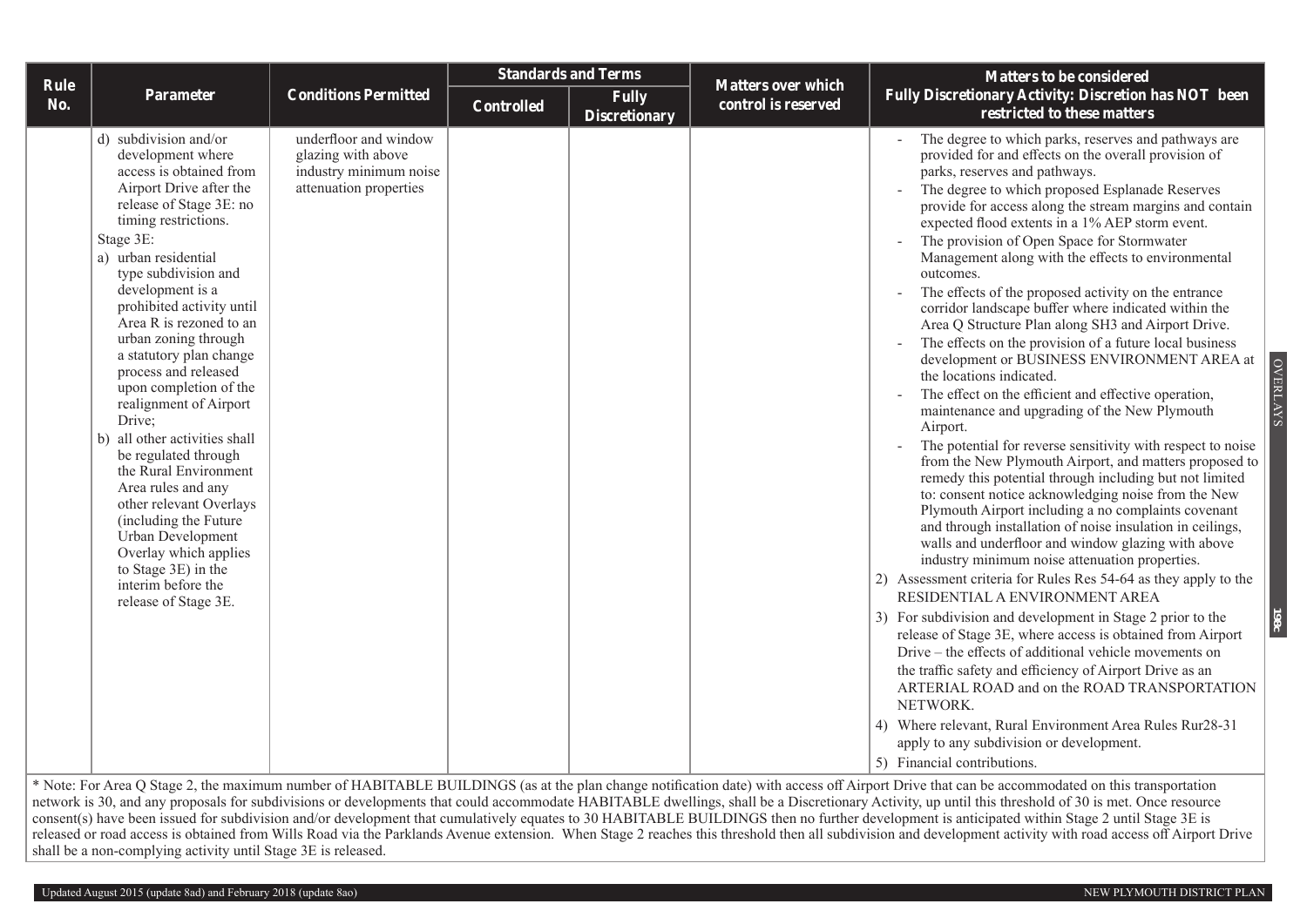| Rule No. | Parameter | Conditions Permitted | Standards and Terms | | Matters over which control is reserved | Matters to be considered Fully Discretionary Activity: Discretion has NOT been restricted to these matters |
|---|---|---|---|---|---|---|
| | | | Controlled | Fully Discretionary | | |
| | d) subdivision and/or development where access is obtained from Airport Drive after the release of Stage 3E: no timing restrictions.<br>Stage 3E:<br>a) urban residential type subdivision and development is a prohibited activity until Area R is rezoned to an urban zoning through a statutory plan change process and released upon completion of the realignment of Airport Drive;<br>b) all other activities shall be regulated through the Rural Environment Area rules and any other relevant Overlays (including the Future Urban Development Overlay which applies to Stage 3E) in the interim before the release of Stage 3E. | underfloor and window glazing with above industry minimum noise attenuation properties | | | | - The degree to which parks, reserves and pathways are provided for and effects on the overall provision of parks, reserves and pathways.<br>- The degree to which proposed Esplanade Reserves provide for access along the stream margins and contain expected flood extents in a 1% AEP storm event.<br>- The provision of Open Space for Stormwater Management along with the effects to environmental outcomes.<br>- The effects of the proposed activity on the entrance corridor landscape buffer where indicated within the Area Q Structure Plan along SH3 and Airport Drive.<br>- The effects on the provision of a future local business development or BUSINESS ENVIRONMENT AREA at the locations indicated.<br>- The effect on the efficient and effective operation, maintenance and upgrading of the New Plymouth Airport.<br>- The potential for reverse sensitivity with respect to noise from the New Plymouth Airport, and matters proposed to remedy this potential through including but not limited to: consent notice acknowledging noise from the New Plymouth Airport including a no complaints covenant and through installation of noise insulation in ceilings, walls and underfloor and window glazing with above industry minimum noise attenuation properties.<br>2) Assessment criteria for Rules Res 54-64 as they apply to the RESIDENTIAL A ENVIRONMENT AREA<br>3) For subdivision and development in Stage 2 prior to the release of Stage 3E, where access is obtained from Airport Drive – the effects of additional vehicle movements on the traffic safety and efficiency of Airport Drive as an ARTERIAL ROAD and on the ROAD TRANSPORTATION NETWORK.<br>4) Where relevant, Rural Environment Area Rules Rur28-31 apply to any subdivision or development.<br>5) Financial contributions. |

* Note: For Area Q Stage 2, the maximum number of HABITABLE BUILDINGS (as at the plan change notification date) with access off Airport Drive that can be accommodated on this transportation network is 30, and any proposals for subdivisions or developments that could accommodate HABITABLE dwellings, shall be a Discretionary Activity, up until this threshold of 30 is met. Once resource consent(s) have been issued for subdivision and/or development that cumulatively equates to 30 HABITABLE BUILDINGS then no further development is anticipated within Stage 2 until Stage 3E is released or road access is obtained from Wills Road via the Parklands Avenue extension. When Stage 2 reaches this threshold then all subdivision and development activity with road access off Airport Drive shall be a non-complying activity until Stage 3E is released.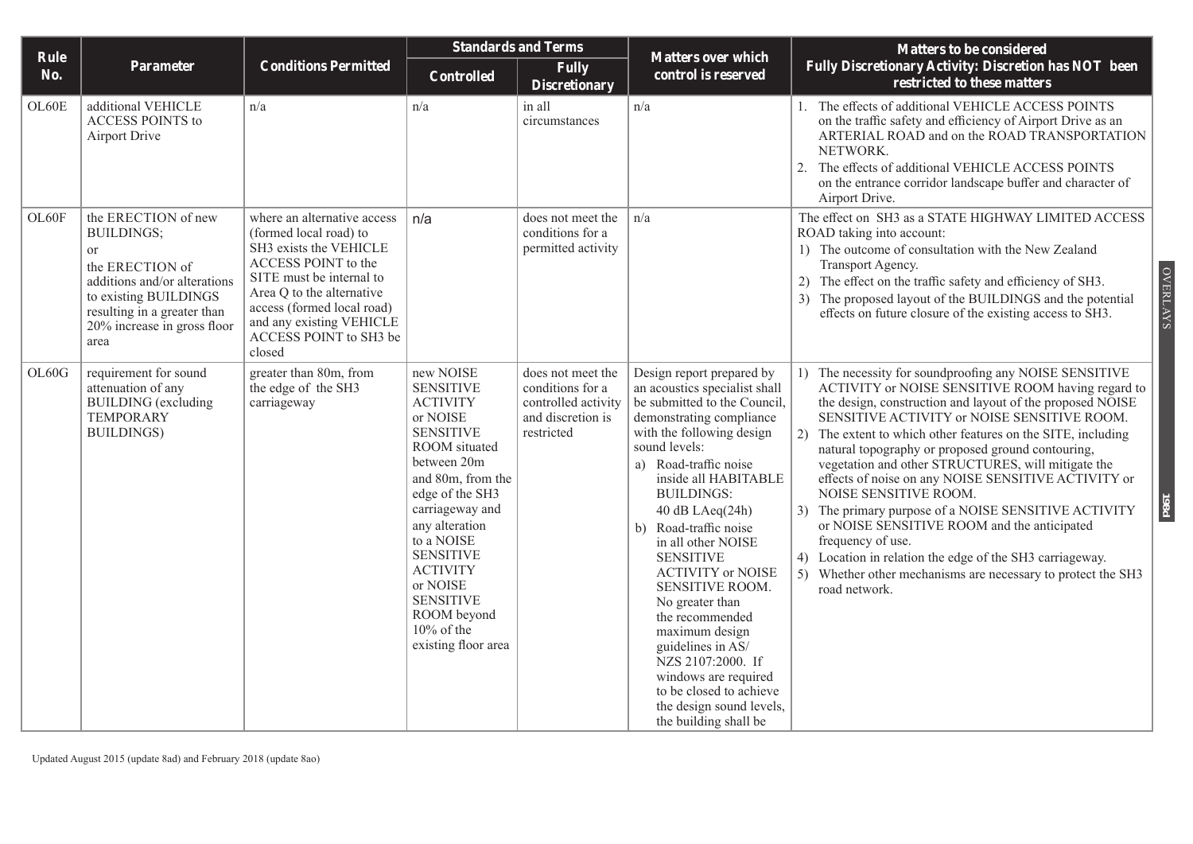| Rule No. | Parameter | Conditions Permitted | Standards and Terms | | Matters over which control is reserved | Matters to be considered Fully Discretionary Activity: Discretion has NOT been restricted to these matters |
|---|---|---|---|---|---|---|
| | | | Controlled | Fully Discretionary | | |
| OL60E | additional VEHICLE ACCESS POINTS to Airport Drive | n/a | n/a | in all circumstances | n/a | 1. The effects of additional VEHICLE ACCESS POINTS on the traffic safety and efficiency of Airport Drive as an ARTERIAL ROAD and on the ROAD TRANSPORTATION NETWORK.<br>2. The effects of additional VEHICLE ACCESS POINTS on the entrance corridor landscape buffer and character of Airport Drive. |
| OL60F | the ERECTION of new BUILDINGS;<br>or<br>the ERECTION of additions and/or alterations to existing BUILDINGS resulting in a greater than 20% increase in gross floor area | where an alternative access (formed local road) to SH3 exists the VEHICLE ACCESS POINT to the SITE must be internal to Area Q to the alternative access (formed local road) and any existing VEHICLE ACCESS POINT to SH3 be closed | n/a | does not meet the conditions for a permitted activity | n/a | The effect on SH3 as a STATE HIGHWAY LIMITED ACCESS ROAD taking into account:<br>1) The outcome of consultation with the New Zealand Transport Agency.<br>2) The effect on the traffic safety and efficiency of SH3.<br>3) The proposed layout of the BUILDINGS and the potential effects on future closure of the existing access to SH3. |
| OL60G | requirement for sound attenuation of any BUILDING (excluding TEMPORARY BUILDINGS) | greater than 80m, from the edge of the SH3 carriageway | new NOISE SENSITIVE ACTIVITY or NOISE SENSITIVE ROOM situated between 20m and 80m, from the edge of the SH3 carriageway and any alteration to a NOISE SENSITIVE ACTIVITY or NOISE SENSITIVE ROOM beyond 10% of the existing floor area | does not meet the conditions for a controlled activity and discretion is restricted | Design report prepared by an acoustics specialist shall be submitted to the Council, demonstrating compliance with the following design sound levels:<br>a) Road-traffic noise inside all HABITABLE BUILDINGS: 40 dB LAeq(24h)<br>b) Road-traffic noise in all other NOISE SENSITIVE ACTIVITY or NOISE SENSITIVE ROOM. No greater than the recommended maximum design guidelines in AS/NZS 2107:2000. If windows are required to be closed to achieve the design sound levels, the building shall be | 1) The necessity for soundproofing any NOISE SENSITIVE ACTIVITY or NOISE SENSITIVE ROOM having regard to the design, construction and layout of the proposed NOISE SENSITIVE ACTIVITY or NOISE SENSITIVE ROOM.<br>2) The extent to which other features on the SITE, including natural topography or proposed ground contouring, vegetation and other STRUCTURES, will mitigate the effects of noise on any NOISE SENSITIVE ACTIVITY or NOISE SENSITIVE ROOM.<br>3) The primary purpose of a NOISE SENSITIVE ACTIVITY or NOISE SENSITIVE ROOM and the anticipated frequency of use.<br>4) Location in relation the edge of the SH3 carriageway.<br>5) Whether other mechanisms are necessary to protect the SH3 road network. |

Updated August 2015 (update 8ad) and February 2018 (update 8ao)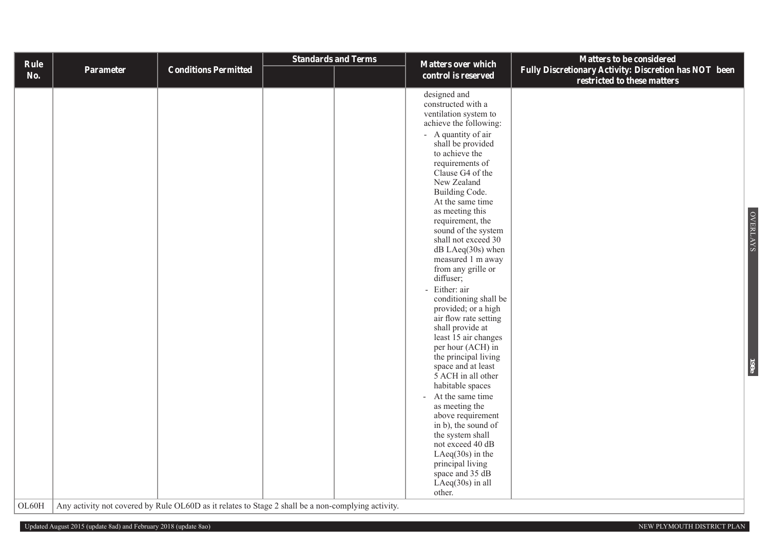| Rule No. | Parameter | Conditions Permitted | Standards and Terms | | Matters over which control is reserved | Matters to be considered Fully Discretionary Activity: Discretion has NOT been restricted to these matters |
|---|---|---|---|---|---|---|
| | | | | | designed and constructed with a ventilation system to achieve the following:<br>- A quantity of air shall be provided to achieve the requirements of Clause G4 of the New Zealand Building Code. At the same time as meeting this requirement, the sound of the system shall not exceed 30 dB LAeq(30s) when measured 1 m away from any grille or diffuser;<br>- Either: air conditioning shall be provided; or a high air flow rate setting shall provide at least 15 air changes per hour (ACH) in the principal living space and at least 5 ACH in all other habitable spaces<br>- At the same time as meeting the above requirement in b), the sound of the system shall not exceed 40 dB LAeq(30s) in the principal living space and 35 dB LAeq(30s) in all other. | |
| OL60H | Any activity not covered by Rule OL60D as it relates to Stage 2 shall be a non-complying activity. | | | | | |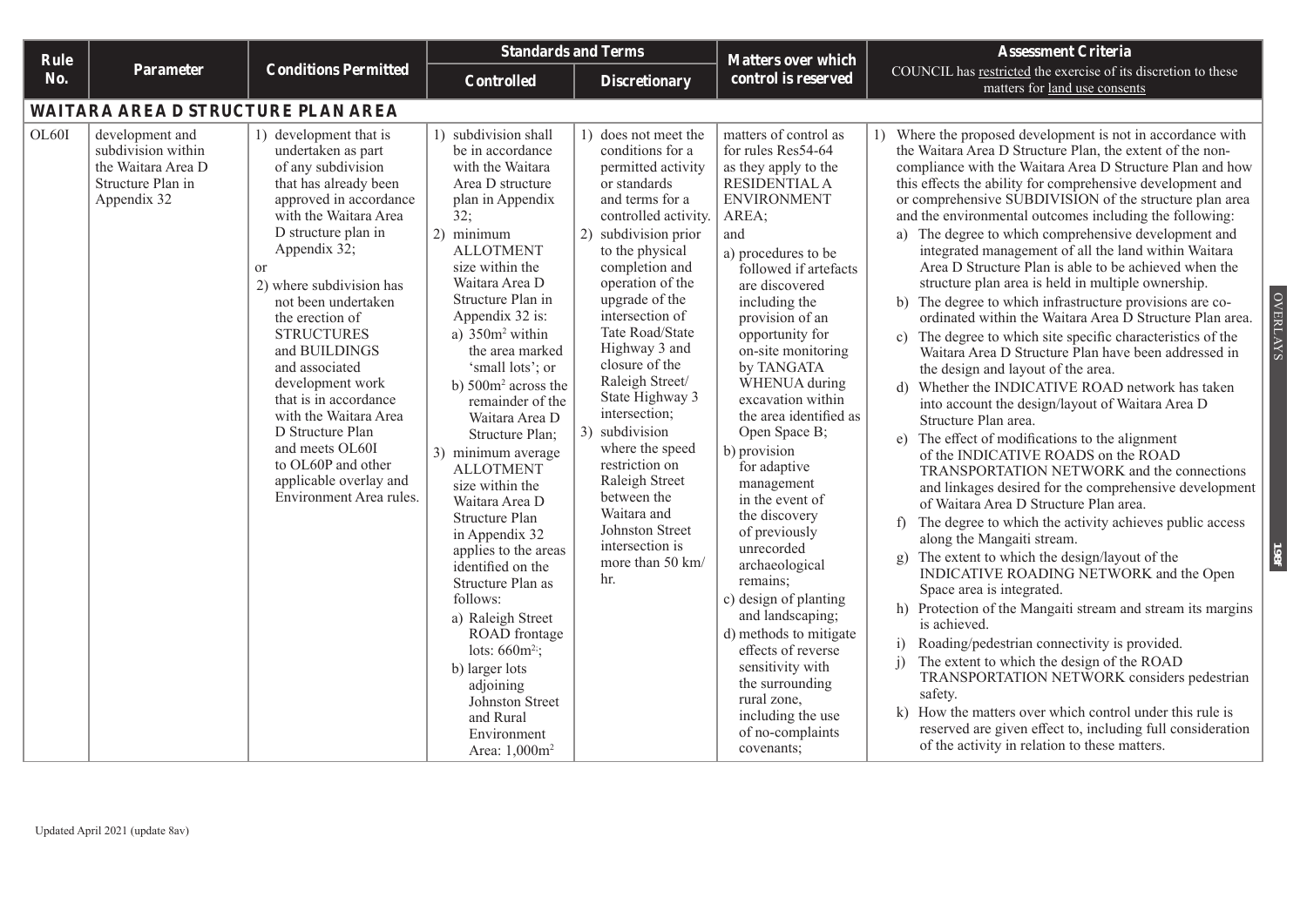| Rule No. | Parameter | Conditions Permitted | Standards and Terms | | Matters over which control is reserved | Assessment Criteria |
|---|---|---|---|---|---|---|
| | | | Controlled | Discretionary | | COUNCIL has restricted the exercise of its discretion to these matters for land use consents |
| **WAITARA AREA D STRUCTURE PLAN AREA** | | | | | | |
| OL60I | development and subdivision within the Waitara Area D Structure Plan in Appendix 32 | 1) development that is undertaken as part of any subdivision that has already been approved in accordance with the Waitara Area D structure plan in Appendix 32;<br>or<br>2) where subdivision has not been undertaken the erection of STRUCTURES and BUILDINGS and associated development work that is in accordance with the Waitara Area D Structure Plan and meets OL60I to OL60P and other applicable overlay and Environment Area rules. | 1) subdivision shall be in accordance with the Waitara Area D structure plan in Appendix 32;<br>2) minimum ALLOTMENT size within the Waitara Area D Structure Plan in Appendix 32 is:<br>a) 350m² within the area marked 'small lots'; or<br>b) 500m² across the remainder of the Waitara Area D Structure Plan;<br>3) minimum average ALLOTMENT size within the Waitara Area D Structure Plan in Appendix 32 applies to the areas identified on the Structure Plan as follows:<br>a) Raleigh Street ROAD frontage lots: 660m²;<br>b) larger lots adjoining Johnston Street and Rural Environment Area: 1,000m² | 1) does not meet the conditions for a permitted activity or standards and terms for a controlled activity.<br>2) subdivision prior to the physical completion and operation of the upgrade of the intersection of Tate Road/State Highway 3 and closure of the Raleigh Street/ State Highway 3 intersection;<br>3) subdivision where the speed restriction on Raleigh Street between the Waitara and Johnston Street intersection is more than 50 km/hr. | matters of control as for rules Res54-64 as they apply to the RESIDENTIAL A ENVIRONMENT AREA;<br>and<br>a) procedures to be followed if artefacts are discovered including the provision of an opportunity for on-site monitoring by TANGATA WHENUA during excavation within the area identified as Open Space B;<br>b) provision for adaptive management in the event of the discovery of previously unrecorded archaeological remains;<br>c) design of planting and landscaping;<br>d) methods to mitigate effects of reverse sensitivity with the surrounding rural zone, including the use of no-complaints covenants; | 1) Where the proposed development is not in accordance with the Waitara Area D Structure Plan, the extent of the non-compliance with the Waitara Area D Structure Plan and how this effects the ability for comprehensive development and or comprehensive SUBDIVISION of the structure plan area and the environmental outcomes including the following:<br>a) The degree to which comprehensive development and integrated management of all the land within Waitara Area D Structure Plan is able to be achieved when the structure plan area is held in multiple ownership.<br>b) The degree to which infrastructure provisions are co-ordinated within the Waitara Area D Structure Plan area.<br>c) The degree to which site specific characteristics of the Waitara Area D Structure Plan have been addressed in the design and layout of the area.<br>d) Whether the INDICATIVE ROAD network has taken into account the design/layout of Waitara Area D Structure Plan area.<br>e) The effect of modifications to the alignment of the INDICATIVE ROADS on the ROAD TRANSPORTATION NETWORK and the connections and linkages desired for the comprehensive development of Waitara Area D Structure Plan area.<br>f) The degree to which the activity achieves public access along the Mangaiti stream.<br>g) The extent to which the design/layout of the INDICATIVE ROADING NETWORK and the Open Space area is integrated.<br>h) Protection of the Mangaiti stream and stream its margins is achieved.<br>i) Roading/pedestrian connectivity is provided.<br>j) The extent to which the design of the ROAD TRANSPORTATION NETWORK considers pedestrian safety.<br>k) How the matters over which control under this rule is reserved are given effect to, including full consideration of the activity in relation to these matters. |

Updated April 2021 (update 8av)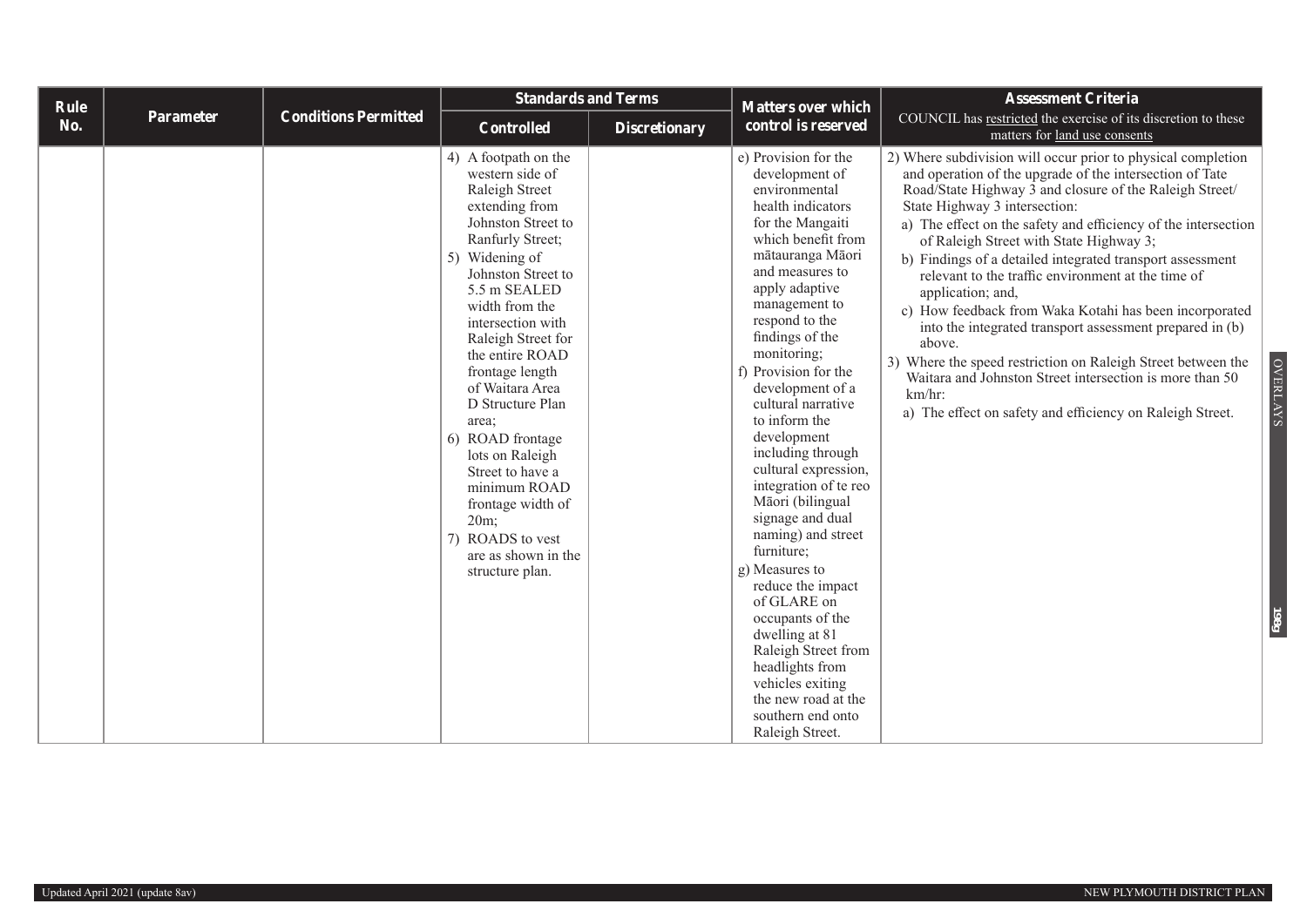| Rule No. | Parameter | Conditions Permitted | Standards and Terms | | Matters over which control is reserved | Assessment Criteria |
|---|---|---|---|---|---|---|
| | | | Controlled | Discretionary | | COUNCIL has restricted the exercise of its discretion to these matters for land use consents |
| | | | 4) A footpath on the western side of Raleigh Street extending from Johnston Street to Ranfurly Street;<br>5) Widening of Johnston Street to 5.5 m SEALED width from the intersection with Raleigh Street for the entire ROAD frontage length of Waitara Area D Structure Plan area;<br>6) ROAD frontage lots on Raleigh Street to have a minimum ROAD frontage width of 20m;<br>7) ROADS to vest are as shown in the structure plan. | | e) Provision for the development of environmental health indicators for the Mangaiti which benefit from mātauranga Māori and measures to apply adaptive management to respond to the findings of the monitoring;<br>f) Provision for the development of a cultural narrative to inform the development including through cultural expression, integration of te reo Māori (bilingual signage and dual naming) and street furniture;<br>g) Measures to reduce the impact of GLARE on occupants of the dwelling at 81 Raleigh Street from headlights from vehicles exiting the new road at the southern end onto Raleigh Street. | 2) Where subdivision will occur prior to physical completion and operation of the upgrade of the intersection of Tate Road/State Highway 3 and closure of the Raleigh Street/ State Highway 3 intersection:<br>a) The effect on the safety and efficiency of the intersection of Raleigh Street with State Highway 3;<br>b) Findings of a detailed integrated transport assessment relevant to the traffic environment at the time of application; and,<br>c) How feedback from Waka Kotahi has been incorporated into the integrated transport assessment prepared in (b) above.<br>3) Where the speed restriction on Raleigh Street between the Waitara and Johnston Street intersection is more than 50 km/hr:<br>a) The effect on safety and efficiency on Raleigh Street. |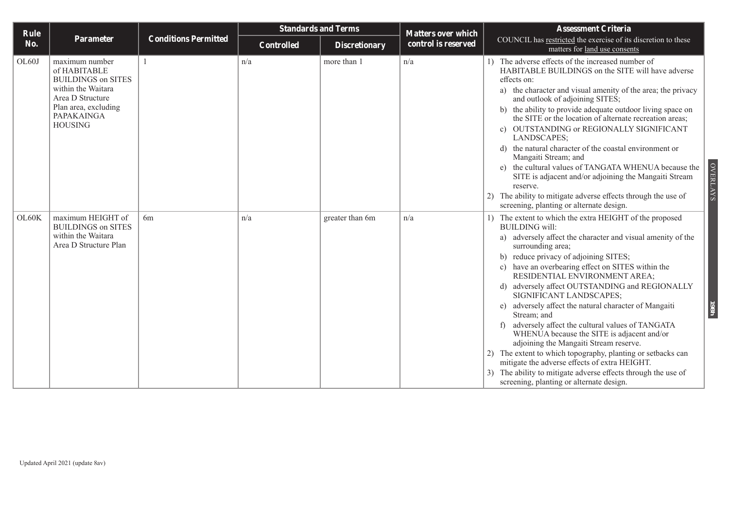| Rule No. | Parameter | Conditions Permitted | Standards and Terms | | Matters over which control is reserved | Assessment Criteria<br>COUNCIL has restricted the exercise of its discretion to these matters for land use consents |
|---|---|---|---|---|---|---|
| | | | Controlled | Discretionary | | |
| OL60J | maximum number of HABITABLE BUILDINGS on SITES within the Waitara Area D Structure Plan area, excluding PAPAKAINGA HOUSING | 1 | n/a | more than 1 | n/a | 1) The adverse effects of the increased number of HABITABLE BUILDINGS on the SITE will have adverse effects on:<br>a) the character and visual amenity of the area; the privacy and outlook of adjoining SITES;<br>b) the ability to provide adequate outdoor living space on the SITE or the location of alternate recreation areas;<br>c) OUTSTANDING or REGIONALLY SIGNIFICANT LANDSCAPES;<br>d) the natural character of the coastal environment or Mangaiti Stream; and<br>e) the cultural values of TANGATA WHENUA because the SITE is adjacent and/or adjoining the Mangaiti Stream reserve.<br>2) The ability to mitigate adverse effects through the use of screening, planting or alternate design. |
| OL60K | maximum HEIGHT of BUILDINGS on SITES within the Waitara Area D Structure Plan | 6m | n/a | greater than 6m | n/a | 1) The extent to which the extra HEIGHT of the proposed BUILDING will:<br>a) adversely affect the character and visual amenity of the surrounding area;<br>b) reduce privacy of adjoining SITES;<br>c) have an overbearing effect on SITES within the RESIDENTIAL ENVIRONMENT AREA;<br>d) adversely affect OUTSTANDING and REGIONALLY SIGNIFICANT LANDSCAPES;<br>e) adversely affect the natural character of Mangaiti Stream; and<br>f) adversely affect the cultural values of TANGATA WHENUA because the SITE is adjacent and/or adjoining the Mangaiti Stream reserve.<br>2) The extent to which topography, planting or setbacks can mitigate the adverse effects of extra HEIGHT.<br>3) The ability to mitigate adverse effects through the use of screening, planting or alternate design. |

Updated April 2021 (update 8av)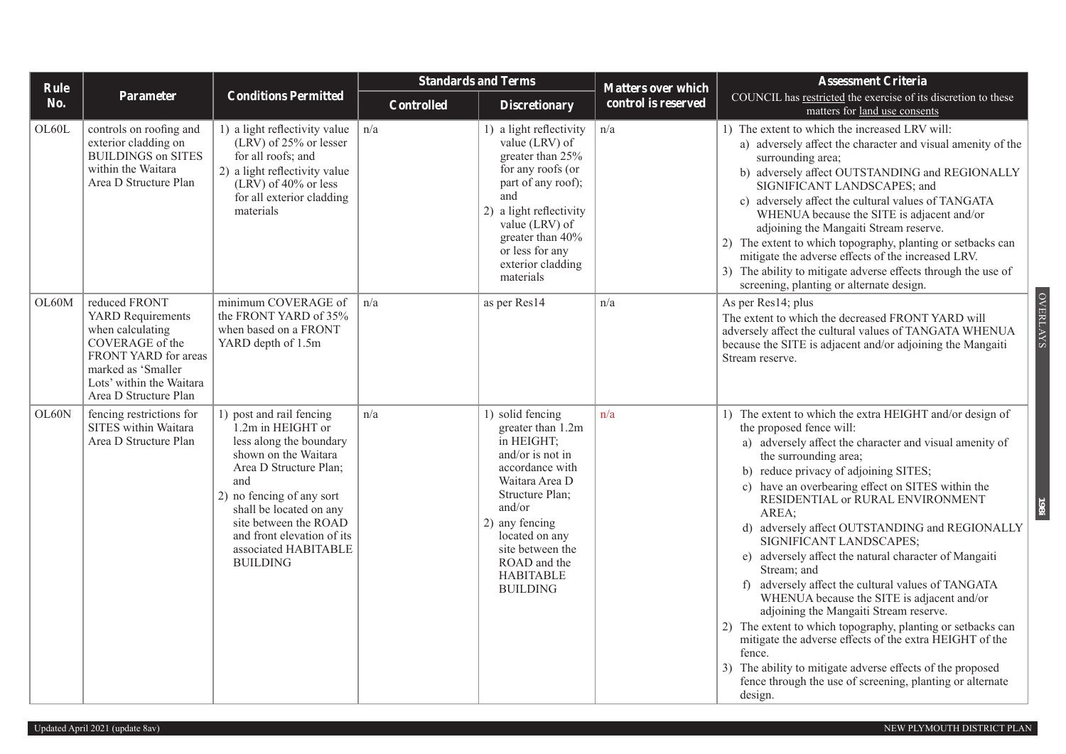| Rule No. | Parameter | Conditions Permitted | Standards and Terms | | Matters over which control is reserved | Assessment Criteria COUNCIL has restricted the exercise of its discretion to these matters for land use consents |
|---|---|---|---|---|---|---|
| | | | Controlled | Discretionary | | |
| OL60L | controls on roofing and exterior cladding on BUILDINGS on SITES within the Waitara Area D Structure Plan | 1) a light reflectivity value (LRV) of 25% or lesser for all roofs; and<br>2) a light reflectivity value (LRV) of 40% or less for all exterior cladding materials | n/a | 1) a light reflectivity value (LRV) of greater than 25% for any roofs (or part of any roof); and<br>2) a light reflectivity value (LRV) of greater than 40% or less for any exterior cladding materials | n/a | 1) The extent to which the increased LRV will:<br>a) adversely affect the character and visual amenity of the surrounding area;<br>b) adversely affect OUTSTANDING and REGIONALLY SIGNIFICANT LANDSCAPES; and<br>c) adversely affect the cultural values of TANGATA WHENUA because the SITE is adjacent and/or adjoining the Mangaiti Stream reserve.<br>2) The extent to which topography, planting or setbacks can mitigate the adverse effects of the increased LRV.<br>3) The ability to mitigate adverse effects through the use of screening, planting or alternate design. |
| OL60M | reduced FRONT YARD Requirements when calculating COVERAGE of the FRONT YARD for areas marked as 'Smaller Lots' within the Waitara Area D Structure Plan | minimum COVERAGE of the FRONT YARD of 35% when based on a FRONT YARD depth of 1.5m | n/a | as per Res14 | n/a | As per Res14; plus<br>The extent to which the decreased FRONT YARD will adversely affect the cultural values of TANGATA WHENUA because the SITE is adjacent and/or adjoining the Mangaiti Stream reserve. |
| OL60N | fencing restrictions for SITES within Waitara Area D Structure Plan | 1) post and rail fencing 1.2m in HEIGHT or less along the boundary shown on the Waitara Area D Structure Plan; and<br>2) no fencing of any sort shall be located on any site between the ROAD and front elevation of its associated HABITABLE BUILDING | n/a | 1) solid fencing greater than 1.2m in HEIGHT; and/or is not in accordance with Waitara Area D Structure Plan; and/or<br>2) any fencing located on any site between the ROAD and the HABITABLE BUILDING | n/a | 1) The extent to which the extra HEIGHT and/or design of the proposed fence will:<br>a) adversely affect the character and visual amenity of the surrounding area;<br>b) reduce privacy of adjoining SITES;<br>c) have an overbearing effect on SITES within the RESIDENTIAL or RURAL ENVIRONMENT AREA;<br>d) adversely affect OUTSTANDING and REGIONALLY SIGNIFICANT LANDSCAPES;<br>e) adversely affect the natural character of Mangaiti Stream; and<br>f) adversely affect the cultural values of TANGATA WHENUA because the SITE is adjacent and/or adjoining the Mangaiti Stream reserve.<br>2) The extent to which topography, planting or setbacks can mitigate the adverse effects of the extra HEIGHT of the fence.<br>3) The ability to mitigate adverse effects of the proposed fence through the use of screening, planting or alternate design. |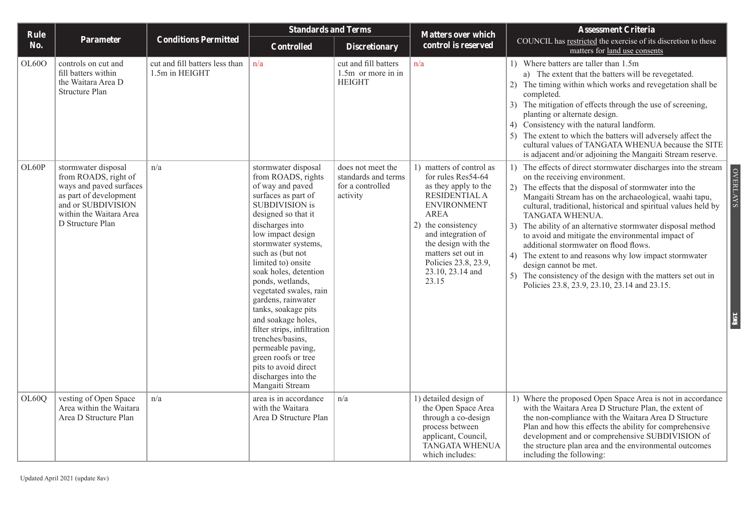| Rule No. | Parameter | Conditions Permitted | Standards and Terms | | Matters over which control is reserved | Assessment Criteria |
|---|---|---|---|---|---|---|
| | | | Controlled | Discretionary | | COUNCIL has restricted the exercise of its discretion to these matters for land use consents |
| OL60O | controls on cut and fill batters within the Waitara Area D Structure Plan | cut and fill batters less than 1.5m in HEIGHT | n/a | cut and fill batters 1.5m or more in in HEIGHT | n/a | 1) Where batters are taller than 1.5m<br>a) The extent that the batters will be revegetated.<br>2) The timing within which works and revegetation shall be completed.<br>3) The mitigation of effects through the use of screening, planting or alternate design.<br>4) Consistency with the natural landform.<br>5) The extent to which the batters will adversely affect the cultural values of TANGATA WHENUA because the SITE is adjacent and/or adjoining the Mangaiti Stream reserve. |
| OL60P | stormwater disposal from ROADS, right of ways and paved surfaces as part of development and or SUBDIVISION within the Waitara Area D Structure Plan | n/a | stormwater disposal from ROADS, rights of way and paved surfaces as part of SUBDIVISION is designed so that it discharges into low impact design stormwater systems, such as (but not limited to) onsite soak holes, detention ponds, wetlands, vegetated swales, rain gardens, rainwater tanks, soakage pits and soakage holes, filter strips, infiltration trenches/basins, permeable paving, green roofs or tree pits to avoid direct discharges into the Mangaiti Stream | does not meet the standards and terms for a controlled activity | 1) matters of control as for rules Res54-64 as they apply to the RESIDENTIAL A ENVIRONMENT AREA<br>2) the consistency and integration of the design with the matters set out in Policies 23.8, 23.9, 23.10, 23.14 and 23.15 | 1) The effects of direct stormwater discharges into the stream on the receiving environment.<br>2) The effects that the disposal of stormwater into the Mangaiti Stream has on the archaeological, waahi tapu, cultural, traditional, historical and spiritual values held by TANGATA WHENUA.<br>3) The ability of an alternative stormwater disposal method to avoid and mitigate the environmental impact of additional stormwater on flood flows.<br>4) The extent to and reasons why low impact stormwater design cannot be met.<br>5) The consistency of the design with the matters set out in Policies 23.8, 23.9, 23.10, 23.14 and 23.15. |
| OL60Q | vesting of Open Space Area within the Waitara Area D Structure Plan | n/a | area is in accordance with the Waitara Area D Structure Plan | n/a | 1) detailed design of the Open Space Area through a co-design process between applicant, Council, TANGATA WHENUA which includes: | 1) Where the proposed Open Space Area is not in accordance with the Waitara Area D Structure Plan, the extent of the non-compliance with the Waitara Area D Structure Plan and how this effects the ability for comprehensive development and or comprehensive SUBDIVISION of the structure plan area and the environmental outcomes including the following: |

Updated April 2021 (update 8av)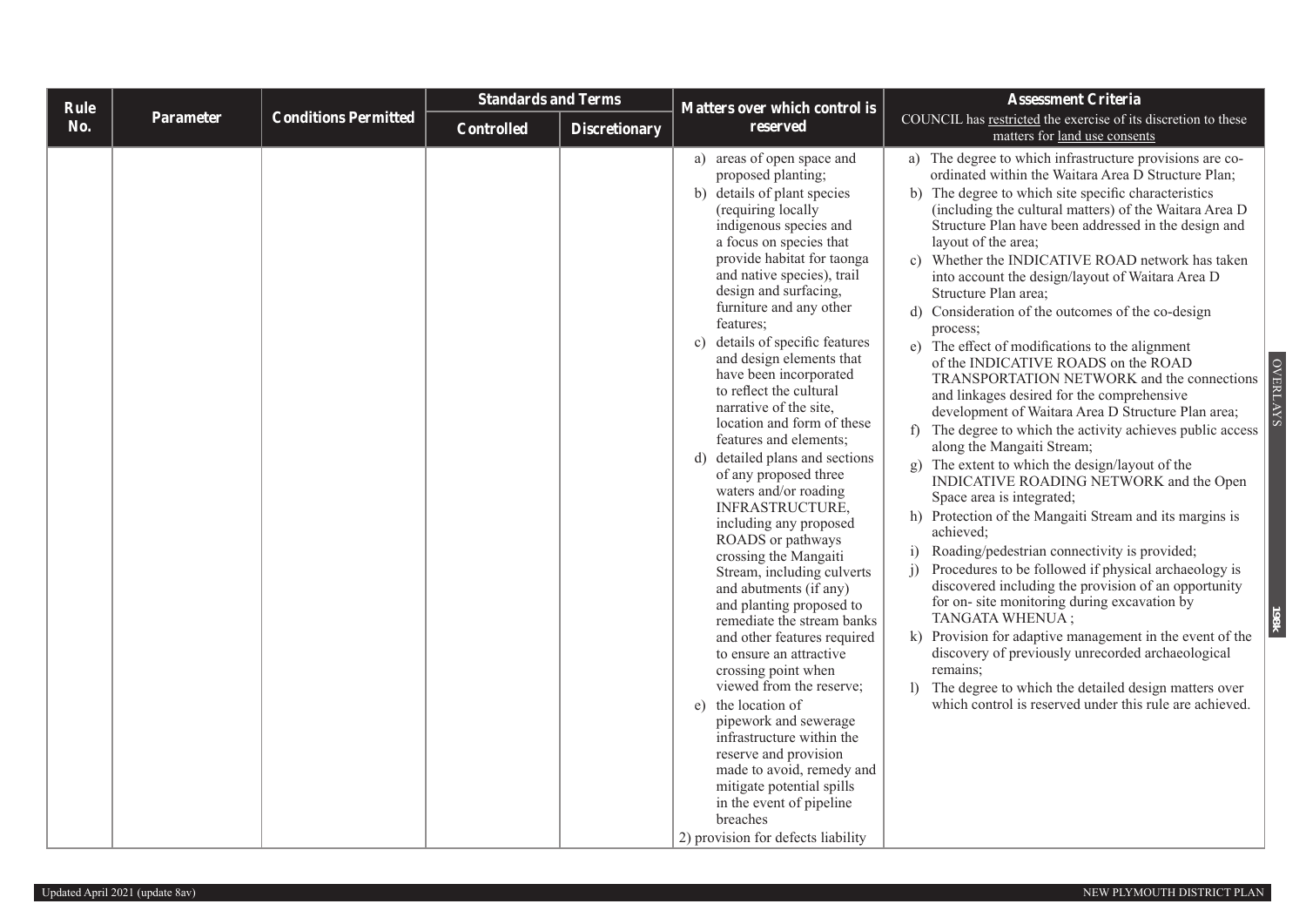| Rule No. | Parameter | Conditions Permitted | Standards and Terms | | Matters over which control is reserved | Assessment Criteria<br>COUNCIL has restricted the exercise of its discretion to these matters for land use consents |
|---|---|---|---|---|---|---|
| | | | Controlled | Discretionary | | |
| | | | | | a) areas of open space and proposed planting;<br>b) details of plant species (requiring locally indigenous species and a focus on species that provide habitat for taonga and native species), trail design and surfacing, furniture and any other features;<br>c) details of specific features and design elements that have been incorporated to reflect the cultural narrative of the site, location and form of these features and elements;<br>d) detailed plans and sections of any proposed three waters and/or roading INFRASTRUCTURE, including any proposed ROADS or pathways crossing the Mangaiti Stream, including culverts and abutments (if any) and planting proposed to remediate the stream banks and other features required to ensure an attractive crossing point when viewed from the reserve;<br>e) the location of pipework and sewerage infrastructure within the reserve and provision made to avoid, remedy and mitigate potential spills in the event of pipeline breaches<br>2) provision for defects liability | a) The degree to which infrastructure provisions are co-ordinated within the Waitara Area D Structure Plan;<br>b) The degree to which site specific characteristics (including the cultural matters) of the Waitara Area D Structure Plan have been addressed in the design and layout of the area;<br>c) Whether the INDICATIVE ROAD network has taken into account the design/layout of Waitara Area D Structure Plan area;<br>d) Consideration of the outcomes of the co-design process;<br>e) The effect of modifications to the alignment of the INDICATIVE ROADS on the ROAD TRANSPORTATION NETWORK and the connections and linkages desired for the comprehensive development of Waitara Area D Structure Plan area;<br>f) The degree to which the activity achieves public access along the Mangaiti Stream;<br>g) The extent to which the design/layout of the INDICATIVE ROADING NETWORK and the Open Space area is integrated;<br>h) Protection of the Mangaiti Stream and its margins is achieved;<br>i) Roading/pedestrian connectivity is provided;<br>j) Procedures to be followed if physical archaeology is discovered including the provision of an opportunity for on- site monitoring during excavation by TANGATA WHENUA ;<br>k) Provision for adaptive management in the event of the discovery of previously unrecorded archaeological remains;<br>l) The degree to which the detailed design matters over which control is reserved under this rule are achieved. |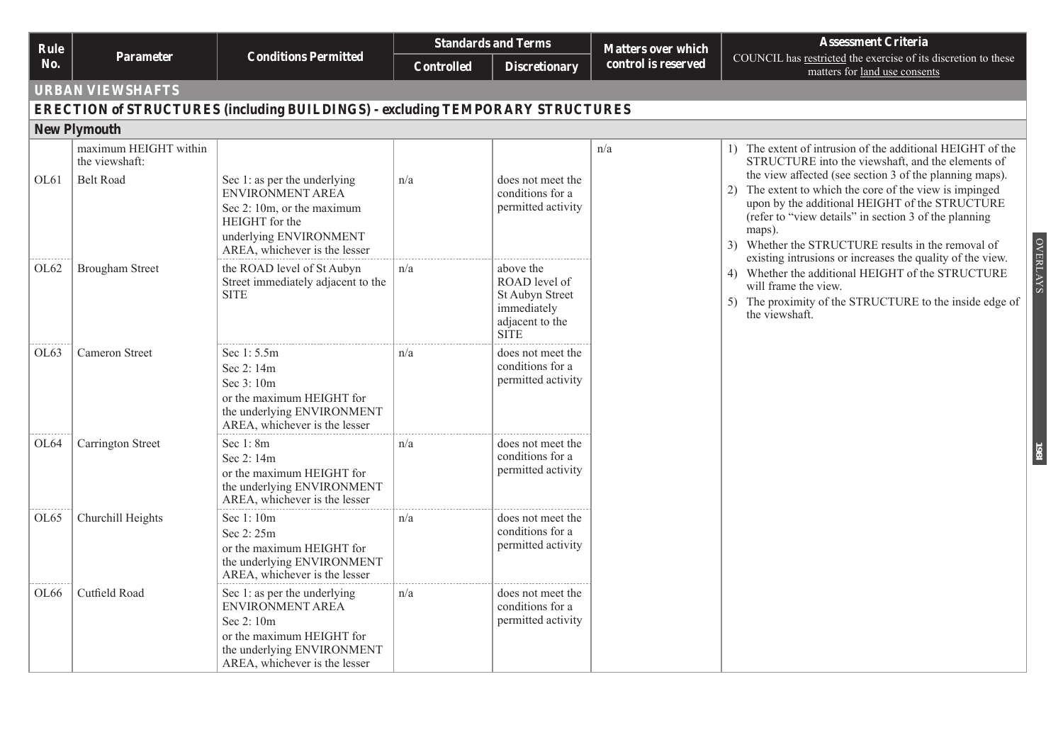| Rule No. | Parameter | Conditions Permitted | Standards and Terms | | Matters over which control is reserved | Assessment Criteria COUNCIL has restricted the exercise of its discretion to these matters for land use consents |
|---|---|---|---|---|---|---|
| | | | Controlled | Discretionary | | |
| **URBAN VIEWSHAFTS** | | | | | | |
| **ERECTION of STRUCTURES (including BUILDINGS) - excluding TEMPORARY STRUCTURES** | | | | | | |
| **New Plymouth** | | | | | | |
| | maximum HEIGHT within the viewshaft: | | | | n/a | 1) The extent of intrusion of the additional HEIGHT of the STRUCTURE into the viewshaft, and the elements of the view affected (see section 3 of the planning maps).<br>2) The extent to which the core of the view is impinged upon by the additional HEIGHT of the STRUCTURE (refer to "view details" in section 3 of the planning maps).<br>3) Whether the STRUCTURE results in the removal of existing intrusions or increases the quality of the view.<br>4) Whether the additional HEIGHT of the STRUCTURE will frame the view.<br>5) The proximity of the STRUCTURE to the inside edge of the viewshaft. |
| OL61 | Belt Road | Sec 1: as per the underlying ENVIRONMENT AREA<br>Sec 2: 10m, or the maximum HEIGHT for the underlying ENVIRONMENT AREA, whichever is the lesser | n/a | does not meet the conditions for a permitted activity | | |
| OL62 | Brougham Street | the ROAD level of St Aubyn Street immediately adjacent to the SITE | n/a | above the ROAD level of St Aubyn Street immediately adjacent to the SITE | | |
| OL63 | Cameron Street | Sec 1: 5.5m<br>Sec 2: 14m<br>Sec 3: 10m<br>or the maximum HEIGHT for the underlying ENVIRONMENT AREA, whichever is the lesser | n/a | does not meet the conditions for a permitted activity | | |
| OL64 | Carrington Street | Sec 1: 8m<br>Sec 2: 14m<br>or the maximum HEIGHT for the underlying ENVIRONMENT AREA, whichever is the lesser | n/a | does not meet the conditions for a permitted activity | | |
| OL65 | Churchill Heights | Sec 1: 10m<br>Sec 2: 25m<br>or the maximum HEIGHT for the underlying ENVIRONMENT AREA, whichever is the lesser | n/a | does not meet the conditions for a permitted activity | | |
| OL66 | Cutfield Road | Sec 1: as per the underlying ENVIRONMENT AREA<br>Sec 2: 10m<br>or the maximum HEIGHT for the underlying ENVIRONMENT AREA, whichever is the lesser | n/a | does not meet the conditions for a permitted activity | | |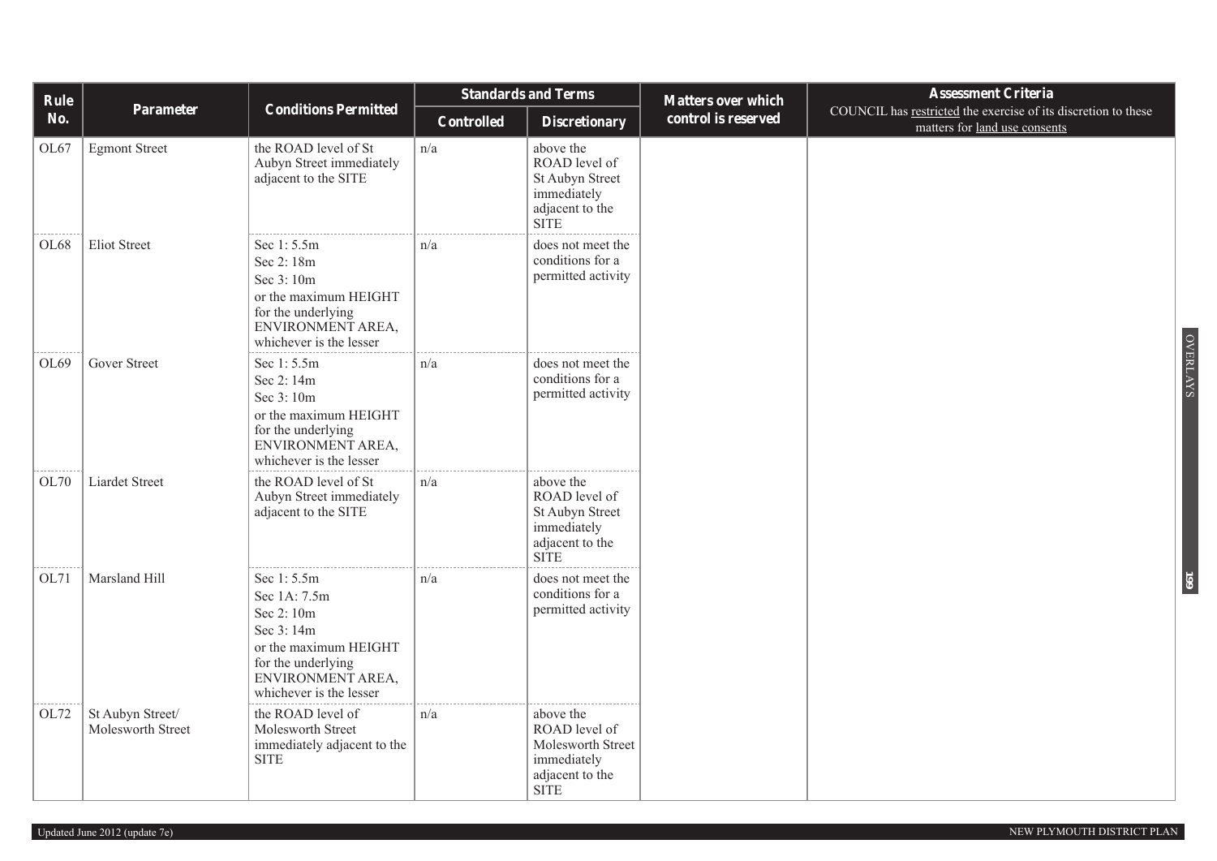| Rule No. | Parameter | Conditions Permitted | Standards and Terms | | Matters over which control is reserved | Assessment Criteria COUNCIL has restricted the exercise of its discretion to these matters for land use consents |
|---|---|---|---|---|---|---|
| | | | Controlled | Discretionary | | |
| OL67 | Egmont Street | the ROAD level of St Aubyn Street immediately adjacent to the SITE | n/a | above the ROAD level of St Aubyn Street immediately adjacent to the SITE | | |
| OL68 | Eliot Street | Sec 1: 5.5m<br>Sec 2: 18m<br>Sec 3: 10m<br>or the maximum HEIGHT for the underlying ENVIRONMENT AREA, whichever is the lesser | n/a | does not meet the conditions for a permitted activity | | |
| OL69 | Gover Street | Sec 1: 5.5m<br>Sec 2: 14m<br>Sec 3: 10m<br>or the maximum HEIGHT for the underlying ENVIRONMENT AREA, whichever is the lesser | n/a | does not meet the conditions for a permitted activity | | |
| OL70 | Liardet Street | the ROAD level of St Aubyn Street immediately adjacent to the SITE | n/a | above the ROAD level of St Aubyn Street immediately adjacent to the SITE | | |
| OL71 | Marsland Hill | Sec 1: 5.5m<br>Sec 1A: 7.5m<br>Sec 2: 10m<br>Sec 3: 14m<br>or the maximum HEIGHT for the underlying ENVIRONMENT AREA, whichever is the lesser | n/a | does not meet the conditions for a permitted activity | | |
| OL72 | St Aubyn Street/ Molesworth Street | the ROAD level of Molesworth Street immediately adjacent to the SITE | n/a | above the ROAD level of Molesworth Street immediately adjacent to the SITE | | |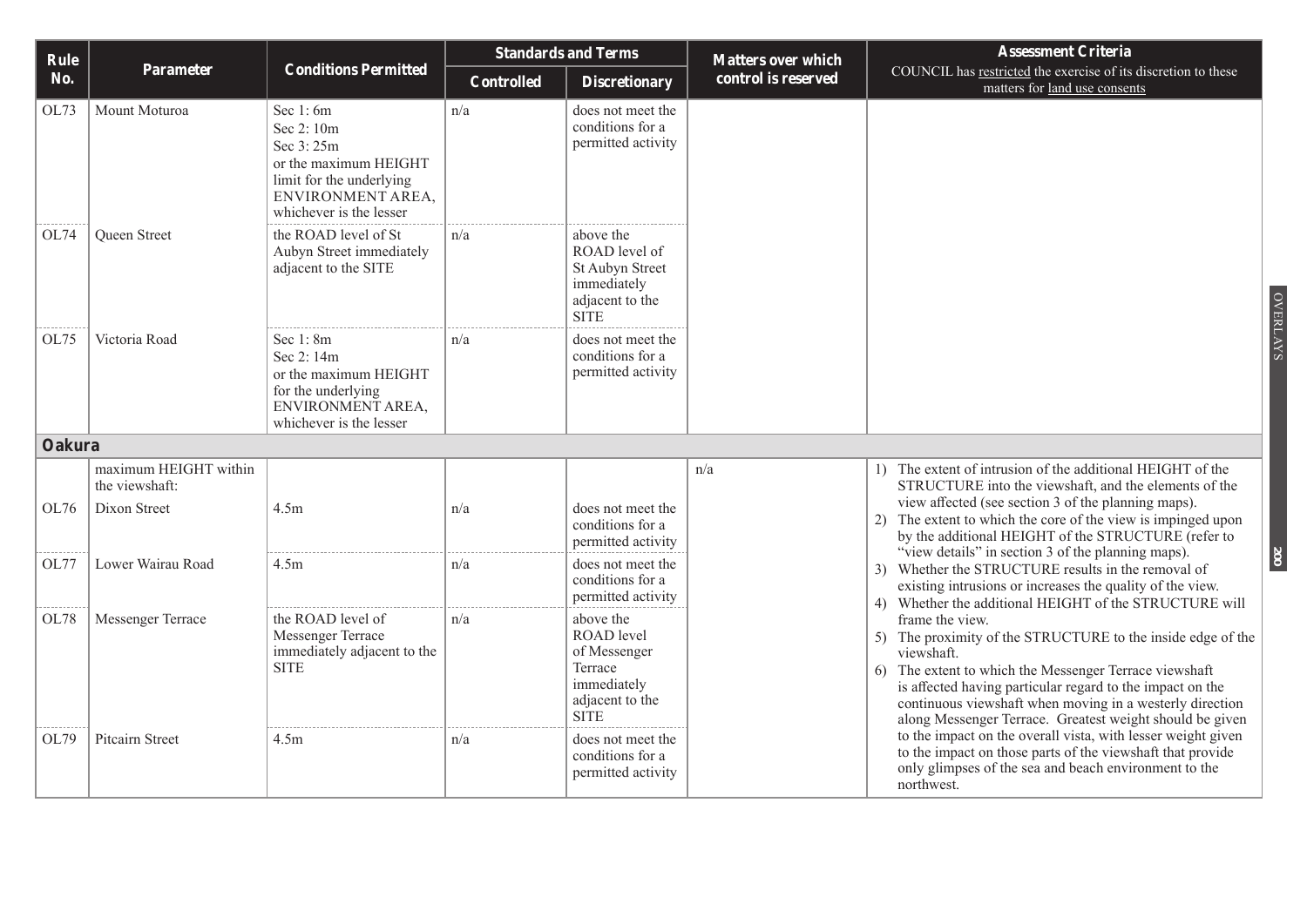| Rule No. | Parameter | Conditions Permitted | Standards and Terms | | Matters over which control is reserved | Assessment Criteria COUNCIL has restricted the exercise of its discretion to these matters for land use consents |
|---|---|---|---|---|---|---|
| | | | Controlled | Discretionary | | |
| OL73 | Mount Moturoa | Sec 1: 6m<br>Sec 2: 10m<br>Sec 3: 25m<br>or the maximum HEIGHT limit for the underlying ENVIRONMENT AREA, whichever is the lesser | n/a | does not meet the conditions for a permitted activity | | |
| OL74 | Queen Street | the ROAD level of St Aubyn Street immediately adjacent to the SITE | n/a | above the ROAD level of St Aubyn Street immediately adjacent to the SITE | | |
| OL75 | Victoria Road | Sec 1: 8m<br>Sec 2: 14m<br>or the maximum HEIGHT for the underlying ENVIRONMENT AREA, whichever is the lesser | n/a | does not meet the conditions for a permitted activity | | |
| **Oakura** | | | | | | |
| | maximum HEIGHT within the viewshaft: | | | | n/a | 1) The extent of intrusion of the additional HEIGHT of the STRUCTURE into the viewshaft, and the elements of the view affected (see section 3 of the planning maps).<br>2) The extent to which the core of the view is impinged upon by the additional HEIGHT of the STRUCTURE (refer to "view details" in section 3 of the planning maps).<br>3) Whether the STRUCTURE results in the removal of existing intrusions or increases the quality of the view.<br>4) Whether the additional HEIGHT of the STRUCTURE will frame the view.<br>5) The proximity of the STRUCTURE to the inside edge of the viewshaft.<br>6) The extent to which the Messenger Terrace viewshaft is affected having particular regard to the impact on the continuous viewshaft when moving in a westerly direction along Messenger Terrace. Greatest weight should be given to the impact on the overall vista, with lesser weight given to the impact on those parts of the viewshaft that provide only glimpses of the sea and beach environment to the northwest. |
| OL76 | Dixon Street | 4.5m | n/a | does not meet the conditions for a permitted activity | | |
| OL77 | Lower Wairau Road | 4.5m | n/a | does not meet the conditions for a permitted activity | | |
| OL78 | Messenger Terrace | the ROAD level of Messenger Terrace immediately adjacent to the SITE | n/a | above the ROAD level of Messenger Terrace immediately adjacent to the SITE | | |
| OL79 | Pitcairn Street | 4.5m | n/a | does not meet the conditions for a permitted activity | | |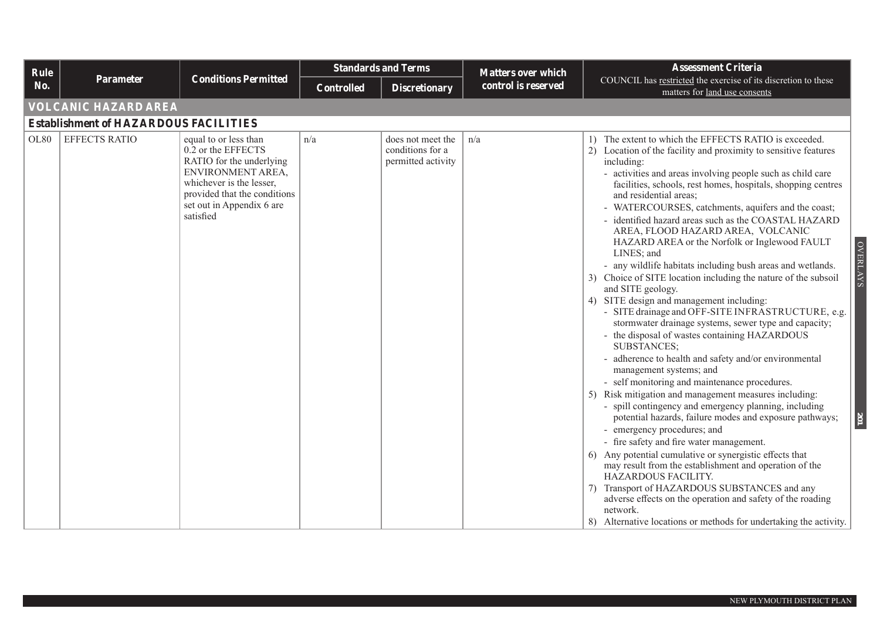| Rule No. | Parameter | Conditions Permitted | Standards and Terms | | Matters over which control is reserved | Assessment Criteria<br>COUNCIL has restricted the exercise of its discretion to these matters for land use consents |
|---|---|---|---|---|---|---|
| | | | Controlled | Discretionary | | |
| **VOLCANIC HAZARD AREA** | | | | | | |
| **Establishment of HAZARDOUS FACILITIES** | | | | | | |
| OL80 | EFFECTS RATIO | equal to or less than 0.2 or the EFFECTS RATIO for the underlying ENVIRONMENT AREA, whichever is the lesser, provided that the conditions set out in Appendix 6 are satisfied | n/a | does not meet the conditions for a permitted activity | n/a | 1) The extent to which the EFFECTS RATIO is exceeded.<br>2) Location of the facility and proximity to sensitive features including:<br>- activities and areas involving people such as child care facilities, schools, rest homes, hospitals, shopping centres and residential areas;<br>- WATERCOURSES, catchments, aquifers and the coast;<br>- identified hazard areas such as the COASTAL HAZARD AREA, FLOOD HAZARD AREA, VOLCANIC HAZARD AREA or the Norfolk or Inglewood FAULT LINES; and<br>- any wildlife habitats including bush areas and wetlands.<br>3) Choice of SITE location including the nature of the subsoil and SITE geology.<br>4) SITE design and management including:<br>- SITE drainage and OFF-SITE INFRASTRUCTURE, e.g. stormwater drainage systems, sewer type and capacity;<br>- the disposal of wastes containing HAZARDOUS SUBSTANCES;<br>- adherence to health and safety and/or environmental management systems; and<br>- self monitoring and maintenance procedures.<br>5) Risk mitigation and management measures including:<br>- spill contingency and emergency planning, including potential hazards, failure modes and exposure pathways;<br>- emergency procedures; and<br>- fire safety and fire water management.<br>6) Any potential cumulative or synergistic effects that may result from the establishment and operation of the HAZARDOUS FACILITY.<br>7) Transport of HAZARDOUS SUBSTANCES and any adverse effects on the operation and safety of the roading network.<br>8) Alternative locations or methods for undertaking the activity. |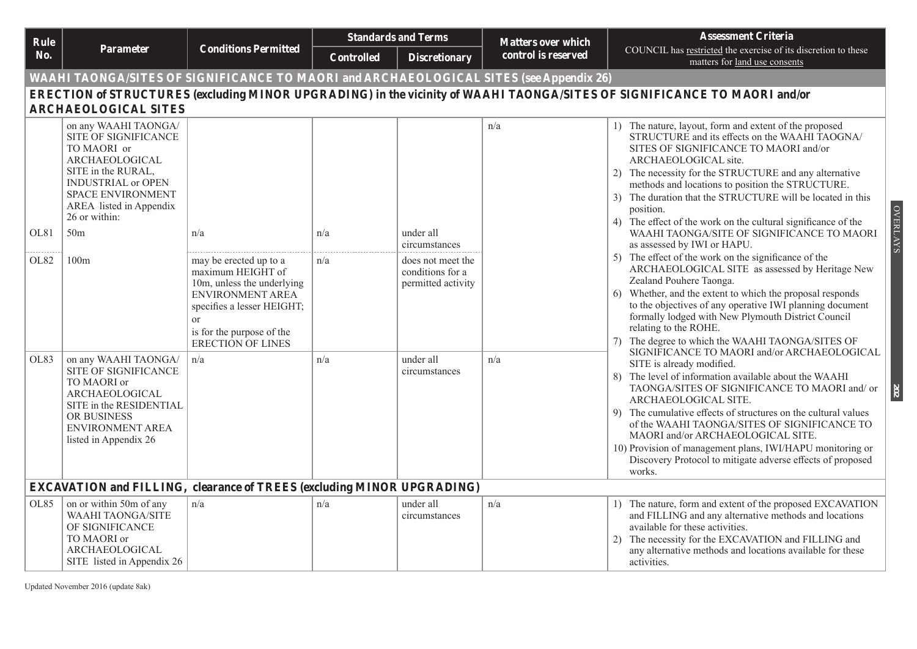| Rule No. | Parameter | Conditions Permitted | Standards and Terms | | Matters over which control is reserved | Assessment Criteria COUNCIL has restricted the exercise of its discretion to these matters for land use consents |
|---|---|---|---|---|---|---|
| | | | Controlled | Discretionary | | |
| **WAAHI TAONGA/SITES OF SIGNIFICANCE TO MAORI and ARCHAEOLOGICAL SITES (see Appendix 26)** | | | | | | |
| **ERECTION of STRUCTURES (excluding MINOR UPGRADING) in the vicinity of WAAHI TAONGA/SITES OF SIGNIFICANCE TO MAORI and/or ARCHAEOLOGICAL SITES** | | | | | | |
| | on any WAAHI TAONGA/ SITE OF SIGNIFICANCE TO MAORI or ARCHAEOLOGICAL SITE in the RURAL, INDUSTRIAL or OPEN SPACE ENVIRONMENT AREA listed in Appendix 26 or within: | | | | n/a | 1) The nature, layout, form and extent of the proposed STRUCTURE and its effects on the WAAHI TAOGNA/ SITES OF SIGNIFICANCE TO MAORI and/or ARCHAEOLOGICAL site.<br>2) The necessity for the STRUCTURE and any alternative methods and locations to position the STRUCTURE.<br>3) The duration that the STRUCTURE will be located in this position.<br>4) The effect of the work on the cultural significance of the WAAHI TAONGA/SITE OF SIGNIFICANCE TO MAORI as assessed by IWI or HAPU.<br>5) The effect of the work on the significance of the ARCHAEOLOGICAL SITE as assessed by Heritage New Zealand Pouhere Taonga.<br>6) Whether, and the extent to which the proposal responds to the objectives of any operative IWI planning document formally lodged with New Plymouth District Council relating to the ROHE.<br>7) The degree to which the WAAHI TAONGA/SITES OF SIGNIFICANCE TO MAORI and/or ARCHAEOLOGICAL SITE is already modified.<br>8) The level of information available about the WAAHI TAONGA/SITES OF SIGNIFICANCE TO MAORI and/ or ARCHAEOLOGICAL SITE.<br>9) The cumulative effects of structures on the cultural values of the WAAHI TAONGA/SITES OF SIGNIFICANCE TO MAORI and/or ARCHAEOLOGICAL SITE.<br>10) Provision of management plans, IWI/HAPU monitoring or Discovery Protocol to mitigate adverse effects of proposed works. |
| OL81 | 50m | n/a | n/a | under all circumstances | | |
| OL82 | 100m | may be erected up to a maximum HEIGHT of 10m, unless the underlying ENVIRONMENT AREA specifies a lesser HEIGHT; or is for the purpose of the ERECTION OF LINES | n/a | does not meet the conditions for a permitted activity | | |
| OL83 | on any WAAHI TAONGA/ SITE OF SIGNIFICANCE TO MAORI or ARCHAEOLOGICAL SITE in the RESIDENTIAL OR BUSINESS ENVIRONMENT AREA listed in Appendix 26 | n/a | n/a | under all circumstances | n/a | |
| **EXCAVATION and FILLING, clearance of TREES (excluding MINOR UPGRADING)** | | | | | | |
| OL85 | on or within 50m of any WAAHI TAONGA/SITE OF SIGNIFICANCE TO MAORI or ARCHAEOLOGICAL SITE listed in Appendix 26 | n/a | n/a | under all circumstances | n/a | 1) The nature, form and extent of the proposed EXCAVATION and FILLING and any alternative methods and locations available for these activities.<br>2) The necessity for the EXCAVATION and FILLING and any alternative methods and locations available for these activities. |

Updated November 2016 (update 8ak)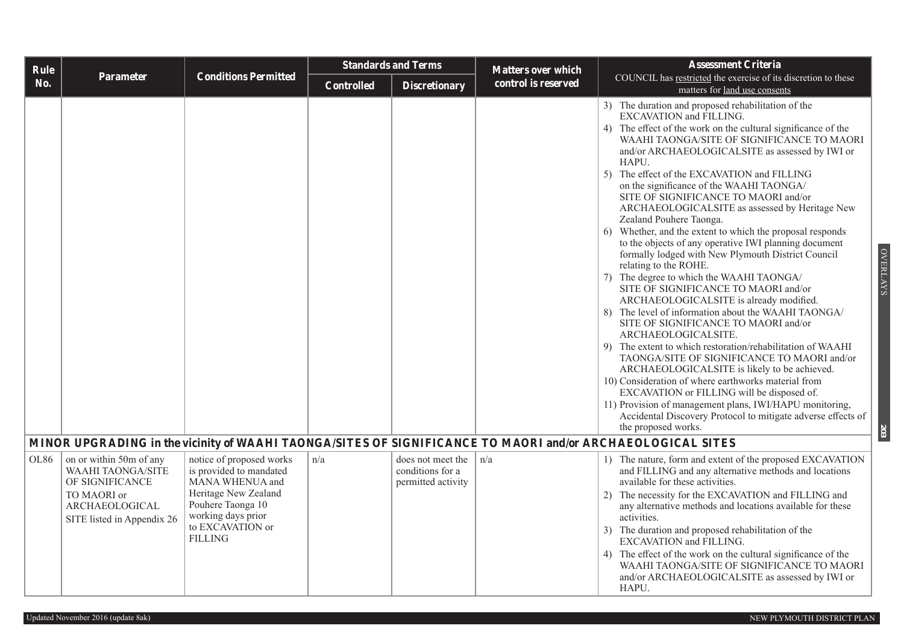| Rule No. | Parameter | Conditions Permitted | Standards and Terms | | Matters over which control is reserved | Assessment Criteria COUNCIL has restricted the exercise of its discretion to these matters for land use consents |
|---|---|---|---|---|---|---|
| | | | Controlled | Discretionary | | |
| | | | | | | 3) The duration and proposed rehabilitation of the EXCAVATION and FILLING.<br>4) The effect of the work on the cultural significance of the WAAHI TAONGA/SITE OF SIGNIFICANCE TO MAORI and/or ARCHAEOLOGICALSITE as assessed by IWI or HAPU.<br>5) The effect of the EXCAVATION and FILLING on the significance of the WAAHI TAONGA/ SITE OF SIGNIFICANCE TO MAORI and/or ARCHAEOLOGICALSITE as assessed by Heritage New Zealand Pouhere Taonga.<br>6) Whether, and the extent to which the proposal responds to the objects of any operative IWI planning document formally lodged with New Plymouth District Council relating to the ROHE.<br>7) The degree to which the WAAHI TAONGA/ SITE OF SIGNIFICANCE TO MAORI and/or ARCHAEOLOGICALSITE is already modified.<br>8) The level of information about the WAAHI TAONGA/ SITE OF SIGNIFICANCE TO MAORI and/or ARCHAEOLOGICALSITE.<br>9) The extent to which restoration/rehabilitation of WAAHI TAONGA/SITE OF SIGNIFICANCE TO MAORI and/or ARCHAEOLOGICALSITE is likely to be achieved.<br>10) Consideration of where earthworks material from EXCAVATION or FILLING will be disposed of.<br>11) Provision of management plans, IWI/HAPU monitoring, Accidental Discovery Protocol to mitigate adverse effects of the proposed works. |
| **MINOR UPGRADING in the vicinity of WAAHI TAONGA/SITES OF SIGNIFICANCE TO MAORI and/or ARCHAEOLOGICAL SITES** | | | | | | |
| OL86 | on or within 50m of any WAAHI TAONGA/SITE OF SIGNIFICANCE TO MAORI or ARCHAEOLOGICAL SITE listed in Appendix 26 | notice of proposed works is provided to mandated MANA WHENUA and Heritage New Zealand Pouhere Taonga 10 working days prior to EXCAVATION or FILLING | n/a | does not meet the conditions for a permitted activity | n/a | 1) The nature, form and extent of the proposed EXCAVATION and FILLING and any alternative methods and locations available for these activities.<br>2) The necessity for the EXCAVATION and FILLING and any alternative methods and locations available for these activities.<br>3) The duration and proposed rehabilitation of the EXCAVATION and FILLING.<br>4) The effect of the work on the cultural significance of the WAAHI TAONGA/SITE OF SIGNIFICANCE TO MAORI and/or ARCHAEOLOGICALSITE as assessed by IWI or HAPU. |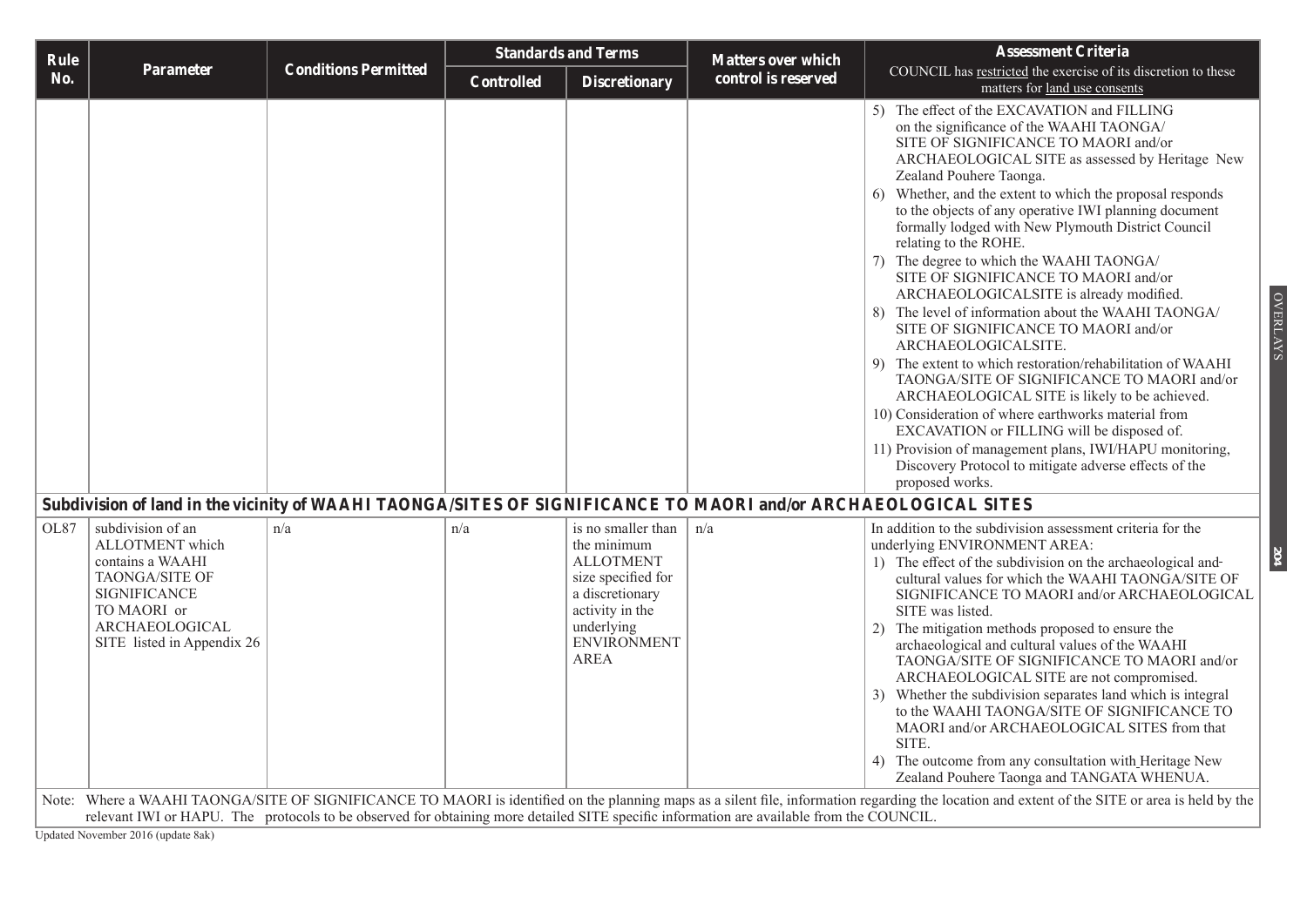| Rule No. | Parameter | Conditions Permitted | Standards and Terms | | Matters over which control is reserved | Assessment Criteria COUNCIL has restricted the exercise of its discretion to these matters for land use consents |
|---|---|---|---|---|---|---|
| | | | Controlled | Discretionary | | |
| | | | | | | 5) The effect of the EXCAVATION and FILLING on the significance of the WAAHI TAONGA/ SITE OF SIGNIFICANCE TO MAORI and/or ARCHAEOLOGICAL SITE as assessed by Heritage New Zealand Pouhere Taonga.<br>6) Whether, and the extent to which the proposal responds to the objects of any operative IWI planning document formally lodged with New Plymouth District Council relating to the ROHE.<br>7) The degree to which the WAAHI TAONGA/ SITE OF SIGNIFICANCE TO MAORI and/or ARCHAEOLOGICALSITE is already modified.<br>8) The level of information about the WAAHI TAONGA/ SITE OF SIGNIFICANCE TO MAORI and/or ARCHAEOLOGICALSITE.<br>9) The extent to which restoration/rehabilitation of WAAHI TAONGA/SITE OF SIGNIFICANCE TO MAORI and/or ARCHAEOLOGICAL SITE is likely to be achieved.<br>10) Consideration of where earthworks material from EXCAVATION or FILLING will be disposed of.<br>11) Provision of management plans, IWI/HAPU monitoring, Discovery Protocol to mitigate adverse effects of the proposed works. |
| **Subdivision of land in the vicinity of WAAHI TAONGA/SITES OF SIGNIFICANCE TO MAORI and/or ARCHAEOLOGICAL SITES** | | | | | | |
| OL87 | subdivision of an ALLOTMENT which contains a WAAHI TAONGA/SITE OF SIGNIFICANCE TO MAORI or ARCHAEOLOGICAL SITE listed in Appendix 26 | n/a | n/a | is no smaller than the minimum ALLOTMENT size specified for a discretionary activity in the underlying ENVIRONMENT AREA | n/a | In addition to the subdivision assessment criteria for the underlying ENVIRONMENT AREA:<br>1) The effect of the subdivision on the archaeological and cultural values for which the WAAHI TAONGA/SITE OF SIGNIFICANCE TO MAORI and/or ARCHAEOLOGICAL SITE was listed.<br>2) The mitigation methods proposed to ensure the archaeological and cultural values of the WAAHI TAONGA/SITE OF SIGNIFICANCE TO MAORI and/or ARCHAEOLOGICAL SITE are not compromised.<br>3) Whether the subdivision separates land which is integral to the WAAHI TAONGA/SITE OF SIGNIFICANCE TO MAORI and/or ARCHAEOLOGICAL SITES from that SITE.<br>4) The outcome from any consultation with Heritage New Zealand Pouhere Taonga and TANGATA WHENUA. |

Note: Where a WAAHI TAONGA/SITE OF SIGNIFICANCE TO MAORI is identified on the planning maps as a silent file, information regarding the location and extent of the SITE or area is held by the relevant IWI or HAPU. The protocols to be observed for obtaining more detailed SITE specific information are available from the COUNCIL.

Updated November 2016 (update 8ak)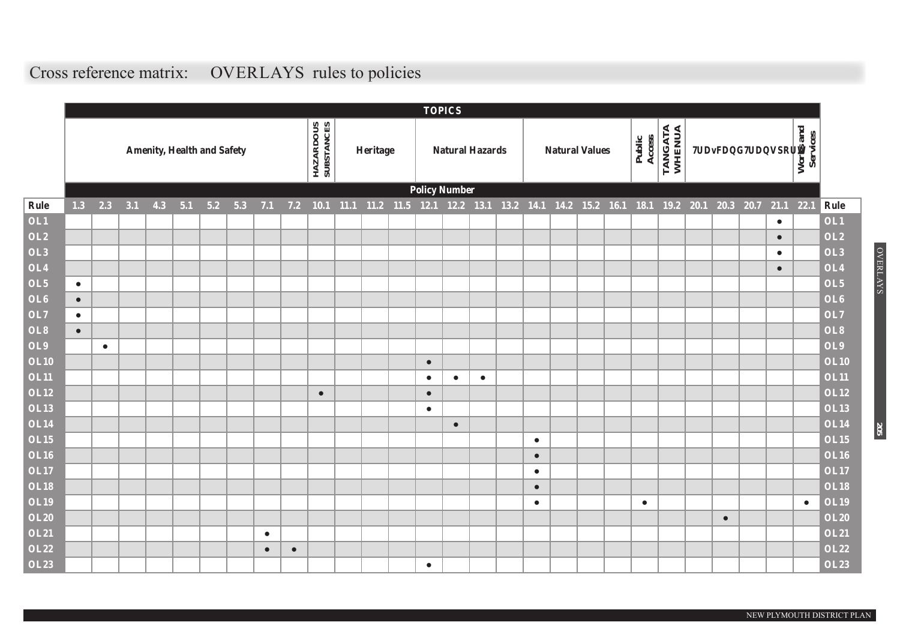# Cross reference matrix: OVERLAYS rules to policies

**TOPICS**

| | Amenity, Health and Safety | | | | | | | | | Hazardous Substances | Heritage | | | Natural Hazards | | | | Natural Values | | | | Public Access | Tangata Whenua | Traffic and Transport | | | | Works and Services | |
|---|---|---|---|---|---|---|---|---|---|---|---|---|---|---|---|---|---|---|---|---|---|---|---|---|---|---|---|---|---|
| | **Policy Number** | | | | | | | | | | | | | | | | | | | | | | | | | | | | |
| **Rule** | **1.3** | **2.3** | **3.1** | **4.3** | **5.1** | **5.2** | **5.3** | **7.1** | **7.2** | **10.1** | **11.1** | **11.2** | **11.5** | **12.1** | **12.2** | **13.1** | **13.2** | **14.1** | **14.2** | **15.2** | **16.1** | **18.1** | **19.2** | **20.1** | **20.3** | **20.7** | **21.1** | **22.1** | **Rule** |
| OL1 | | | | | | | | | | | | | | | | | | | | | | | | | | | • | | OL1 |
| OL2 | | | | | | | | | | | | | | | | | | | | | | | | | | | • | | OL2 |
| OL3 | | | | | | | | | | | | | | | | | | | | | | | | | | | • | | OL3 |
| OL4 | | | | | | | | | | | | | | | | | | | | | | | | | | | • | | OL4 |
| OL5 | • | | | | | | | | | | | | | | | | | | | | | | | | | | | | OL5 |
| OL6 | • | | | | | | | | | | | | | | | | | | | | | | | | | | | | OL6 |
| OL7 | • | | | | | | | | | | | | | | | | | | | | | | | | | | | | OL7 |
| OL8 | • | | | | | | | | | | | | | | | | | | | | | | | | | | | | OL8 |
| OL9 | | • | | | | | | | | | | | | | | | | | | | | | | | | | | | OL9 |
| OL10 | | | | | | | | | | | | | | • | | | | | | | | | | | | | | | OL10 |
| OL11 | | | | | | | | | | | | | | • | • | • | | | | | | | | | | | | | OL11 |
| OL12 | | | | | | | | | | • | | | | • | | | | | | | | | | | | | | | OL12 |
| OL13 | | | | | | | | | | | | | | • | | | | | | | | | | | | | | | OL13 |
| OL14 | | | | | | | | | | | | | | | • | | | | | | | | | | | | | | OL14 |
| OL15 | | | | | | | | | | | | | | | | | | • | | | | | | | | | | | OL15 |
| OL16 | | | | | | | | | | | | | | | | | | • | | | | | | | | | | | OL16 |
| OL17 | | | | | | | | | | | | | | | | | | • | | | | | | | | | | | OL17 |
| OL18 | | | | | | | | | | | | | | | | | | • | | | | | | | | | | | OL18 |
| OL19 | | | | | | | | | | | | | | | | | | • | | | | • | | | | | | • | OL19 |
| OL20 | | | | | | | | | | | | | | | | | | | | | | | | | • | | | | OL20 |
| OL21 | | | | | | | | • | | | | | | | | | | | | | | | | | | | | | OL21 |
| OL22 | | | | | | | | • | • | | | | | | | | | | | | | | | | | | | | OL22 |
| OL23 | | | | | | | | | | | | | | • | | | | | | | | | | | | | | | OL23 |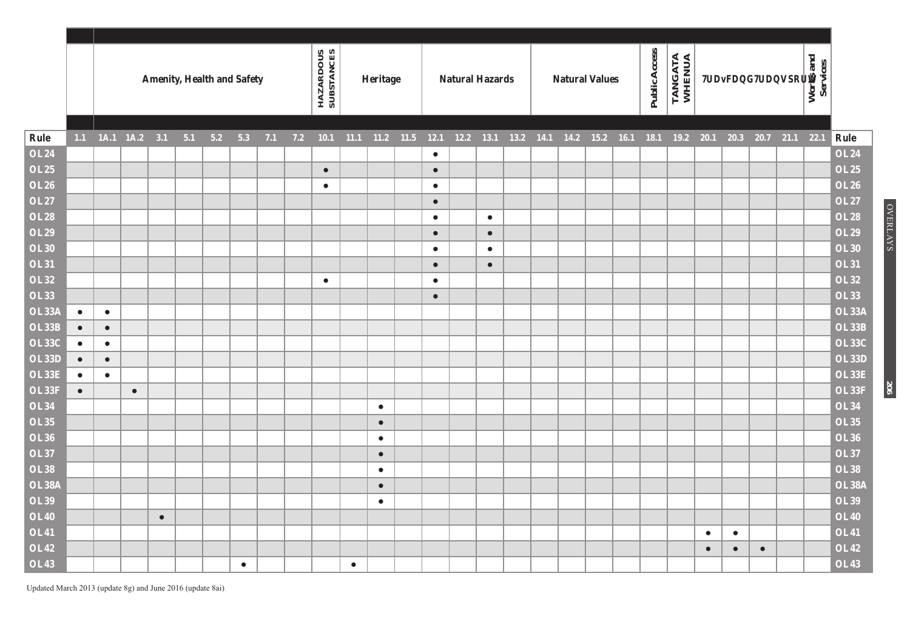| | | Amenity, Health and Safety | | | | | | | | HAZARDOUS SUBSTANCES | Heritage | | | Natural Hazards | | | | Natural Values | | | | Public Access | TANGATA WHENUA | 7UDvFDQG7UDQVSRUW | | | | Works and Services | |
|---|---|---|---|---|---|---|---|---|---|---|---|---|---|---|---|---|---|---|---|---|---|---|---|---|---|---|---|---|---|
| **Rule** | **1.1** | **1A.1** | **1A.2** | **3.1** | **5.1** | **5.2** | **5.3** | **7.1** | **7.2** | **10.1** | **11.1** | **11.2** | **11.5** | **12.1** | **12.2** | **13.1** | **13.2** | **14.1** | **14.2** | **15.2** | **16.1** | **18.1** | **19.2** | **20.1** | **20.3** | **20.7** | **21.1** | **22.1** | **Rule** |
| OL 24 | | | | | | | | | | | | | | ● | | | | | | | | | | | | | | | OL 24 |
| OL 25 | | | | | | | | | | ● | | | | ● | | | | | | | | | | | | | | | OL 25 |
| OL 26 | | | | | | | | | | ● | | | | ● | | | | | | | | | | | | | | | OL 26 |
| OL 27 | | | | | | | | | | | | | | ● | | | | | | | | | | | | | | | OL 27 |
| OL 28 | | | | | | | | | | | | | | ● | | ● | | | | | | | | | | | | | OL 28 |
| OL 29 | | | | | | | | | | | | | | ● | | ● | | | | | | | | | | | | | OL 29 |
| OL 30 | | | | | | | | | | | | | | ● | | ● | | | | | | | | | | | | | OL 30 |
| OL 31 | | | | | | | | | | | | | | ● | | ● | | | | | | | | | | | | | OL 31 |
| OL 32 | | | | | | | | | | ● | | | | ● | | | | | | | | | | | | | | | OL 32 |
| OL 33 | | | | | | | | | | | | | | ● | | | | | | | | | | | | | | | OL 33 |
| OL 33A | ● | ● | | | | | | | | | | | | | | | | | | | | | | | | | | | OL 33A |
| OL 33B | ● | ● | | | | | | | | | | | | | | | | | | | | | | | | | | | OL 33B |
| OL 33C | ● | ● | | | | | | | | | | | | | | | | | | | | | | | | | | | OL 33C |
| OL 33D | ● | ● | | | | | | | | | | | | | | | | | | | | | | | | | | | OL 33D |
| OL 33E | ● | ● | | | | | | | | | | | | | | | | | | | | | | | | | | | OL 33E |
| OL 33F | ● | | ● | | | | | | | | | | | | | | | | | | | | | | | | | | OL 33F |
| OL 34 | | | | | | | | | | | | ● | | | | | | | | | | | | | | | | | OL 34 |
| OL 35 | | | | | | | | | | | | ● | | | | | | | | | | | | | | | | | OL 35 |
| OL 36 | | | | | | | | | | | | ● | | | | | | | | | | | | | | | | | OL 36 |
| OL 37 | | | | | | | | | | | | ● | | | | | | | | | | | | | | | | | OL 37 |
| OL 38 | | | | | | | | | | | | ● | | | | | | | | | | | | | | | | | OL 38 |
| OL 38A | | | | | | | | | | | | ● | | | | | | | | | | | | | | | | | OL 38A |
| OL 39 | | | | | | | | | | | | ● | | | | | | | | | | | | | | | | | OL 39 |
| OL 40 | | | | ● | | | | | | | | | | | | | | | | | | | | | | | | | OL 40 |
| OL 41 | | | | | | | | | | | | | | | | | | | | | | | | ● | ● | | | | OL 41 |
| OL 42 | | | | | | | | | | | | | | | | | | | | | | | | ● | ● | ● | | | OL 42 |
| OL 43 | | | | | | | ● | | | | ● | | | | | | | | | | | | | | | | | | OL 43 |

Updated March 2013 (update 8g) and June 2016 (update 8ai)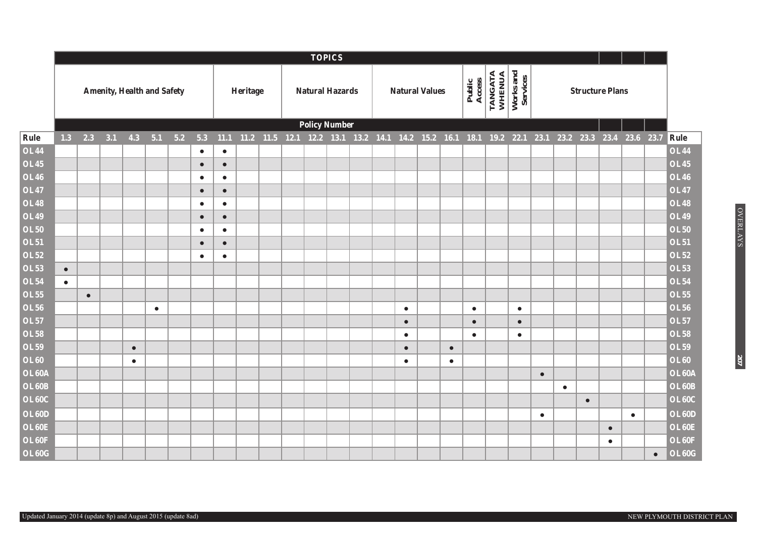| | TOPICS | | | | | | | | | | | | | | | | | | | | | | | | | | | |
|---|---|---|---|---|---|---|---|---|---|---|---|---|---|---|---|---|---|---|---|---|---|---|---|---|---|---|---|---|
| | Amenity, Health and Safety | | | | | | | Heritage | | | Natural Hazards | | | | Natural Values | | | | Public Access | TANGATA WHENUA | Works and Services | Structure Plans | | | | | | |
| | Policy Number | | | | | | | | | | | | | | | | | | | | | | | | | | | |
| Rule | 1.3 | 2.3 | 3.1 | 4.3 | 5.1 | 5.2 | 5.3 | 11.1 | 11.2 | 11.5 | 12.1 | 12.2 | 13.1 | 13.2 | 14.1 | 14.2 | 15.2 | 16.1 | 18.1 | 19.2 | 22.1 | 23.1 | 23.2 | 23.3 | 23.4 | 23.6 | 23.7 | Rule |
| OL 44 | | | | | | | • | • | | | | | | | | | | | | | | | | | | | | OL 44 |
| OL 45 | | | | | | | • | • | | | | | | | | | | | | | | | | | | | | OL 45 |
| OL 46 | | | | | | | • | • | | | | | | | | | | | | | | | | | | | | OL 46 |
| OL 47 | | | | | | | • | • | | | | | | | | | | | | | | | | | | | | OL 47 |
| OL 48 | | | | | | | • | • | | | | | | | | | | | | | | | | | | | | OL 48 |
| OL 49 | | | | | | | • | • | | | | | | | | | | | | | | | | | | | | OL 49 |
| OL 50 | | | | | | | • | • | | | | | | | | | | | | | | | | | | | | OL 50 |
| OL 51 | | | | | | | • | • | | | | | | | | | | | | | | | | | | | | OL 51 |
| OL 52 | | | | | | | • | • | | | | | | | | | | | | | | | | | | | | OL 52 |
| OL 53 | • | | | | | | | | | | | | | | | | | | | | | | | | | | | OL 53 |
| OL 54 | • | | | | | | | | | | | | | | | | | | | | | | | | | | | OL 54 |
| OL 55 | | • | | | | | | | | | | | | | | | | | | | | | | | | | | OL 55 |
| OL 56 | | | | | • | | | | | | | | | | | • | | | • | | • | | | | | | | OL 56 |
| OL 57 | | | | | | | | | | | | | | | | • | | | • | | • | | | | | | | OL 57 |
| OL 58 | | | | | | | | | | | | | | | | • | | | • | | • | | | | | | | OL 58 |
| OL 59 | | | | • | | | | | | | | | | | | • | | • | | | | | | | | | | OL 59 |
| OL 60 | | | | • | | | | | | | | | | | | • | | • | | | | | | | | | | OL 60 |
| OL 60A | | | | | | | | | | | | | | | | | | | | | | • | | | | | | OL 60A |
| OL 60B | | | | | | | | | | | | | | | | | | | | | | | • | | | | | OL 60B |
| OL 60C | | | | | | | | | | | | | | | | | | | | | | | | • | | | | OL 60C |
| OL 60D | | | | | | | | | | | | | | | | | | | | | | • | | | | • | | OL 60D |
| OL 60E | | | | | | | | | | | | | | | | | | | | | | | | | • | | | OL 60E |
| OL 60F | | | | | | | | | | | | | | | | | | | | | | | | | • | | | OL 60F |
| OL 60G | | | | | | | | | | | | | | | | | | | | | | | | | | | • | OL 60G |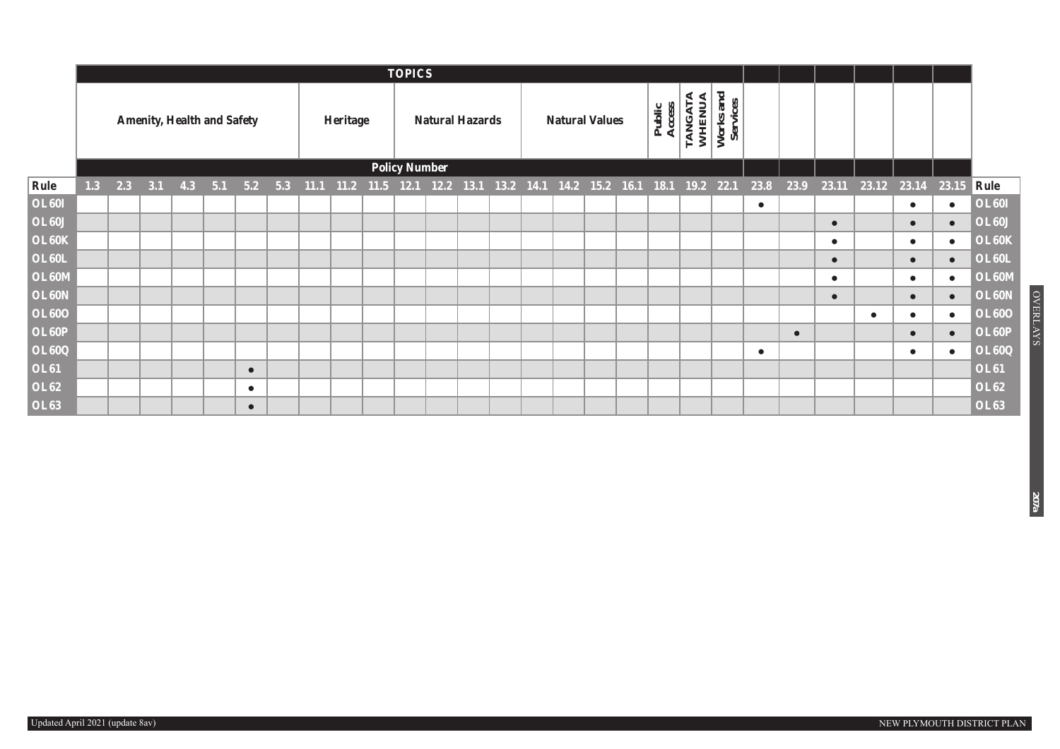| | TOPICS | | | | | | | | | | | | | | | | | | | | | | | | | | | | |
|---|---|---|---|---|---|---|---|---|---|---|---|---|---|---|---|---|---|---|---|---|---|---|---|---|---|---|---|---|---|
| | Amenity, Health and Safety | | | | | | | Heritage | | | Natural Hazards | | | | Natural Values | | | | Public Access | TANGATA WHENUA | Works and Services | | | | | | | |
| | Policy Number | | | | | | | | | | | | | | | | | | | | | | | | | | | | |
| Rule | 1.3 | 2.3 | 3.1 | 4.3 | 5.1 | 5.2 | 5.3 | 11.1 | 11.2 | 11.5 | 12.1 | 12.2 | 13.1 | 13.2 | 14.1 | 14.2 | 15.2 | 16.1 | 18.1 | 19.2 | 22.1 | 23.8 | 23.9 | 23.11 | 23.12 | 23.14 | 23.15 | Rule |
| OL 60I | | | | | | | | | | | | | | | | | | | | | | ● | | | | ● | ● | OL 60I |
| OL 60J | | | | | | | | | | | | | | | | | | | | | | | | ● | | ● | ● | OL 60J |
| OL 60K | | | | | | | | | | | | | | | | | | | | | | | | ● | | ● | ● | OL 60K |
| OL 60L | | | | | | | | | | | | | | | | | | | | | | | | ● | | ● | ● | OL 60L |
| OL 60M | | | | | | | | | | | | | | | | | | | | | | | | ● | | ● | ● | OL 60M |
| OL 60N | | | | | | | | | | | | | | | | | | | | | | | | ● | | ● | ● | OL 60N |
| OL 60O | | | | | | | | | | | | | | | | | | | | | | | | | ● | ● | ● | OL 60O |
| OL 60P | | | | | | | | | | | | | | | | | | | | | | | ● | | | ● | ● | OL 60P |
| OL 60Q | | | | | | | | | | | | | | | | | | | | | | ● | | | | ● | ● | OL 60Q |
| OL 61 | | | | | | ● | | | | | | | | | | | | | | | | | | | | | | OL 61 |
| OL 62 | | | | | | ● | | | | | | | | | | | | | | | | | | | | | | OL 62 |
| OL 63 | | | | | | ● | | | | | | | | | | | | | | | | | | | | | | OL 63 |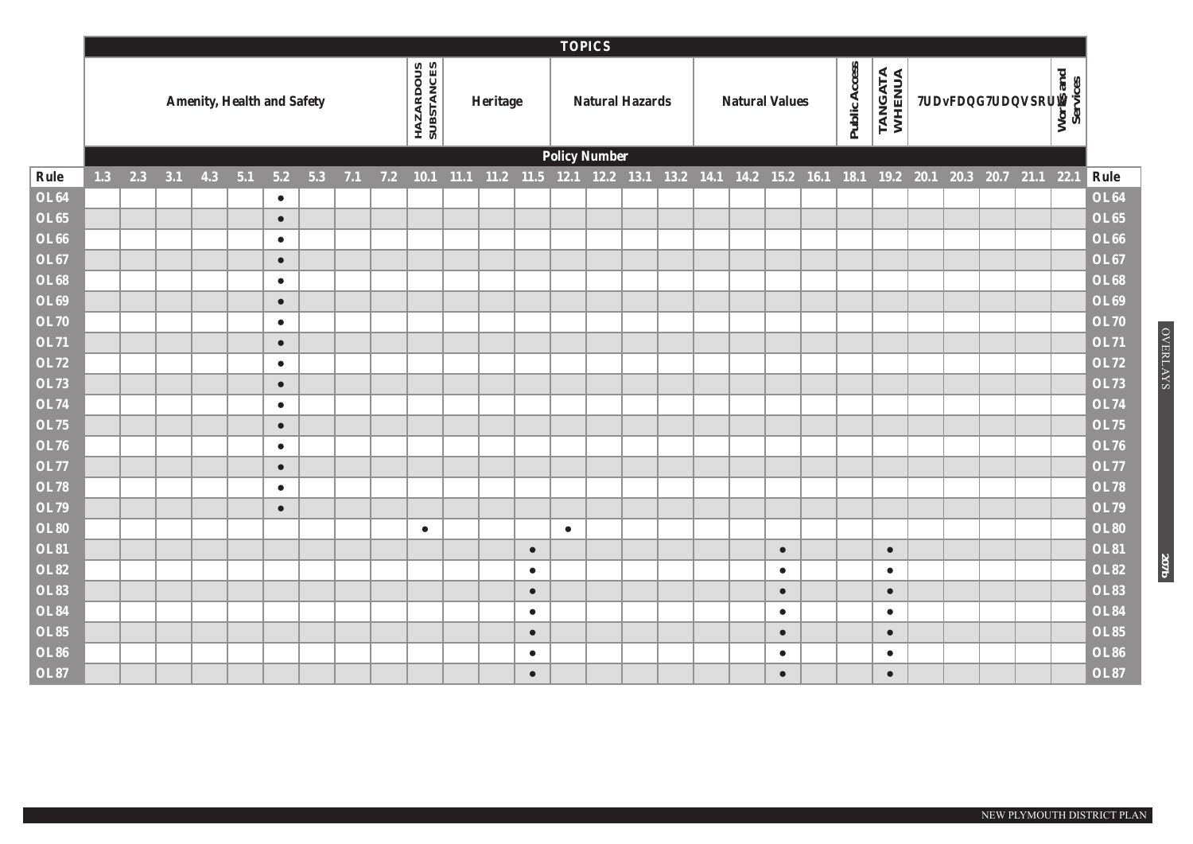| Rule | TOPICS | | | | | | | | | | | | | | | | | | | | | | | | | | | | Rule |
|---|---|---|---|---|---|---|---|---|---|---|---|---|---|---|---|---|---|---|---|---|---|---|---|---|---|---|---|---|---|
| | Amenity, Health and Safety | | | | | | | | | HAZARDOUS SUBSTANCES | Heritage | | | Natural Hazards | | | | Natural Values | | | | Public Access | TANGATA WHENUA | Traffic and Transport | | | | Works and Services | |
| | Policy Number | | | | | | | | | | | | | | | | | | | | | | | | | | | | |
| Rule | 1.3 | 2.3 | 3.1 | 4.3 | 5.1 | 5.2 | 5.3 | 7.1 | 7.2 | 10.1 | 11.1 | 11.2 | 11.5 | 12.1 | 12.2 | 13.1 | 13.2 | 14.1 | 14.2 | 15.2 | 16.1 | 18.1 | 19.2 | 20.1 | 20.3 | 20.7 | 21.1 | 22.1 | Rule |
| OL 64 | | | | | | ● | | | | | | | | | | | | | | | | | | | | | | | OL 64 |
| OL 65 | | | | | | ● | | | | | | | | | | | | | | | | | | | | | | | OL 65 |
| OL 66 | | | | | | ● | | | | | | | | | | | | | | | | | | | | | | | OL 66 |
| OL 67 | | | | | | ● | | | | | | | | | | | | | | | | | | | | | | | OL 67 |
| OL 68 | | | | | | ● | | | | | | | | | | | | | | | | | | | | | | | OL 68 |
| OL 69 | | | | | | ● | | | | | | | | | | | | | | | | | | | | | | | OL 69 |
| OL 70 | | | | | | ● | | | | | | | | | | | | | | | | | | | | | | | OL 70 |
| OL 71 | | | | | | ● | | | | | | | | | | | | | | | | | | | | | | | OL 71 |
| OL 72 | | | | | | ● | | | | | | | | | | | | | | | | | | | | | | | OL 72 |
| OL 73 | | | | | | ● | | | | | | | | | | | | | | | | | | | | | | | OL 73 |
| OL 74 | | | | | | ● | | | | | | | | | | | | | | | | | | | | | | | OL 74 |
| OL 75 | | | | | | ● | | | | | | | | | | | | | | | | | | | | | | | OL 75 |
| OL 76 | | | | | | ● | | | | | | | | | | | | | | | | | | | | | | | OL 76 |
| OL 77 | | | | | | ● | | | | | | | | | | | | | | | | | | | | | | | OL 77 |
| OL 78 | | | | | | ● | | | | | | | | | | | | | | | | | | | | | | | OL 78 |
| OL 79 | | | | | | ● | | | | | | | | | | | | | | | | | | | | | | | OL 79 |
| OL 80 | | | | | | | | | | ● | | | | ● | | | | | | | | | | | | | | | OL 80 |
| OL 81 | | | | | | | | | | | | | ● | | | | | | | ● | | | ● | | | | | | OL 81 |
| OL 82 | | | | | | | | | | | | | ● | | | | | | | ● | | | ● | | | | | | OL 82 |
| OL 83 | | | | | | | | | | | | | ● | | | | | | | ● | | | ● | | | | | | OL 83 |
| OL 84 | | | | | | | | | | | | | ● | | | | | | | ● | | | ● | | | | | | OL 84 |
| OL 85 | | | | | | | | | | | | | ● | | | | | | | ● | | | ● | | | | | | OL 85 |
| OL 86 | | | | | | | | | | | | | ● | | | | | | | ● | | | ● | | | | | | OL 86 |
| OL 87 | | | | | | | | | | | | | ● | | | | | | | ● | | | ● | | | | | | OL 87 |